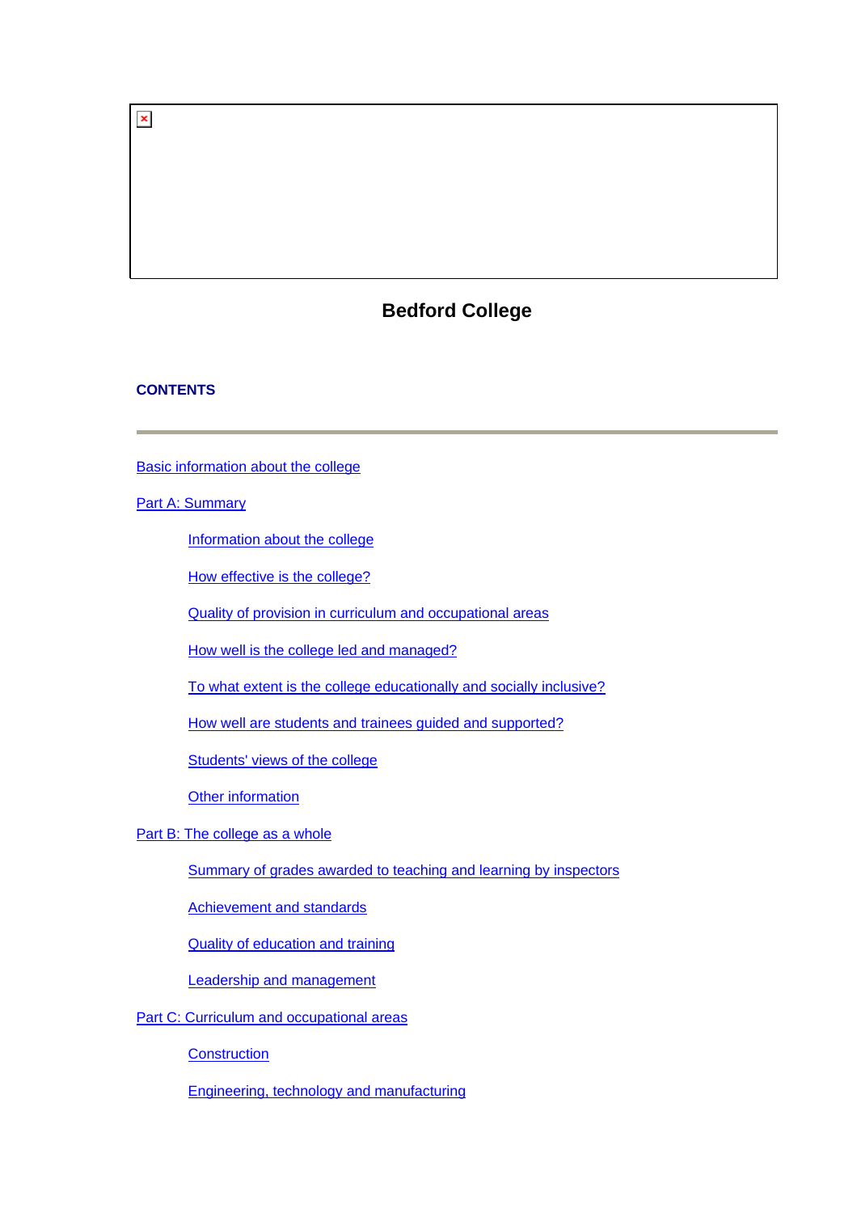# Bedford College

**CONTENTS**

---

Basic information about the college

Part A: Summary

- Information about the college
- How effective is the college?
- Quality of provision in curriculum and occupational areas
- How well is the college led and managed?
- To what extent is the college educationally and socially inclusive?
- How well are students and trainees guided and supported?
- Students' views of the college
- Other information

Part B: The college as a whole

- Summary of grades awarded to teaching and learning by inspectors
- Achievement and standards
- Quality of education and training
- Leadership and management

Part C: Curriculum and occupational areas

- Construction
- Engineering, technology and manufacturing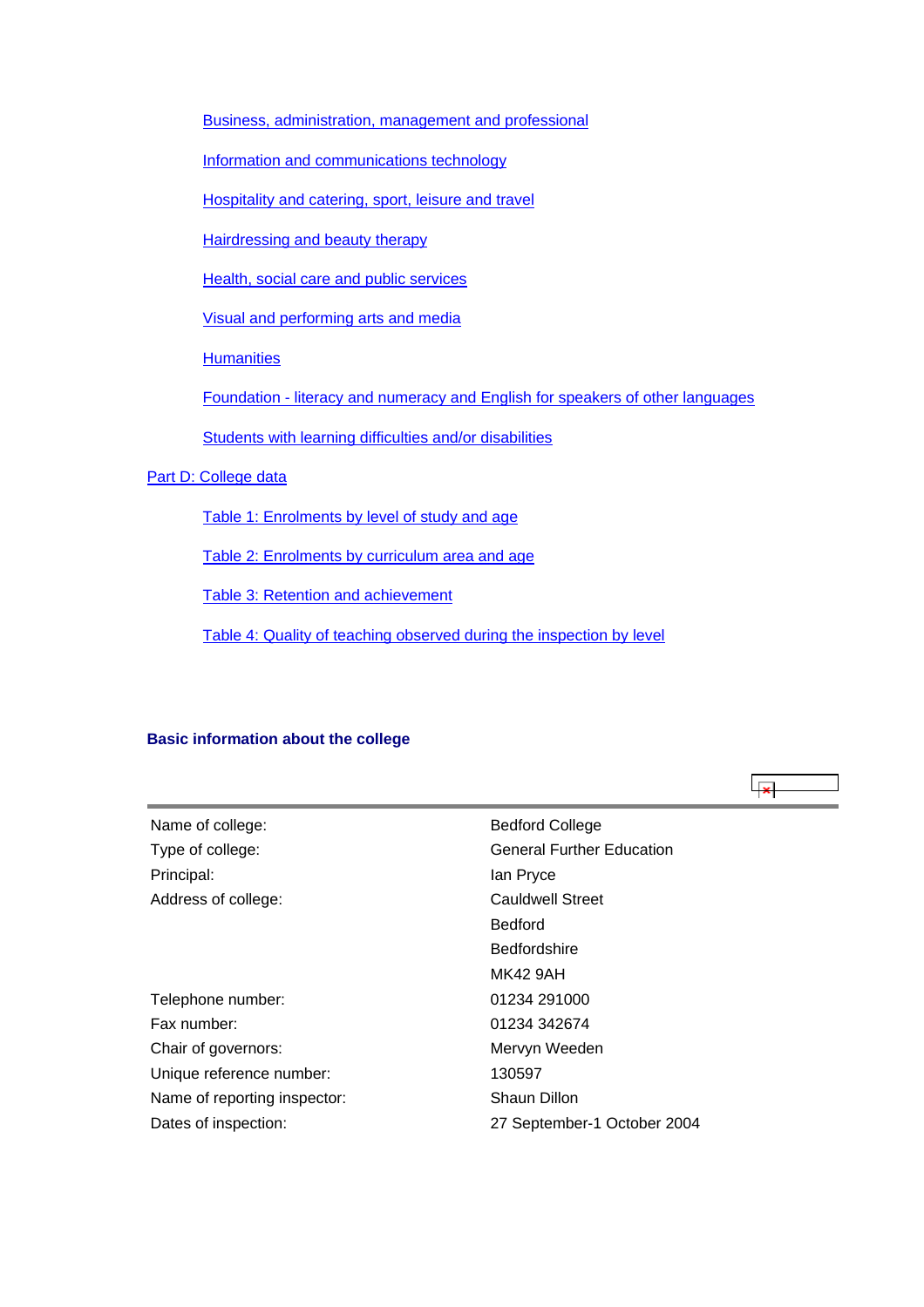- Business, administration, management and professional
- Information and communications technology
- Hospitality and catering, sport, leisure and travel
- Hairdressing and beauty therapy
- Health, social care and public services
- Visual and performing arts and media
- Humanities
- Foundation - literacy and numeracy and English for speakers of other languages
- Students with learning difficulties and/or disabilities

Part D: College data

- Table 1: Enrolments by level of study and age
- Table 2: Enrolments by curriculum area and age
- Table 3: Retention and achievement
- Table 4: Quality of teaching observed during the inspection by level

## Basic information about the college

| | |
|---|---|
| Name of college: | Bedford College |
| Type of college: | General Further Education |
| Principal: | Ian Pryce |
| Address of college: | Cauldwell Street |
| | Bedford |
| | Bedfordshire |
| | MK42 9AH |
| Telephone number: | 01234 291000 |
| Fax number: | 01234 342674 |
| Chair of governors: | Mervyn Weeden |
| Unique reference number: | 130597 |
| Name of reporting inspector: | Shaun Dillon |
| Dates of inspection: | 27 September-1 October 2004 |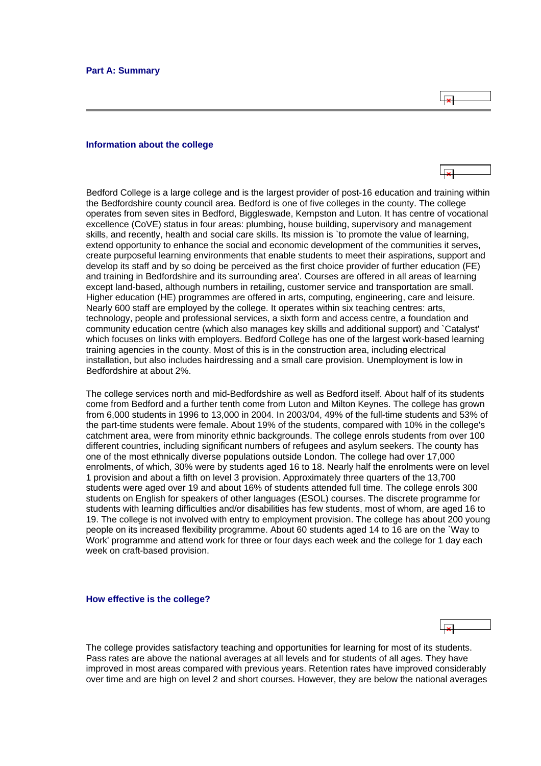## Part A: Summary

### Information about the college

Bedford College is a large college and is the largest provider of post-16 education and training within the Bedfordshire county council area. Bedford is one of five colleges in the county. The college operates from seven sites in Bedford, Biggleswade, Kempston and Luton. It has centre of vocational excellence (CoVE) status in four areas: plumbing, house building, supervisory and management skills, and recently, health and social care skills. Its mission is `to promote the value of learning, extend opportunity to enhance the social and economic development of the communities it serves, create purposeful learning environments that enable students to meet their aspirations, support and develop its staff and by so doing be perceived as the first choice provider of further education (FE) and training in Bedfordshire and its surrounding area'. Courses are offered in all areas of learning except land-based, although numbers in retailing, customer service and transportation are small. Higher education (HE) programmes are offered in arts, computing, engineering, care and leisure. Nearly 600 staff are employed by the college. It operates within six teaching centres: arts, technology, people and professional services, a sixth form and access centre, a foundation and community education centre (which also manages key skills and additional support) and `Catalyst' which focuses on links with employers. Bedford College has one of the largest work-based learning training agencies in the county. Most of this is in the construction area, including electrical installation, but also includes hairdressing and a small care provision. Unemployment is low in Bedfordshire at about 2%.

The college services north and mid-Bedfordshire as well as Bedford itself. About half of its students come from Bedford and a further tenth come from Luton and Milton Keynes. The college has grown from 6,000 students in 1996 to 13,000 in 2004. In 2003/04, 49% of the full-time students and 53% of the part-time students were female. About 19% of the students, compared with 10% in the college's catchment area, were from minority ethnic backgrounds. The college enrols students from over 100 different countries, including significant numbers of refugees and asylum seekers. The county has one of the most ethnically diverse populations outside London. The college had over 17,000 enrolments, of which, 30% were by students aged 16 to 18. Nearly half the enrolments were on level 1 provision and about a fifth on level 3 provision. Approximately three quarters of the 13,700 students were aged over 19 and about 16% of students attended full time. The college enrols 300 students on English for speakers of other languages (ESOL) courses. The discrete programme for students with learning difficulties and/or disabilities has few students, most of whom, are aged 16 to 19. The college is not involved with entry to employment provision. The college has about 200 young people on its increased flexibility programme. About 60 students aged 14 to 16 are on the `Way to Work' programme and attend work for three or four days each week and the college for 1 day each week on craft-based provision.

### How effective is the college?

The college provides satisfactory teaching and opportunities for learning for most of its students. Pass rates are above the national averages at all levels and for students of all ages. They have improved in most areas compared with previous years. Retention rates have improved considerably over time and are high on level 2 and short courses. However, they are below the national averages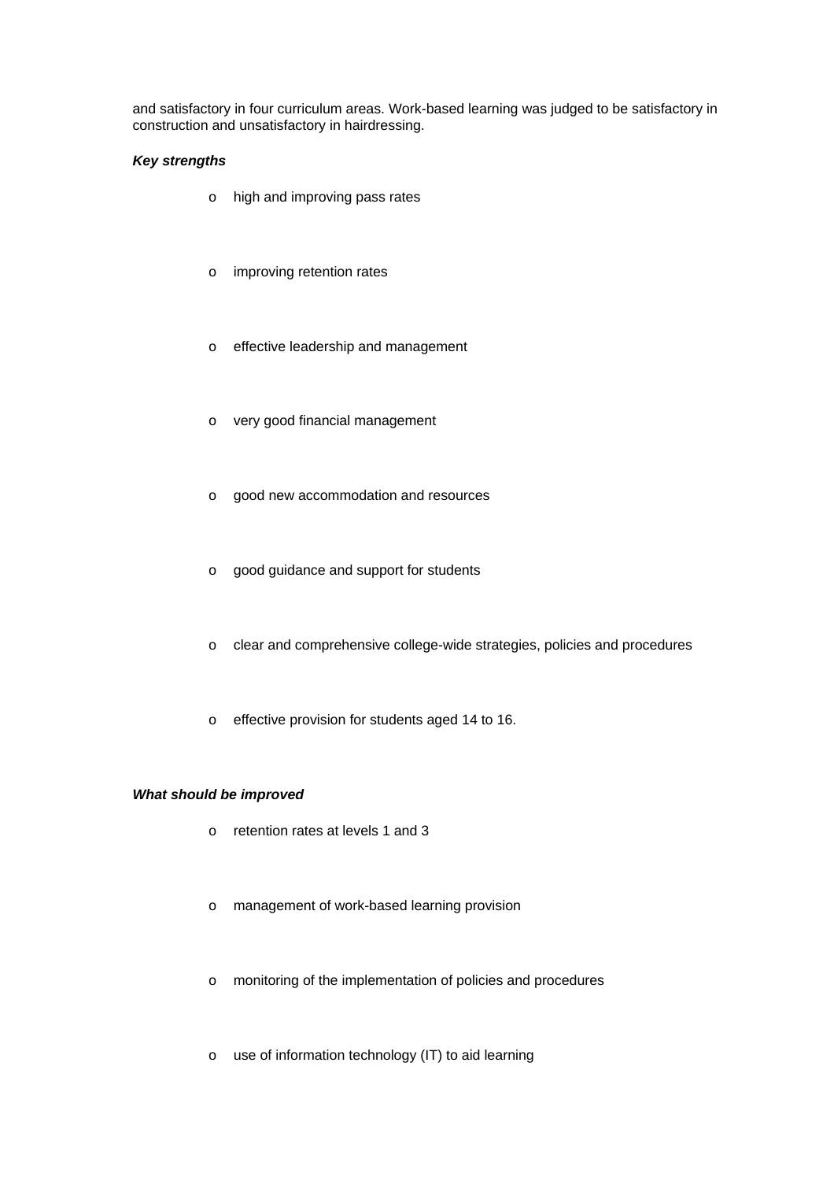and satisfactory in four curriculum areas. Work-based learning was judged to be satisfactory in construction and unsatisfactory in hairdressing.

***Key strengths***

- high and improving pass rates
- improving retention rates
- effective leadership and management
- very good financial management
- good new accommodation and resources
- good guidance and support for students
- clear and comprehensive college-wide strategies, policies and procedures
- effective provision for students aged 14 to 16.

***What should be improved***

- retention rates at levels 1 and 3
- management of work-based learning provision
- monitoring of the implementation of policies and procedures
- use of information technology (IT) to aid learning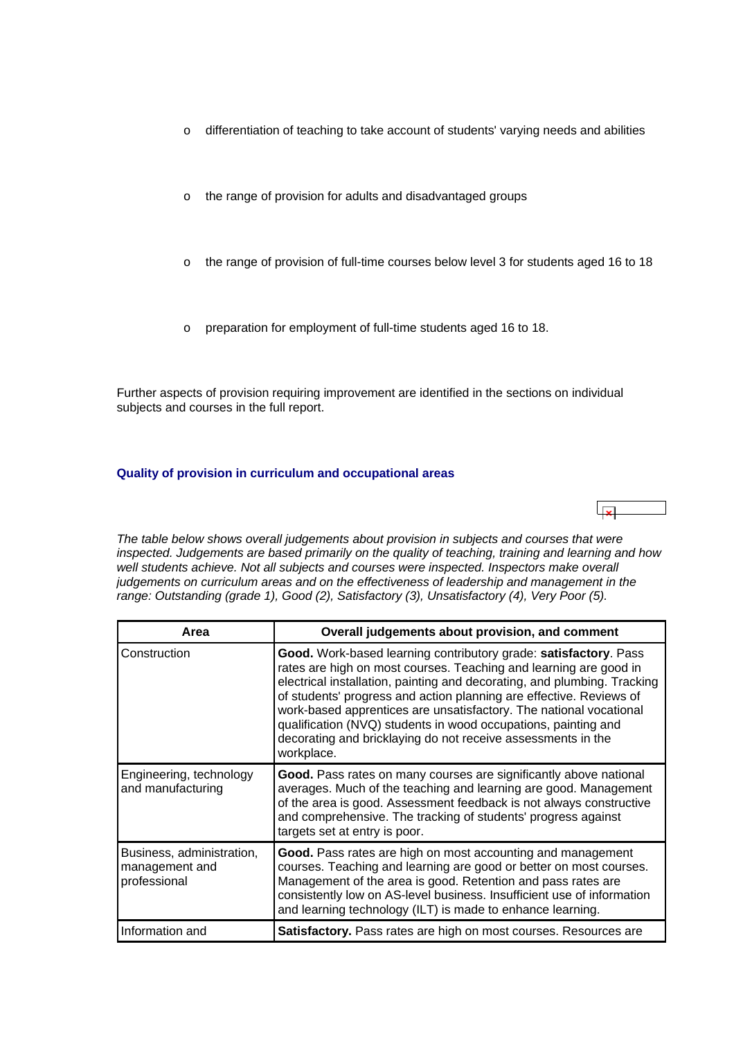- differentiation of teaching to take account of students' varying needs and abilities
- the range of provision for adults and disadvantaged groups
- the range of provision of full-time courses below level 3 for students aged 16 to 18
- preparation for employment of full-time students aged 16 to 18.

Further aspects of provision requiring improvement are identified in the sections on individual subjects and courses in the full report.

### Quality of provision in curriculum and occupational areas

*The table below shows overall judgements about provision in subjects and courses that were inspected. Judgements are based primarily on the quality of teaching, training and learning and how well students achieve. Not all subjects and courses were inspected. Inspectors make overall judgements on curriculum areas and on the effectiveness of leadership and management in the range: Outstanding (grade 1), Good (2), Satisfactory (3), Unsatisfactory (4), Very Poor (5).*

| Area | Overall judgements about provision, and comment |
|---|---|
| Construction | **Good.** Work-based learning contributory grade: **satisfactory**. Pass rates are high on most courses. Teaching and learning are good in electrical installation, painting and decorating, and plumbing. Tracking of students' progress and action planning are effective. Reviews of work-based apprentices are unsatisfactory. The national vocational qualification (NVQ) students in wood occupations, painting and decorating and bricklaying do not receive assessments in the workplace. |
| Engineering, technology and manufacturing | **Good.** Pass rates on many courses are significantly above national averages. Much of the teaching and learning are good. Management of the area is good. Assessment feedback is not always constructive and comprehensive. The tracking of students' progress against targets set at entry is poor. |
| Business, administration, management and professional | **Good.** Pass rates are high on most accounting and management courses. Teaching and learning are good or better on most courses. Management of the area is good. Retention and pass rates are consistently low on AS-level business. Insufficient use of information and learning technology (ILT) is made to enhance learning. |
| Information and | **Satisfactory.** Pass rates are high on most courses. Resources are |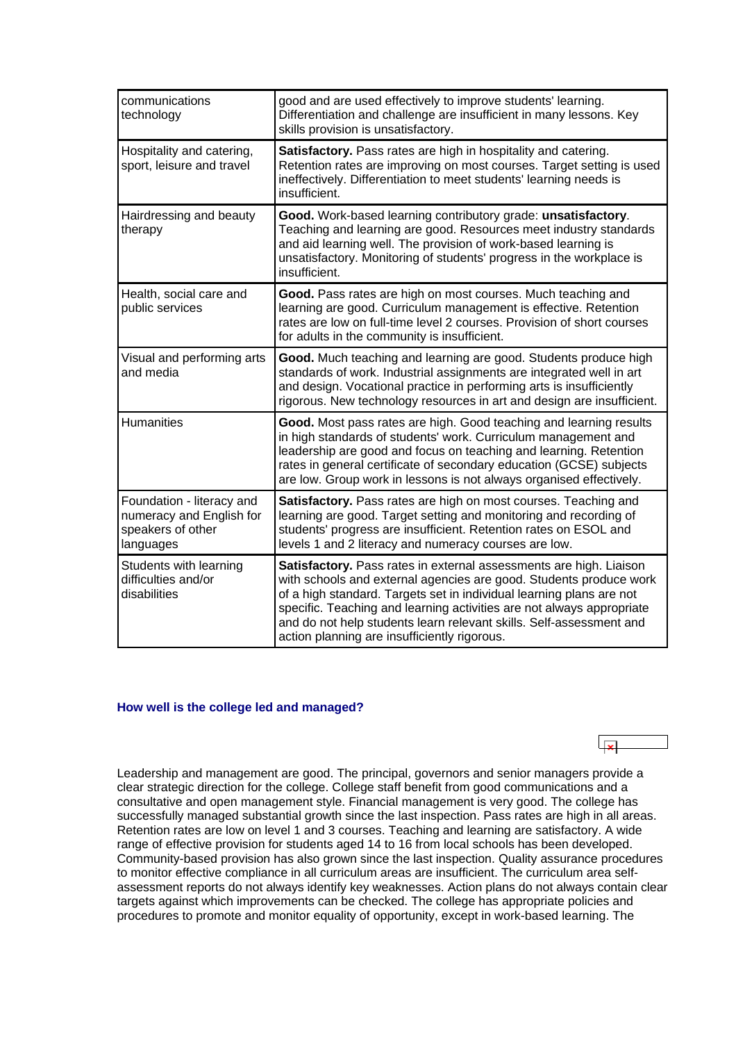| | |
|---|---|
| communications technology | good and are used effectively to improve students' learning. Differentiation and challenge are insufficient in many lessons. Key skills provision is unsatisfactory. |
| Hospitality and catering, sport, leisure and travel | **Satisfactory.** Pass rates are high in hospitality and catering. Retention rates are improving on most courses. Target setting is used ineffectively. Differentiation to meet students' learning needs is insufficient. |
| Hairdressing and beauty therapy | **Good.** Work-based learning contributory grade: **unsatisfactory**. Teaching and learning are good. Resources meet industry standards and aid learning well. The provision of work-based learning is unsatisfactory. Monitoring of students' progress in the workplace is insufficient. |
| Health, social care and public services | **Good.** Pass rates are high on most courses. Much teaching and learning are good. Curriculum management is effective. Retention rates are low on full-time level 2 courses. Provision of short courses for adults in the community is insufficient. |
| Visual and performing arts and media | **Good.** Much teaching and learning are good. Students produce high standards of work. Industrial assignments are integrated well in art and design. Vocational practice in performing arts is insufficiently rigorous. New technology resources in art and design are insufficient. |
| Humanities | **Good.** Most pass rates are high. Good teaching and learning results in high standards of students' work. Curriculum management and leadership are good and focus on teaching and learning. Retention rates in general certificate of secondary education (GCSE) subjects are low. Group work in lessons is not always organised effectively. |
| Foundation - literacy and numeracy and English for speakers of other languages | **Satisfactory.** Pass rates are high on most courses. Teaching and learning are good. Target setting and monitoring and recording of students' progress are insufficient. Retention rates on ESOL and levels 1 and 2 literacy and numeracy courses are low. |
| Students with learning difficulties and/or disabilities | **Satisfactory.** Pass rates in external assessments are high. Liaison with schools and external agencies are good. Students produce work of a high standard. Targets set in individual learning plans are not specific. Teaching and learning activities are not always appropriate and do not help students learn relevant skills. Self-assessment and action planning are insufficiently rigorous. |

### How well is the college led and managed?

Leadership and management are good. The principal, governors and senior managers provide a clear strategic direction for the college. College staff benefit from good communications and a consultative and open management style. Financial management is very good. The college has successfully managed substantial growth since the last inspection. Pass rates are high in all areas. Retention rates are low on level 1 and 3 courses. Teaching and learning are satisfactory. A wide range of effective provision for students aged 14 to 16 from local schools has been developed. Community-based provision has also grown since the last inspection. Quality assurance procedures to monitor effective compliance in all curriculum areas are insufficient. The curriculum area self-assessment reports do not always identify key weaknesses. Action plans do not always contain clear targets against which improvements can be checked. The college has appropriate policies and procedures to promote and monitor equality of opportunity, except in work-based learning. The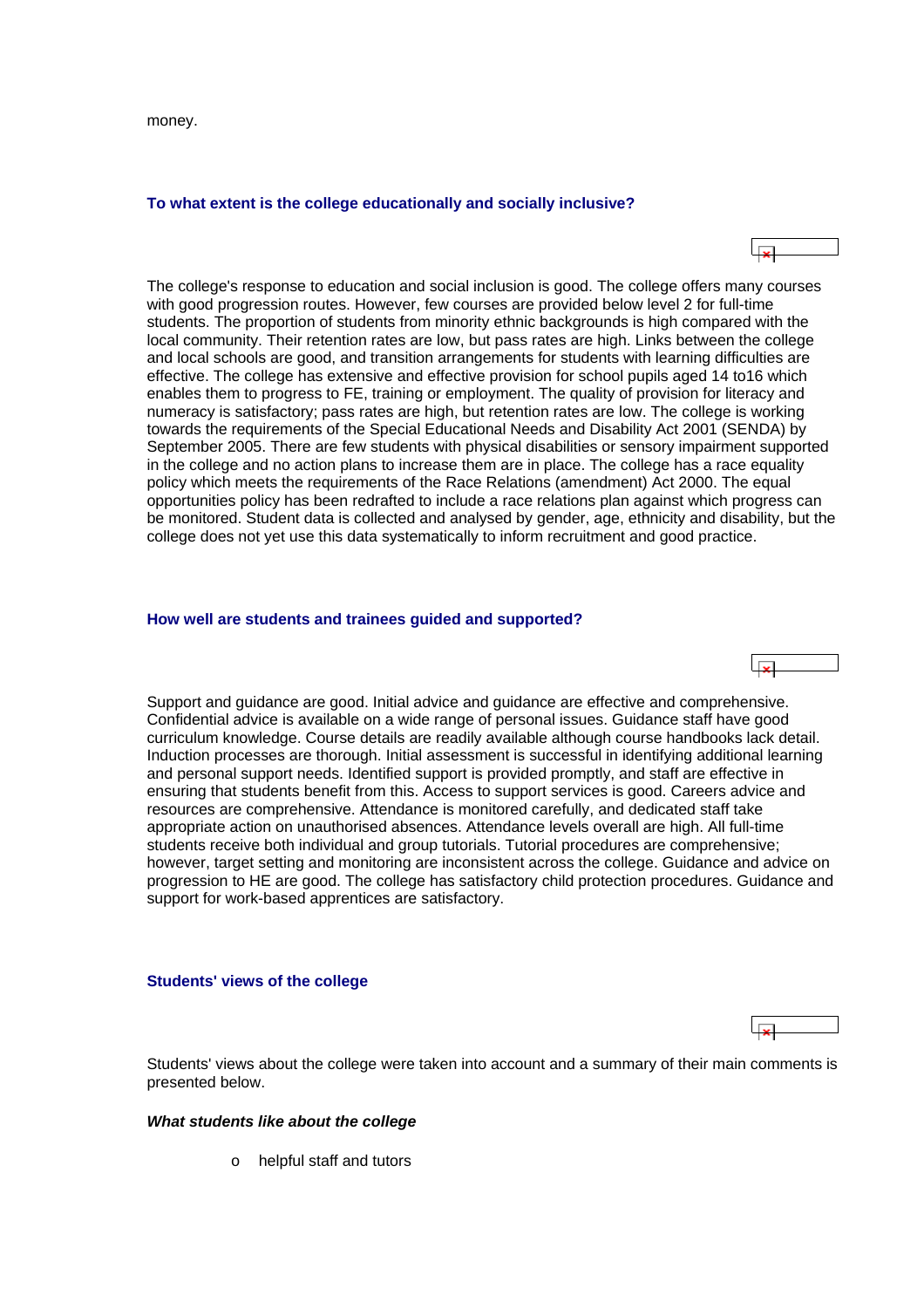money.

### To what extent is the college educationally and socially inclusive?

The college's response to education and social inclusion is good. The college offers many courses with good progression routes. However, few courses are provided below level 2 for full-time students. The proportion of students from minority ethnic backgrounds is high compared with the local community. Their retention rates are low, but pass rates are high. Links between the college and local schools are good, and transition arrangements for students with learning difficulties are effective. The college has extensive and effective provision for school pupils aged 14 to16 which enables them to progress to FE, training or employment. The quality of provision for literacy and numeracy is satisfactory; pass rates are high, but retention rates are low. The college is working towards the requirements of the Special Educational Needs and Disability Act 2001 (SENDA) by September 2005. There are few students with physical disabilities or sensory impairment supported in the college and no action plans to increase them are in place. The college has a race equality policy which meets the requirements of the Race Relations (amendment) Act 2000. The equal opportunities policy has been redrafted to include a race relations plan against which progress can be monitored. Student data is collected and analysed by gender, age, ethnicity and disability, but the college does not yet use this data systematically to inform recruitment and good practice.

### How well are students and trainees guided and supported?

Support and guidance are good. Initial advice and guidance are effective and comprehensive. Confidential advice is available on a wide range of personal issues. Guidance staff have good curriculum knowledge. Course details are readily available although course handbooks lack detail. Induction processes are thorough. Initial assessment is successful in identifying additional learning and personal support needs. Identified support is provided promptly, and staff are effective in ensuring that students benefit from this. Access to support services is good. Careers advice and resources are comprehensive. Attendance is monitored carefully, and dedicated staff take appropriate action on unauthorised absences. Attendance levels overall are high. All full-time students receive both individual and group tutorials. Tutorial procedures are comprehensive; however, target setting and monitoring are inconsistent across the college. Guidance and advice on progression to HE are good. The college has satisfactory child protection procedures. Guidance and support for work-based apprentices are satisfactory.

### Students' views of the college

Students' views about the college were taken into account and a summary of their main comments is presented below.

***What students like about the college***

- helpful staff and tutors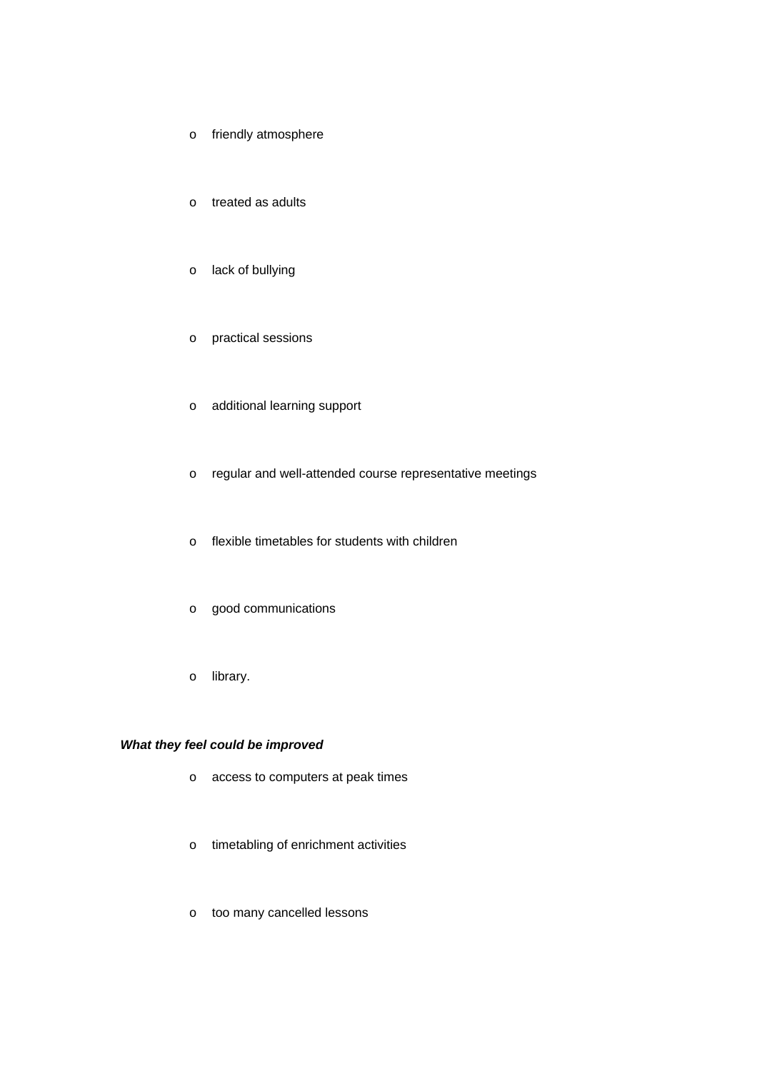- friendly atmosphere
- treated as adults
- lack of bullying
- practical sessions
- additional learning support
- regular and well-attended course representative meetings
- flexible timetables for students with children
- good communications
- library.

***What they feel could be improved***

- access to computers at peak times
- timetabling of enrichment activities
- too many cancelled lessons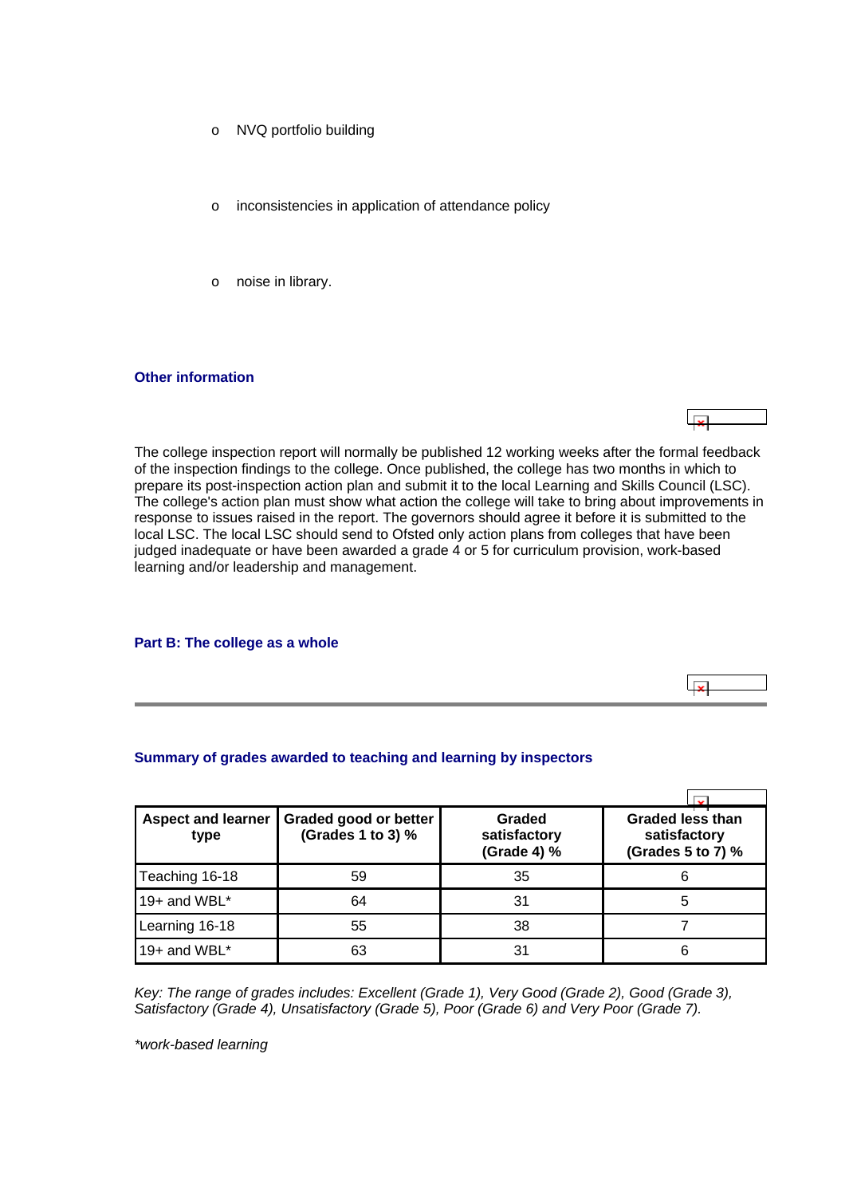- NVQ portfolio building
- inconsistencies in application of attendance policy
- noise in library.

### Other information

The college inspection report will normally be published 12 working weeks after the formal feedback of the inspection findings to the college. Once published, the college has two months in which to prepare its post-inspection action plan and submit it to the local Learning and Skills Council (LSC). The college's action plan must show what action the college will take to bring about improvements in response to issues raised in the report. The governors should agree it before it is submitted to the local LSC. The local LSC should send to Ofsted only action plans from colleges that have been judged inadequate or have been awarded a grade 4 or 5 for curriculum provision, work-based learning and/or leadership and management.

## Part B: The college as a whole

### Summary of grades awarded to teaching and learning by inspectors

| Aspect and learner type | Graded good or better (Grades 1 to 3) % | Graded satisfactory (Grade 4) % | Graded less than satisfactory (Grades 5 to 7) % |
|---|---|---|---|
| Teaching 16-18 | 59 | 35 | 6 |
| 19+ and WBL* | 64 | 31 | 5 |
| Learning 16-18 | 55 | 38 | 7 |
| 19+ and WBL* | 63 | 31 | 6 |

*Key: The range of grades includes: Excellent (Grade 1), Very Good (Grade 2), Good (Grade 3), Satisfactory (Grade 4), Unsatisfactory (Grade 5), Poor (Grade 6) and Very Poor (Grade 7).*

*\*work-based learning*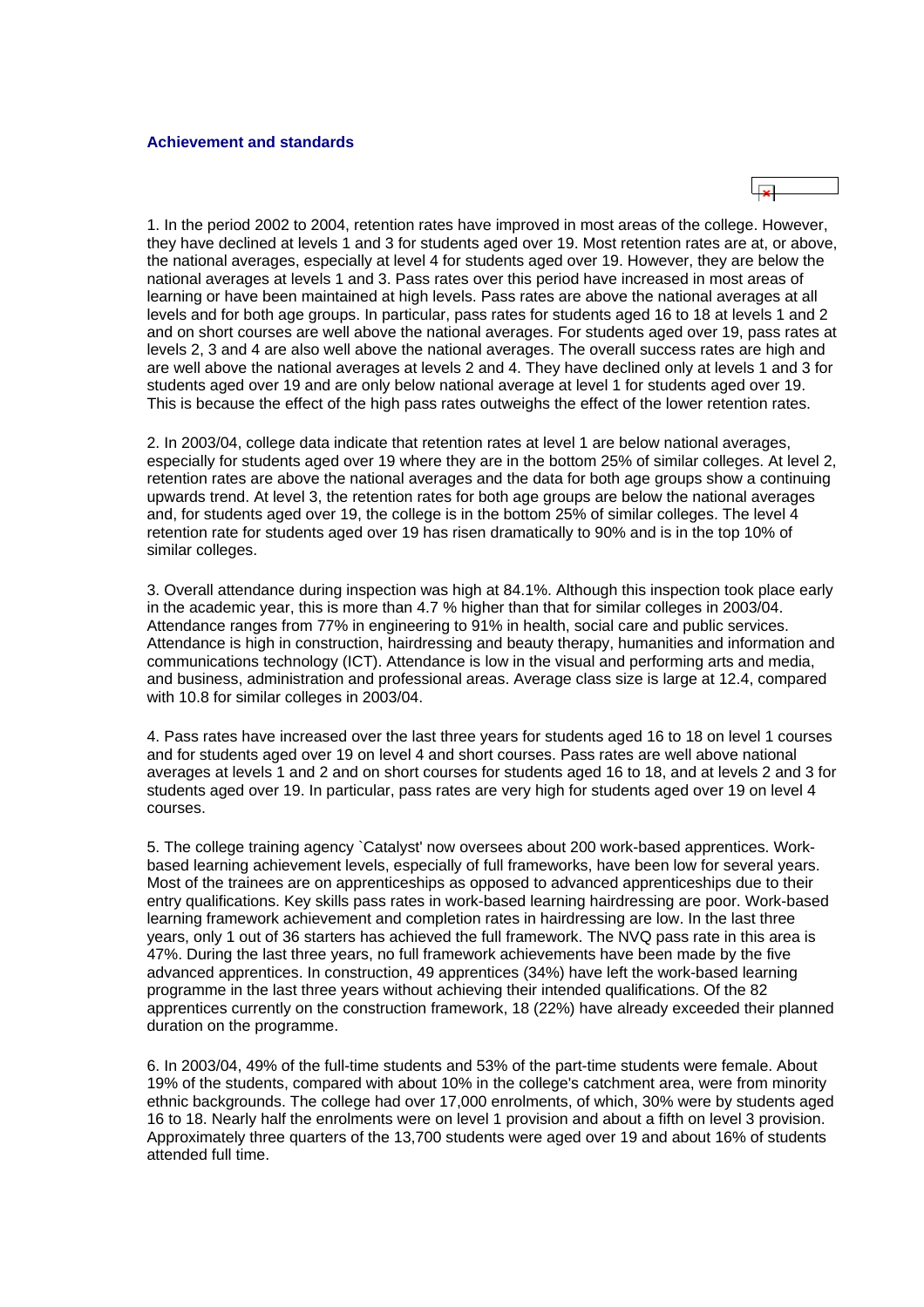### Achievement and standards

1. In the period 2002 to 2004, retention rates have improved in most areas of the college. However, they have declined at levels 1 and 3 for students aged over 19. Most retention rates are at, or above, the national averages, especially at level 4 for students aged over 19. However, they are below the national averages at levels 1 and 3. Pass rates over this period have increased in most areas of learning or have been maintained at high levels. Pass rates are above the national averages at all levels and for both age groups. In particular, pass rates for students aged 16 to 18 at levels 1 and 2 and on short courses are well above the national averages. For students aged over 19, pass rates at levels 2, 3 and 4 are also well above the national averages. The overall success rates are high and are well above the national averages at levels 2 and 4. They have declined only at levels 1 and 3 for students aged over 19 and are only below national average at level 1 for students aged over 19. This is because the effect of the high pass rates outweighs the effect of the lower retention rates.

2. In 2003/04, college data indicate that retention rates at level 1 are below national averages, especially for students aged over 19 where they are in the bottom 25% of similar colleges. At level 2, retention rates are above the national averages and the data for both age groups show a continuing upwards trend. At level 3, the retention rates for both age groups are below the national averages and, for students aged over 19, the college is in the bottom 25% of similar colleges. The level 4 retention rate for students aged over 19 has risen dramatically to 90% and is in the top 10% of similar colleges.

3. Overall attendance during inspection was high at 84.1%. Although this inspection took place early in the academic year, this is more than 4.7 % higher than that for similar colleges in 2003/04. Attendance ranges from 77% in engineering to 91% in health, social care and public services. Attendance is high in construction, hairdressing and beauty therapy, humanities and information and communications technology (ICT). Attendance is low in the visual and performing arts and media, and business, administration and professional areas. Average class size is large at 12.4, compared with 10.8 for similar colleges in 2003/04.

4. Pass rates have increased over the last three years for students aged 16 to 18 on level 1 courses and for students aged over 19 on level 4 and short courses. Pass rates are well above national averages at levels 1 and 2 and on short courses for students aged 16 to 18, and at levels 2 and 3 for students aged over 19. In particular, pass rates are very high for students aged over 19 on level 4 courses.

5. The college training agency `Catalyst' now oversees about 200 work-based apprentices. Work-based learning achievement levels, especially of full frameworks, have been low for several years. Most of the trainees are on apprenticeships as opposed to advanced apprenticeships due to their entry qualifications. Key skills pass rates in work-based learning hairdressing are poor. Work-based learning framework achievement and completion rates in hairdressing are low. In the last three years, only 1 out of 36 starters has achieved the full framework. The NVQ pass rate in this area is 47%. During the last three years, no full framework achievements have been made by the five advanced apprentices. In construction, 49 apprentices (34%) have left the work-based learning programme in the last three years without achieving their intended qualifications. Of the 82 apprentices currently on the construction framework, 18 (22%) have already exceeded their planned duration on the programme.

6. In 2003/04, 49% of the full-time students and 53% of the part-time students were female. About 19% of the students, compared with about 10% in the college's catchment area, were from minority ethnic backgrounds. The college had over 17,000 enrolments, of which, 30% were by students aged 16 to 18. Nearly half the enrolments were on level 1 provision and about a fifth on level 3 provision. Approximately three quarters of the 13,700 students were aged over 19 and about 16% of students attended full time.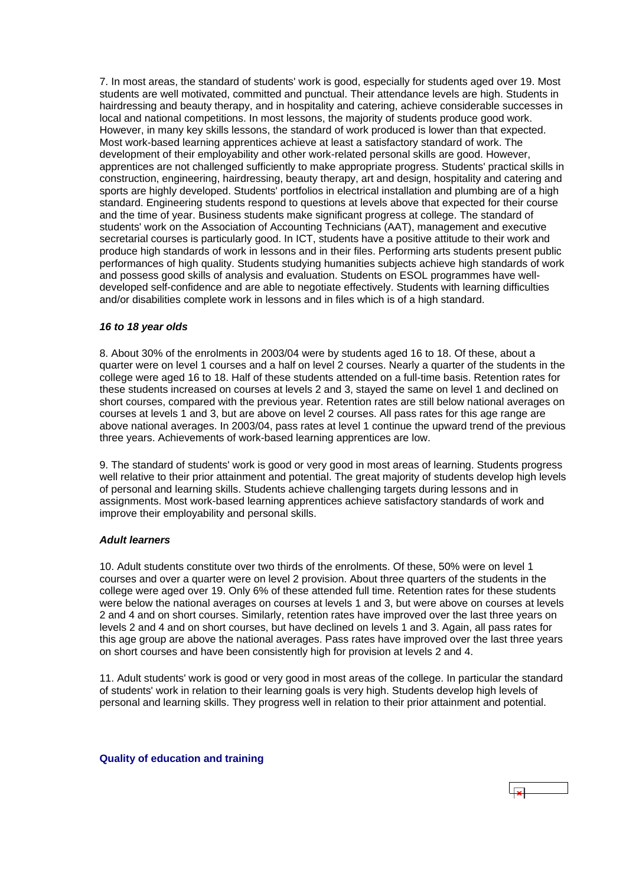7. In most areas, the standard of students' work is good, especially for students aged over 19. Most students are well motivated, committed and punctual. Their attendance levels are high. Students in hairdressing and beauty therapy, and in hospitality and catering, achieve considerable successes in local and national competitions. In most lessons, the majority of students produce good work. However, in many key skills lessons, the standard of work produced is lower than that expected. Most work-based learning apprentices achieve at least a satisfactory standard of work. The development of their employability and other work-related personal skills are good. However, apprentices are not challenged sufficiently to make appropriate progress. Students' practical skills in construction, engineering, hairdressing, beauty therapy, art and design, hospitality and catering and sports are highly developed. Students' portfolios in electrical installation and plumbing are of a high standard. Engineering students respond to questions at levels above that expected for their course and the time of year. Business students make significant progress at college. The standard of students' work on the Association of Accounting Technicians (AAT), management and executive secretarial courses is particularly good. In ICT, students have a positive attitude to their work and produce high standards of work in lessons and in their files. Performing arts students present public performances of high quality. Students studying humanities subjects achieve high standards of work and possess good skills of analysis and evaluation. Students on ESOL programmes have well-developed self-confidence and are able to negotiate effectively. Students with learning difficulties and/or disabilities complete work in lessons and in files which is of a high standard.

### *16 to 18 year olds*

8. About 30% of the enrolments in 2003/04 were by students aged 16 to 18. Of these, about a quarter were on level 1 courses and a half on level 2 courses. Nearly a quarter of the students in the college were aged 16 to 18. Half of these students attended on a full-time basis. Retention rates for these students increased on courses at levels 2 and 3, stayed the same on level 1 and declined on short courses, compared with the previous year. Retention rates are still below national averages on courses at levels 1 and 3, but are above on level 2 courses. All pass rates for this age range are above national averages. In 2003/04, pass rates at level 1 continue the upward trend of the previous three years. Achievements of work-based learning apprentices are low.

9. The standard of students' work is good or very good in most areas of learning. Students progress well relative to their prior attainment and potential. The great majority of students develop high levels of personal and learning skills. Students achieve challenging targets during lessons and in assignments. Most work-based learning apprentices achieve satisfactory standards of work and improve their employability and personal skills.

### *Adult learners*

10. Adult students constitute over two thirds of the enrolments. Of these, 50% were on level 1 courses and over a quarter were on level 2 provision. About three quarters of the students in the college were aged over 19. Only 6% of these attended full time. Retention rates for these students were below the national averages on courses at levels 1 and 3, but were above on courses at levels 2 and 4 and on short courses. Similarly, retention rates have improved over the last three years on levels 2 and 4 and on short courses, but have declined on levels 1 and 3. Again, all pass rates for this age group are above the national averages. Pass rates have improved over the last three years on short courses and have been consistently high for provision at levels 2 and 4.

11. Adult students' work is good or very good in most areas of the college. In particular the standard of students' work in relation to their learning goals is very high. Students develop high levels of personal and learning skills. They progress well in relation to their prior attainment and potential.

## Quality of education and training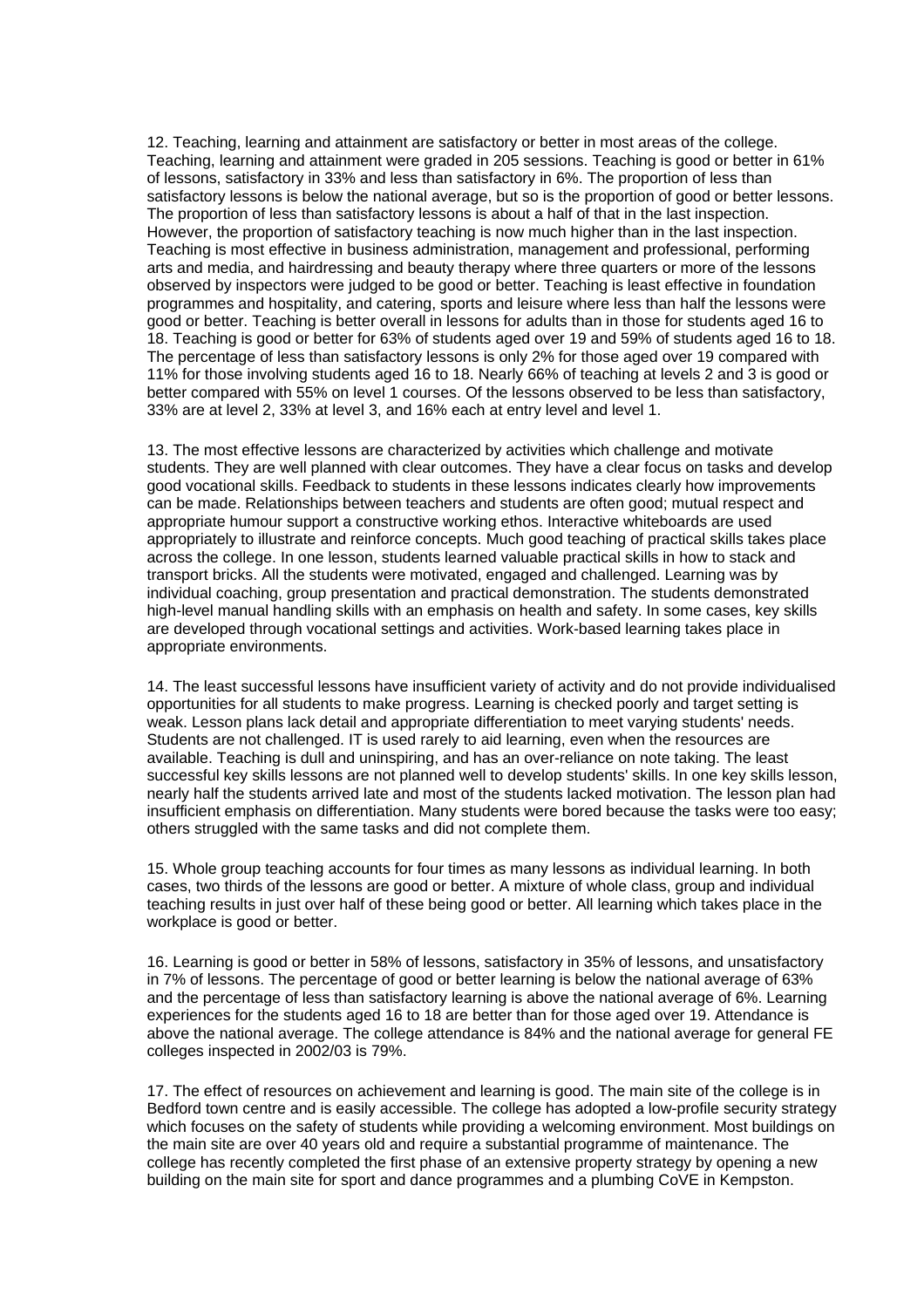12. Teaching, learning and attainment are satisfactory or better in most areas of the college. Teaching, learning and attainment were graded in 205 sessions. Teaching is good or better in 61% of lessons, satisfactory in 33% and less than satisfactory in 6%. The proportion of less than satisfactory lessons is below the national average, but so is the proportion of good or better lessons. The proportion of less than satisfactory lessons is about a half of that in the last inspection. However, the proportion of satisfactory teaching is now much higher than in the last inspection. Teaching is most effective in business administration, management and professional, performing arts and media, and hairdressing and beauty therapy where three quarters or more of the lessons observed by inspectors were judged to be good or better. Teaching is least effective in foundation programmes and hospitality, and catering, sports and leisure where less than half the lessons were good or better. Teaching is better overall in lessons for adults than in those for students aged 16 to 18. Teaching is good or better for 63% of students aged over 19 and 59% of students aged 16 to 18. The percentage of less than satisfactory lessons is only 2% for those aged over 19 compared with 11% for those involving students aged 16 to 18. Nearly 66% of teaching at levels 2 and 3 is good or better compared with 55% on level 1 courses. Of the lessons observed to be less than satisfactory, 33% are at level 2, 33% at level 3, and 16% each at entry level and level 1.

13. The most effective lessons are characterized by activities which challenge and motivate students. They are well planned with clear outcomes. They have a clear focus on tasks and develop good vocational skills. Feedback to students in these lessons indicates clearly how improvements can be made. Relationships between teachers and students are often good; mutual respect and appropriate humour support a constructive working ethos. Interactive whiteboards are used appropriately to illustrate and reinforce concepts. Much good teaching of practical skills takes place across the college. In one lesson, students learned valuable practical skills in how to stack and transport bricks. All the students were motivated, engaged and challenged. Learning was by individual coaching, group presentation and practical demonstration. The students demonstrated high-level manual handling skills with an emphasis on health and safety. In some cases, key skills are developed through vocational settings and activities. Work-based learning takes place in appropriate environments.

14. The least successful lessons have insufficient variety of activity and do not provide individualised opportunities for all students to make progress. Learning is checked poorly and target setting is weak. Lesson plans lack detail and appropriate differentiation to meet varying students' needs. Students are not challenged. IT is used rarely to aid learning, even when the resources are available. Teaching is dull and uninspiring, and has an over-reliance on note taking. The least successful key skills lessons are not planned well to develop students' skills. In one key skills lesson, nearly half the students arrived late and most of the students lacked motivation. The lesson plan had insufficient emphasis on differentiation. Many students were bored because the tasks were too easy; others struggled with the same tasks and did not complete them.

15. Whole group teaching accounts for four times as many lessons as individual learning. In both cases, two thirds of the lessons are good or better. A mixture of whole class, group and individual teaching results in just over half of these being good or better. All learning which takes place in the workplace is good or better.

16. Learning is good or better in 58% of lessons, satisfactory in 35% of lessons, and unsatisfactory in 7% of lessons. The percentage of good or better learning is below the national average of 63% and the percentage of less than satisfactory learning is above the national average of 6%. Learning experiences for the students aged 16 to 18 are better than for those aged over 19. Attendance is above the national average. The college attendance is 84% and the national average for general FE colleges inspected in 2002/03 is 79%.

17. The effect of resources on achievement and learning is good. The main site of the college is in Bedford town centre and is easily accessible. The college has adopted a low-profile security strategy which focuses on the safety of students while providing a welcoming environment. Most buildings on the main site are over 40 years old and require a substantial programme of maintenance. The college has recently completed the first phase of an extensive property strategy by opening a new building on the main site for sport and dance programmes and a plumbing CoVE in Kempston.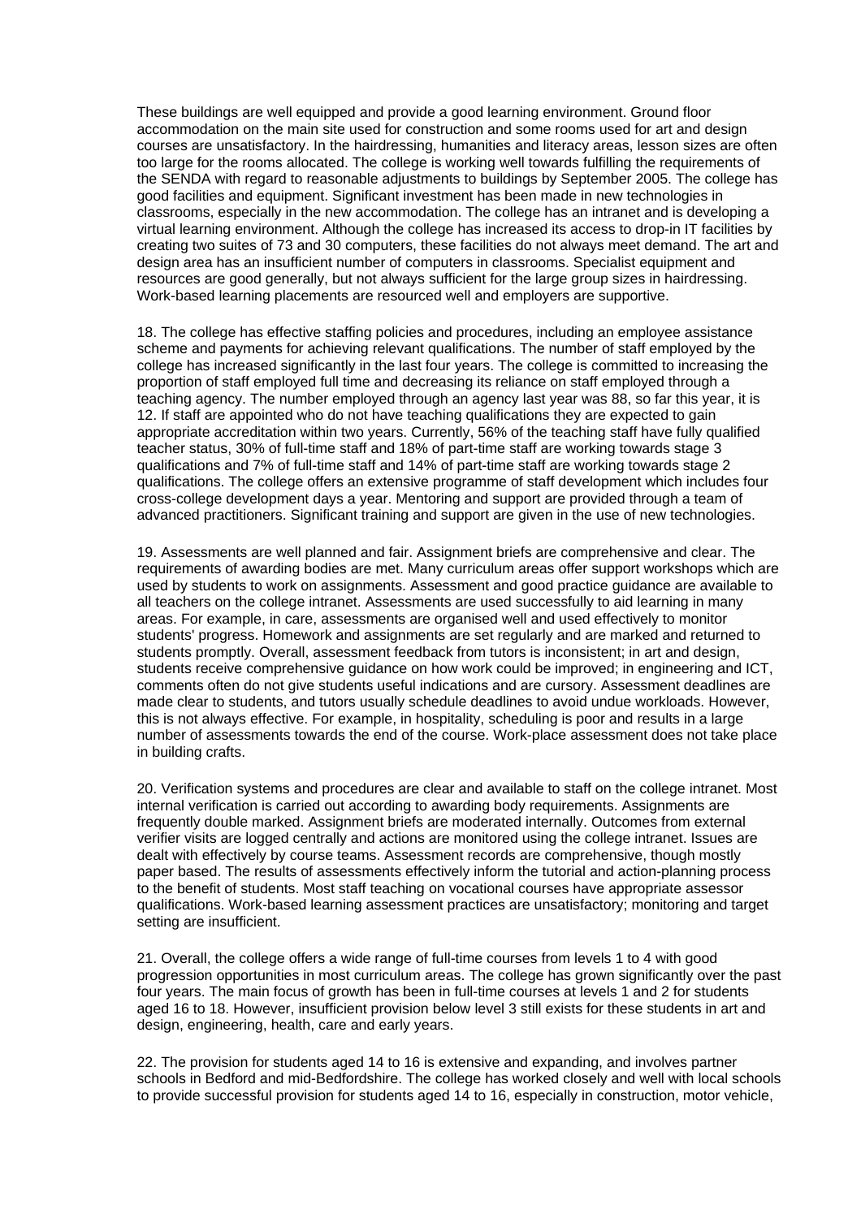These buildings are well equipped and provide a good learning environment. Ground floor accommodation on the main site used for construction and some rooms used for art and design courses are unsatisfactory. In the hairdressing, humanities and literacy areas, lesson sizes are often too large for the rooms allocated. The college is working well towards fulfilling the requirements of the SENDA with regard to reasonable adjustments to buildings by September 2005. The college has good facilities and equipment. Significant investment has been made in new technologies in classrooms, especially in the new accommodation. The college has an intranet and is developing a virtual learning environment. Although the college has increased its access to drop-in IT facilities by creating two suites of 73 and 30 computers, these facilities do not always meet demand. The art and design area has an insufficient number of computers in classrooms. Specialist equipment and resources are good generally, but not always sufficient for the large group sizes in hairdressing. Work-based learning placements are resourced well and employers are supportive.

18. The college has effective staffing policies and procedures, including an employee assistance scheme and payments for achieving relevant qualifications. The number of staff employed by the college has increased significantly in the last four years. The college is committed to increasing the proportion of staff employed full time and decreasing its reliance on staff employed through a teaching agency. The number employed through an agency last year was 88, so far this year, it is 12. If staff are appointed who do not have teaching qualifications they are expected to gain appropriate accreditation within two years. Currently, 56% of the teaching staff have fully qualified teacher status, 30% of full-time staff and 18% of part-time staff are working towards stage 3 qualifications and 7% of full-time staff and 14% of part-time staff are working towards stage 2 qualifications. The college offers an extensive programme of staff development which includes four cross-college development days a year. Mentoring and support are provided through a team of advanced practitioners. Significant training and support are given in the use of new technologies.

19. Assessments are well planned and fair. Assignment briefs are comprehensive and clear. The requirements of awarding bodies are met. Many curriculum areas offer support workshops which are used by students to work on assignments. Assessment and good practice guidance are available to all teachers on the college intranet. Assessments are used successfully to aid learning in many areas. For example, in care, assessments are organised well and used effectively to monitor students' progress. Homework and assignments are set regularly and are marked and returned to students promptly. Overall, assessment feedback from tutors is inconsistent; in art and design, students receive comprehensive guidance on how work could be improved; in engineering and ICT, comments often do not give students useful indications and are cursory. Assessment deadlines are made clear to students, and tutors usually schedule deadlines to avoid undue workloads. However, this is not always effective. For example, in hospitality, scheduling is poor and results in a large number of assessments towards the end of the course. Work-place assessment does not take place in building crafts.

20. Verification systems and procedures are clear and available to staff on the college intranet. Most internal verification is carried out according to awarding body requirements. Assignments are frequently double marked. Assignment briefs are moderated internally. Outcomes from external verifier visits are logged centrally and actions are monitored using the college intranet. Issues are dealt with effectively by course teams. Assessment records are comprehensive, though mostly paper based. The results of assessments effectively inform the tutorial and action-planning process to the benefit of students. Most staff teaching on vocational courses have appropriate assessor qualifications. Work-based learning assessment practices are unsatisfactory; monitoring and target setting are insufficient.

21. Overall, the college offers a wide range of full-time courses from levels 1 to 4 with good progression opportunities in most curriculum areas. The college has grown significantly over the past four years. The main focus of growth has been in full-time courses at levels 1 and 2 for students aged 16 to 18. However, insufficient provision below level 3 still exists for these students in art and design, engineering, health, care and early years.

22. The provision for students aged 14 to 16 is extensive and expanding, and involves partner schools in Bedford and mid-Bedfordshire. The college has worked closely and well with local schools to provide successful provision for students aged 14 to 16, especially in construction, motor vehicle,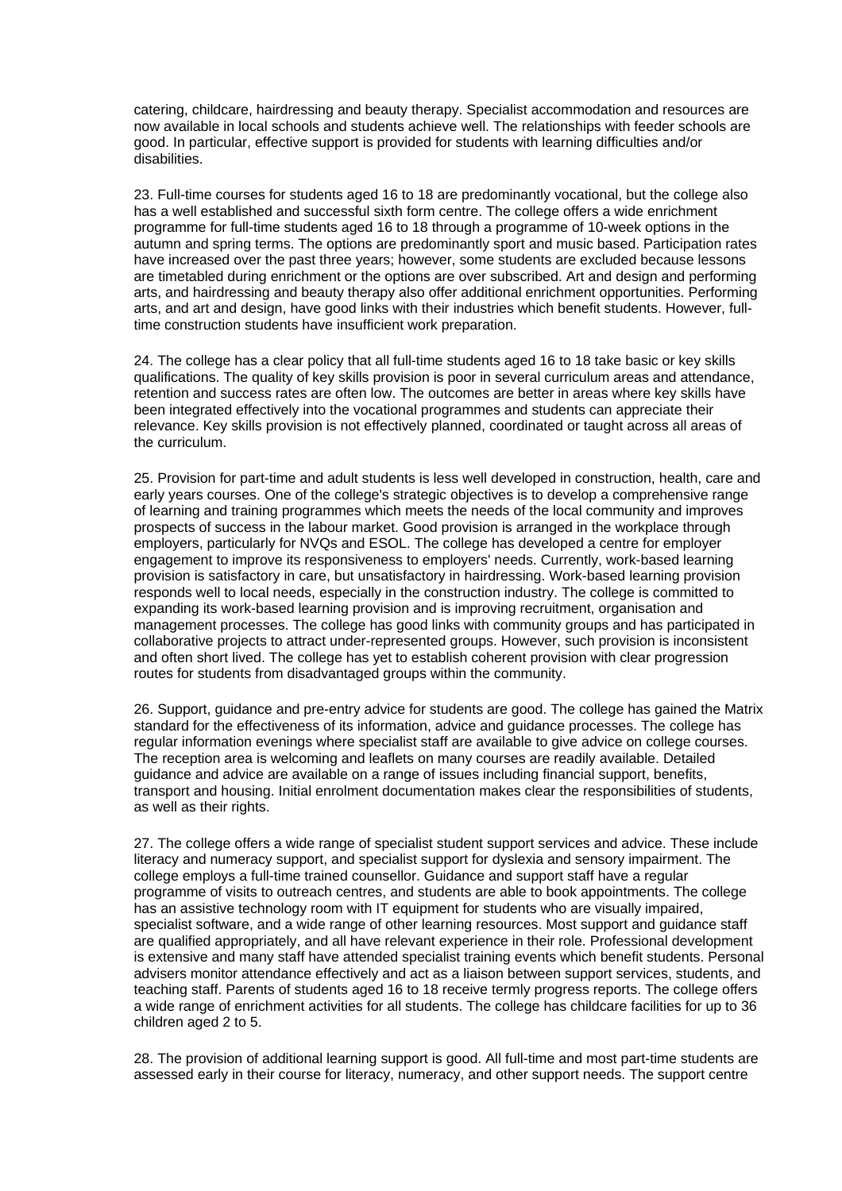catering, childcare, hairdressing and beauty therapy. Specialist accommodation and resources are now available in local schools and students achieve well. The relationships with feeder schools are good. In particular, effective support is provided for students with learning difficulties and/or disabilities.

23. Full-time courses for students aged 16 to 18 are predominantly vocational, but the college also has a well established and successful sixth form centre. The college offers a wide enrichment programme for full-time students aged 16 to 18 through a programme of 10-week options in the autumn and spring terms. The options are predominantly sport and music based. Participation rates have increased over the past three years; however, some students are excluded because lessons are timetabled during enrichment or the options are over subscribed. Art and design and performing arts, and hairdressing and beauty therapy also offer additional enrichment opportunities. Performing arts, and art and design, have good links with their industries which benefit students. However, full-time construction students have insufficient work preparation.

24. The college has a clear policy that all full-time students aged 16 to 18 take basic or key skills qualifications. The quality of key skills provision is poor in several curriculum areas and attendance, retention and success rates are often low. The outcomes are better in areas where key skills have been integrated effectively into the vocational programmes and students can appreciate their relevance. Key skills provision is not effectively planned, coordinated or taught across all areas of the curriculum.

25. Provision for part-time and adult students is less well developed in construction, health, care and early years courses. One of the college's strategic objectives is to develop a comprehensive range of learning and training programmes which meets the needs of the local community and improves prospects of success in the labour market. Good provision is arranged in the workplace through employers, particularly for NVQs and ESOL. The college has developed a centre for employer engagement to improve its responsiveness to employers' needs. Currently, work-based learning provision is satisfactory in care, but unsatisfactory in hairdressing. Work-based learning provision responds well to local needs, especially in the construction industry. The college is committed to expanding its work-based learning provision and is improving recruitment, organisation and management processes. The college has good links with community groups and has participated in collaborative projects to attract under-represented groups. However, such provision is inconsistent and often short lived. The college has yet to establish coherent provision with clear progression routes for students from disadvantaged groups within the community.

26. Support, guidance and pre-entry advice for students are good. The college has gained the Matrix standard for the effectiveness of its information, advice and guidance processes. The college has regular information evenings where specialist staff are available to give advice on college courses. The reception area is welcoming and leaflets on many courses are readily available. Detailed guidance and advice are available on a range of issues including financial support, benefits, transport and housing. Initial enrolment documentation makes clear the responsibilities of students, as well as their rights.

27. The college offers a wide range of specialist student support services and advice. These include literacy and numeracy support, and specialist support for dyslexia and sensory impairment. The college employs a full-time trained counsellor. Guidance and support staff have a regular programme of visits to outreach centres, and students are able to book appointments. The college has an assistive technology room with IT equipment for students who are visually impaired, specialist software, and a wide range of other learning resources. Most support and guidance staff are qualified appropriately, and all have relevant experience in their role. Professional development is extensive and many staff have attended specialist training events which benefit students. Personal advisers monitor attendance effectively and act as a liaison between support services, students, and teaching staff. Parents of students aged 16 to 18 receive termly progress reports. The college offers a wide range of enrichment activities for all students. The college has childcare facilities for up to 36 children aged 2 to 5.

28. The provision of additional learning support is good. All full-time and most part-time students are assessed early in their course for literacy, numeracy, and other support needs. The support centre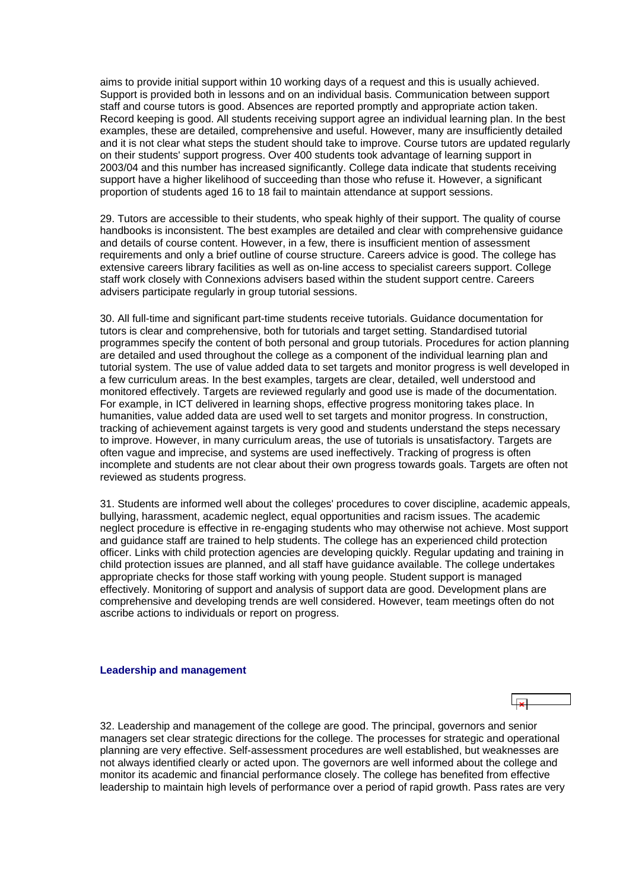aims to provide initial support within 10 working days of a request and this is usually achieved. Support is provided both in lessons and on an individual basis. Communication between support staff and course tutors is good. Absences are reported promptly and appropriate action taken. Record keeping is good. All students receiving support agree an individual learning plan. In the best examples, these are detailed, comprehensive and useful. However, many are insufficiently detailed and it is not clear what steps the student should take to improve. Course tutors are updated regularly on their students' support progress. Over 400 students took advantage of learning support in 2003/04 and this number has increased significantly. College data indicate that students receiving support have a higher likelihood of succeeding than those who refuse it. However, a significant proportion of students aged 16 to 18 fail to maintain attendance at support sessions.

29. Tutors are accessible to their students, who speak highly of their support. The quality of course handbooks is inconsistent. The best examples are detailed and clear with comprehensive guidance and details of course content. However, in a few, there is insufficient mention of assessment requirements and only a brief outline of course structure. Careers advice is good. The college has extensive careers library facilities as well as on-line access to specialist careers support. College staff work closely with Connexions advisers based within the student support centre. Careers advisers participate regularly in group tutorial sessions.

30. All full-time and significant part-time students receive tutorials. Guidance documentation for tutors is clear and comprehensive, both for tutorials and target setting. Standardised tutorial programmes specify the content of both personal and group tutorials. Procedures for action planning are detailed and used throughout the college as a component of the individual learning plan and tutorial system. The use of value added data to set targets and monitor progress is well developed in a few curriculum areas. In the best examples, targets are clear, detailed, well understood and monitored effectively. Targets are reviewed regularly and good use is made of the documentation. For example, in ICT delivered in learning shops, effective progress monitoring takes place. In humanities, value added data are used well to set targets and monitor progress. In construction, tracking of achievement against targets is very good and students understand the steps necessary to improve. However, in many curriculum areas, the use of tutorials is unsatisfactory. Targets are often vague and imprecise, and systems are used ineffectively. Tracking of progress is often incomplete and students are not clear about their own progress towards goals. Targets are often not reviewed as students progress.

31. Students are informed well about the colleges' procedures to cover discipline, academic appeals, bullying, harassment, academic neglect, equal opportunities and racism issues. The academic neglect procedure is effective in re-engaging students who may otherwise not achieve. Most support and guidance staff are trained to help students. The college has an experienced child protection officer. Links with child protection agencies are developing quickly. Regular updating and training in child protection issues are planned, and all staff have guidance available. The college undertakes appropriate checks for those staff working with young people. Student support is managed effectively. Monitoring of support and analysis of support data are good. Development plans are comprehensive and developing trends are well considered. However, team meetings often do not ascribe actions to individuals or report on progress.

### Leadership and management

32. Leadership and management of the college are good. The principal, governors and senior managers set clear strategic directions for the college. The processes for strategic and operational planning are very effective. Self-assessment procedures are well established, but weaknesses are not always identified clearly or acted upon. The governors are well informed about the college and monitor its academic and financial performance closely. The college has benefited from effective leadership to maintain high levels of performance over a period of rapid growth. Pass rates are very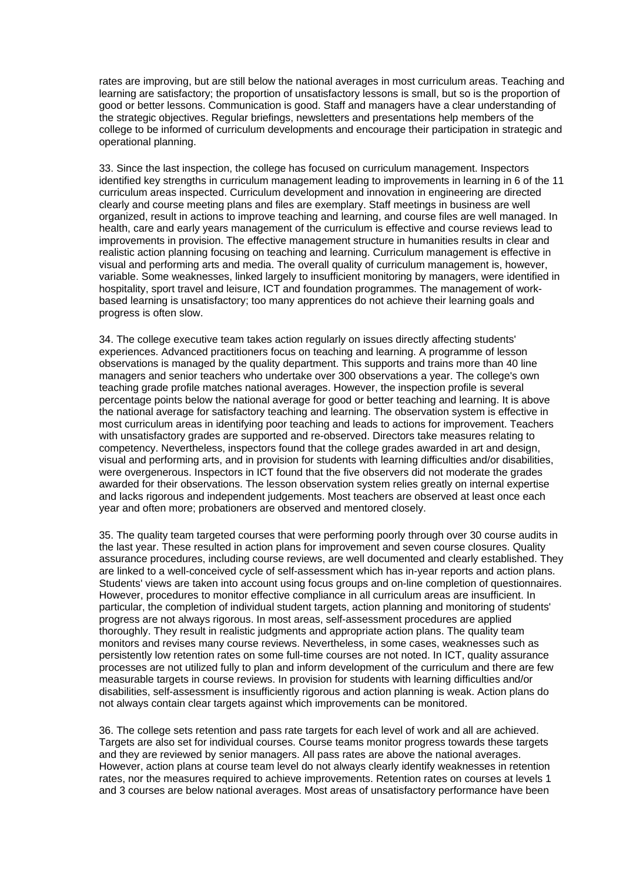rates are improving, but are still below the national averages in most curriculum areas. Teaching and learning are satisfactory; the proportion of unsatisfactory lessons is small, but so is the proportion of good or better lessons. Communication is good. Staff and managers have a clear understanding of the strategic objectives. Regular briefings, newsletters and presentations help members of the college to be informed of curriculum developments and encourage their participation in strategic and operational planning.

33. Since the last inspection, the college has focused on curriculum management. Inspectors identified key strengths in curriculum management leading to improvements in learning in 6 of the 11 curriculum areas inspected. Curriculum development and innovation in engineering are directed clearly and course meeting plans and files are exemplary. Staff meetings in business are well organized, result in actions to improve teaching and learning, and course files are well managed. In health, care and early years management of the curriculum is effective and course reviews lead to improvements in provision. The effective management structure in humanities results in clear and realistic action planning focusing on teaching and learning. Curriculum management is effective in visual and performing arts and media. The overall quality of curriculum management is, however, variable. Some weaknesses, linked largely to insufficient monitoring by managers, were identified in hospitality, sport travel and leisure, ICT and foundation programmes. The management of work-based learning is unsatisfactory; too many apprentices do not achieve their learning goals and progress is often slow.

34. The college executive team takes action regularly on issues directly affecting students' experiences. Advanced practitioners focus on teaching and learning. A programme of lesson observations is managed by the quality department. This supports and trains more than 40 line managers and senior teachers who undertake over 300 observations a year. The college's own teaching grade profile matches national averages. However, the inspection profile is several percentage points below the national average for good or better teaching and learning. It is above the national average for satisfactory teaching and learning. The observation system is effective in most curriculum areas in identifying poor teaching and leads to actions for improvement. Teachers with unsatisfactory grades are supported and re-observed. Directors take measures relating to competency. Nevertheless, inspectors found that the college grades awarded in art and design, visual and performing arts, and in provision for students with learning difficulties and/or disabilities, were overgenerous. Inspectors in ICT found that the five observers did not moderate the grades awarded for their observations. The lesson observation system relies greatly on internal expertise and lacks rigorous and independent judgements. Most teachers are observed at least once each year and often more; probationers are observed and mentored closely.

35. The quality team targeted courses that were performing poorly through over 30 course audits in the last year. These resulted in action plans for improvement and seven course closures. Quality assurance procedures, including course reviews, are well documented and clearly established. They are linked to a well-conceived cycle of self-assessment which has in-year reports and action plans. Students' views are taken into account using focus groups and on-line completion of questionnaires. However, procedures to monitor effective compliance in all curriculum areas are insufficient. In particular, the completion of individual student targets, action planning and monitoring of students' progress are not always rigorous. In most areas, self-assessment procedures are applied thoroughly. They result in realistic judgments and appropriate action plans. The quality team monitors and revises many course reviews. Nevertheless, in some cases, weaknesses such as persistently low retention rates on some full-time courses are not noted. In ICT, quality assurance processes are not utilized fully to plan and inform development of the curriculum and there are few measurable targets in course reviews. In provision for students with learning difficulties and/or disabilities, self-assessment is insufficiently rigorous and action planning is weak. Action plans do not always contain clear targets against which improvements can be monitored.

36. The college sets retention and pass rate targets for each level of work and all are achieved. Targets are also set for individual courses. Course teams monitor progress towards these targets and they are reviewed by senior managers. All pass rates are above the national averages. However, action plans at course team level do not always clearly identify weaknesses in retention rates, nor the measures required to achieve improvements. Retention rates on courses at levels 1 and 3 courses are below national averages. Most areas of unsatisfactory performance have been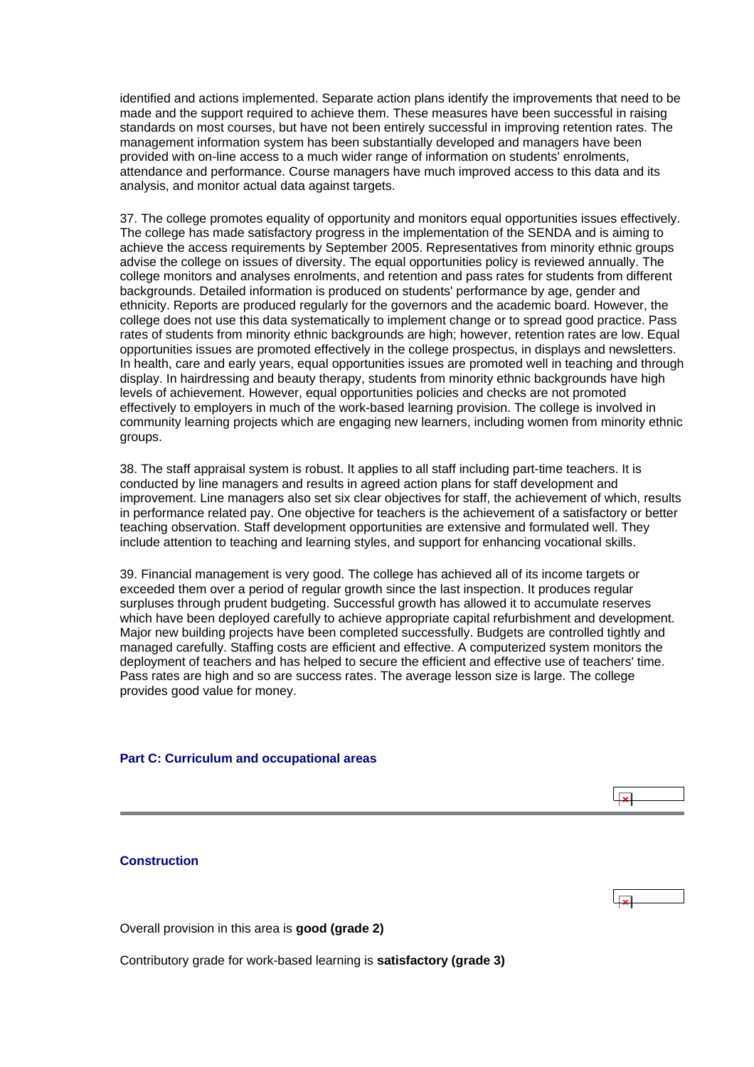identified and actions implemented. Separate action plans identify the improvements that need to be made and the support required to achieve them. These measures have been successful in raising standards on most courses, but have not been entirely successful in improving retention rates. The management information system has been substantially developed and managers have been provided with on-line access to a much wider range of information on students' enrolments, attendance and performance. Course managers have much improved access to this data and its analysis, and monitor actual data against targets.

37. The college promotes equality of opportunity and monitors equal opportunities issues effectively. The college has made satisfactory progress in the implementation of the SENDA and is aiming to achieve the access requirements by September 2005. Representatives from minority ethnic groups advise the college on issues of diversity. The equal opportunities policy is reviewed annually. The college monitors and analyses enrolments, and retention and pass rates for students from different backgrounds. Detailed information is produced on students' performance by age, gender and ethnicity. Reports are produced regularly for the governors and the academic board. However, the college does not use this data systematically to implement change or to spread good practice. Pass rates of students from minority ethnic backgrounds are high; however, retention rates are low. Equal opportunities issues are promoted effectively in the college prospectus, in displays and newsletters. In health, care and early years, equal opportunities issues are promoted well in teaching and through display. In hairdressing and beauty therapy, students from minority ethnic backgrounds have high levels of achievement. However, equal opportunities policies and checks are not promoted effectively to employers in much of the work-based learning provision. The college is involved in community learning projects which are engaging new learners, including women from minority ethnic groups.

38. The staff appraisal system is robust. It applies to all staff including part-time teachers. It is conducted by line managers and results in agreed action plans for staff development and improvement. Line managers also set six clear objectives for staff, the achievement of which, results in performance related pay. One objective for teachers is the achievement of a satisfactory or better teaching observation. Staff development opportunities are extensive and formulated well. They include attention to teaching and learning styles, and support for enhancing vocational skills.

39. Financial management is very good. The college has achieved all of its income targets or exceeded them over a period of regular growth since the last inspection. It produces regular surpluses through prudent budgeting. Successful growth has allowed it to accumulate reserves which have been deployed carefully to achieve appropriate capital refurbishment and development. Major new building projects have been completed successfully. Budgets are controlled tightly and managed carefully. Staffing costs are efficient and effective. A computerized system monitors the deployment of teachers and has helped to secure the efficient and effective use of teachers' time. Pass rates are high and so are success rates. The average lesson size is large. The college provides good value for money.

## Part C: Curriculum and occupational areas

### Construction

Overall provision in this area is **good (grade 2)**

Contributory grade for work-based learning is **satisfactory (grade 3)**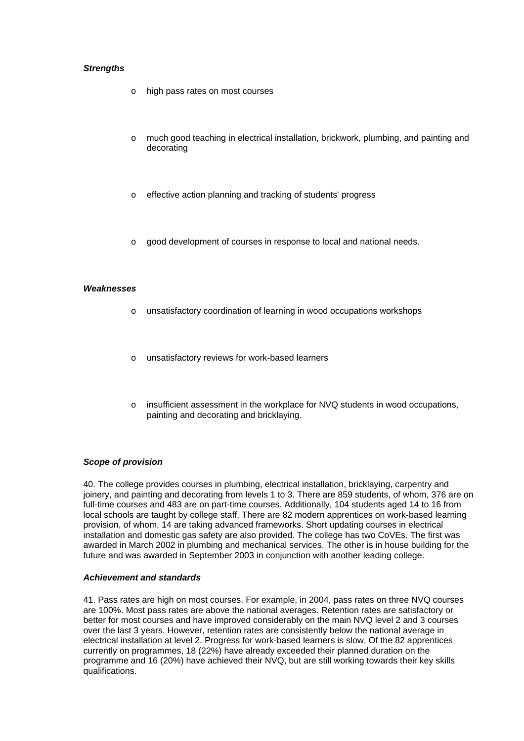*__Strengths__*

- high pass rates on most courses
- much good teaching in electrical installation, brickwork, plumbing, and painting and decorating
- effective action planning and tracking of students' progress
- good development of courses in response to local and national needs.

*__Weaknesses__*

- unsatisfactory coordination of learning in wood occupations workshops
- unsatisfactory reviews for work-based learners
- insufficient assessment in the workplace for NVQ students in wood occupations, painting and decorating and bricklaying.

*__Scope of provision__*

40. The college provides courses in plumbing, electrical installation, bricklaying, carpentry and joinery, and painting and decorating from levels 1 to 3. There are 859 students, of whom, 376 are on full-time courses and 483 are on part-time courses. Additionally, 104 students aged 14 to 16 from local schools are taught by college staff. There are 82 modern apprentices on work-based learning provision, of whom, 14 are taking advanced frameworks. Short updating courses in electrical installation and domestic gas safety are also provided. The college has two CoVEs. The first was awarded in March 2002 in plumbing and mechanical services. The other is in house building for the future and was awarded in September 2003 in conjunction with another leading college.

*__Achievement and standards__*

41. Pass rates are high on most courses. For example, in 2004, pass rates on three NVQ courses are 100%. Most pass rates are above the national averages. Retention rates are satisfactory or better for most courses and have improved considerably on the main NVQ level 2 and 3 courses over the last 3 years. However, retention rates are consistently below the national average in electrical installation at level 2. Progress for work-based learners is slow. Of the 82 apprentices currently on programmes, 18 (22%) have already exceeded their planned duration on the programme and 16 (20%) have achieved their NVQ, but are still working towards their key skills qualifications.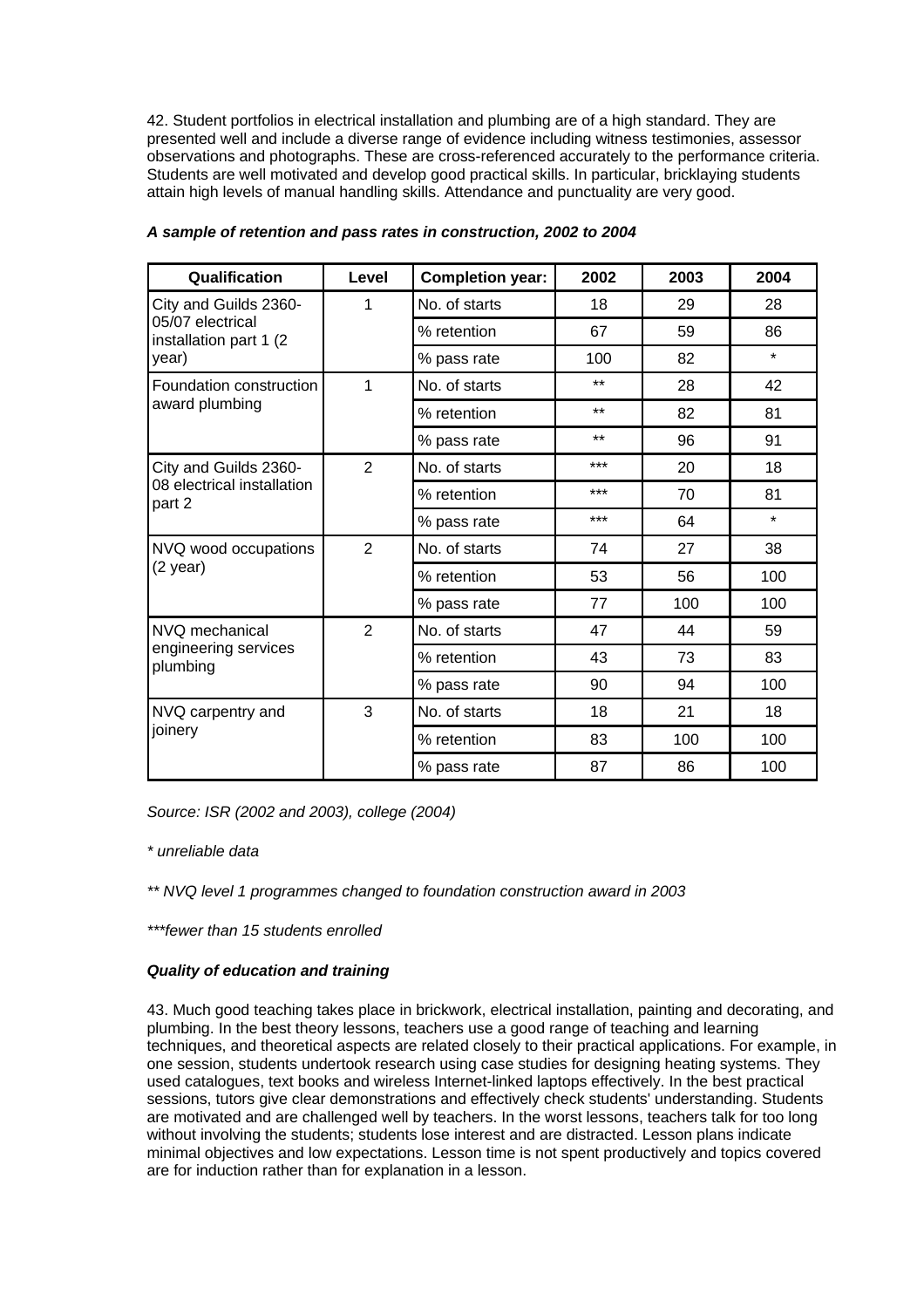42. Student portfolios in electrical installation and plumbing are of a high standard. They are presented well and include a diverse range of evidence including witness testimonies, assessor observations and photographs. These are cross-referenced accurately to the performance criteria. Students are well motivated and develop good practical skills. In particular, bricklaying students attain high levels of manual handling skills. Attendance and punctuality are very good.

***A sample of retention and pass rates in construction, 2002 to 2004***

| Qualification | Level | Completion year: | 2002 | 2003 | 2004 |
|---|---|---|---|---|---|
| City and Guilds 2360-05/07 electrical installation part 1 (2 year) | 1 | No. of starts | 18 | 29 | 28 |
| | | % retention | 67 | 59 | 86 |
| | | % pass rate | 100 | 82 | * |
| Foundation construction award plumbing | 1 | No. of starts | ** | 28 | 42 |
| | | % retention | ** | 82 | 81 |
| | | % pass rate | ** | 96 | 91 |
| City and Guilds 2360-08 electrical installation part 2 | 2 | No. of starts | *** | 20 | 18 |
| | | % retention | *** | 70 | 81 |
| | | % pass rate | *** | 64 | * |
| NVQ wood occupations (2 year) | 2 | No. of starts | 74 | 27 | 38 |
| | | % retention | 53 | 56 | 100 |
| | | % pass rate | 77 | 100 | 100 |
| NVQ mechanical engineering services plumbing | 2 | No. of starts | 47 | 44 | 59 |
| | | % retention | 43 | 73 | 83 |
| | | % pass rate | 90 | 94 | 100 |
| NVQ carpentry and joinery | 3 | No. of starts | 18 | 21 | 18 |
| | | % retention | 83 | 100 | 100 |
| | | % pass rate | 87 | 86 | 100 |

*Source: ISR (2002 and 2003), college (2004)*

*\* unreliable data*

*\*\* NVQ level 1 programmes changed to foundation construction award in 2003*

*\*\*\*fewer than 15 students enrolled*

***Quality of education and training***

43. Much good teaching takes place in brickwork, electrical installation, painting and decorating, and plumbing. In the best theory lessons, teachers use a good range of teaching and learning techniques, and theoretical aspects are related closely to their practical applications. For example, in one session, students undertook research using case studies for designing heating systems. They used catalogues, text books and wireless Internet-linked laptops effectively. In the best practical sessions, tutors give clear demonstrations and effectively check students' understanding. Students are motivated and are challenged well by teachers. In the worst lessons, teachers talk for too long without involving the students; students lose interest and are distracted. Lesson plans indicate minimal objectives and low expectations. Lesson time is not spent productively and topics covered are for induction rather than for explanation in a lesson.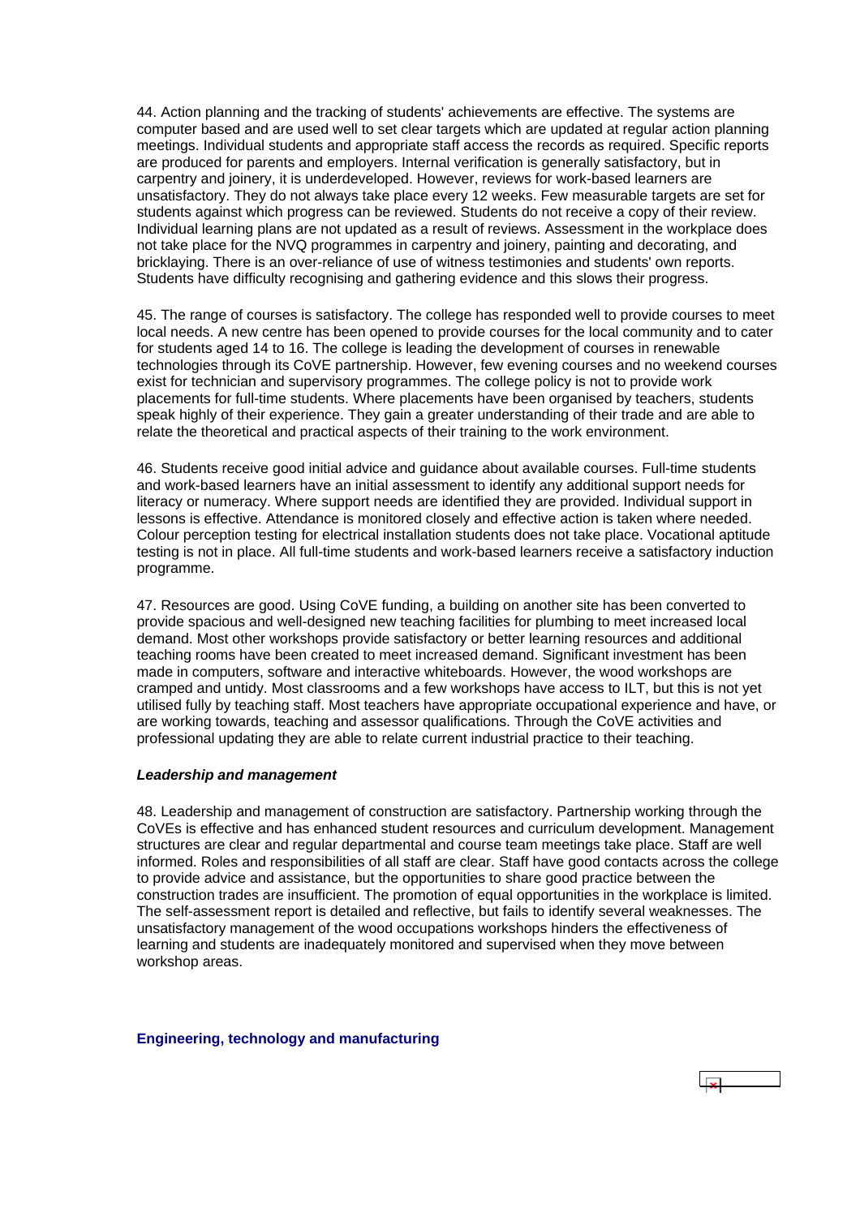44. Action planning and the tracking of students' achievements are effective. The systems are computer based and are used well to set clear targets which are updated at regular action planning meetings. Individual students and appropriate staff access the records as required. Specific reports are produced for parents and employers. Internal verification is generally satisfactory, but in carpentry and joinery, it is underdeveloped. However, reviews for work-based learners are unsatisfactory. They do not always take place every 12 weeks. Few measurable targets are set for students against which progress can be reviewed. Students do not receive a copy of their review. Individual learning plans are not updated as a result of reviews. Assessment in the workplace does not take place for the NVQ programmes in carpentry and joinery, painting and decorating, and bricklaying. There is an over-reliance of use of witness testimonies and students' own reports. Students have difficulty recognising and gathering evidence and this slows their progress.

45. The range of courses is satisfactory. The college has responded well to provide courses to meet local needs. A new centre has been opened to provide courses for the local community and to cater for students aged 14 to 16. The college is leading the development of courses in renewable technologies through its CoVE partnership. However, few evening courses and no weekend courses exist for technician and supervisory programmes. The college policy is not to provide work placements for full-time students. Where placements have been organised by teachers, students speak highly of their experience. They gain a greater understanding of their trade and are able to relate the theoretical and practical aspects of their training to the work environment.

46. Students receive good initial advice and guidance about available courses. Full-time students and work-based learners have an initial assessment to identify any additional support needs for literacy or numeracy. Where support needs are identified they are provided. Individual support in lessons is effective. Attendance is monitored closely and effective action is taken where needed. Colour perception testing for electrical installation students does not take place. Vocational aptitude testing is not in place. All full-time students and work-based learners receive a satisfactory induction programme.

47. Resources are good. Using CoVE funding, a building on another site has been converted to provide spacious and well-designed new teaching facilities for plumbing to meet increased local demand. Most other workshops provide satisfactory or better learning resources and additional teaching rooms have been created to meet increased demand. Significant investment has been made in computers, software and interactive whiteboards. However, the wood workshops are cramped and untidy. Most classrooms and a few workshops have access to ILT, but this is not yet utilised fully by teaching staff. Most teachers have appropriate occupational experience and have, or are working towards, teaching and assessor qualifications. Through the CoVE activities and professional updating they are able to relate current industrial practice to their teaching.

***Leadership and management***

48. Leadership and management of construction are satisfactory. Partnership working through the CoVEs is effective and has enhanced student resources and curriculum development. Management structures are clear and regular departmental and course team meetings take place. Staff are well informed. Roles and responsibilities of all staff are clear. Staff have good contacts across the college to provide advice and assistance, but the opportunities to share good practice between the construction trades are insufficient. The promotion of equal opportunities in the workplace is limited. The self-assessment report is detailed and reflective, but fails to identify several weaknesses. The unsatisfactory management of the wood occupations workshops hinders the effectiveness of learning and students are inadequately monitored and supervised when they move between workshop areas.

### Engineering, technology and manufacturing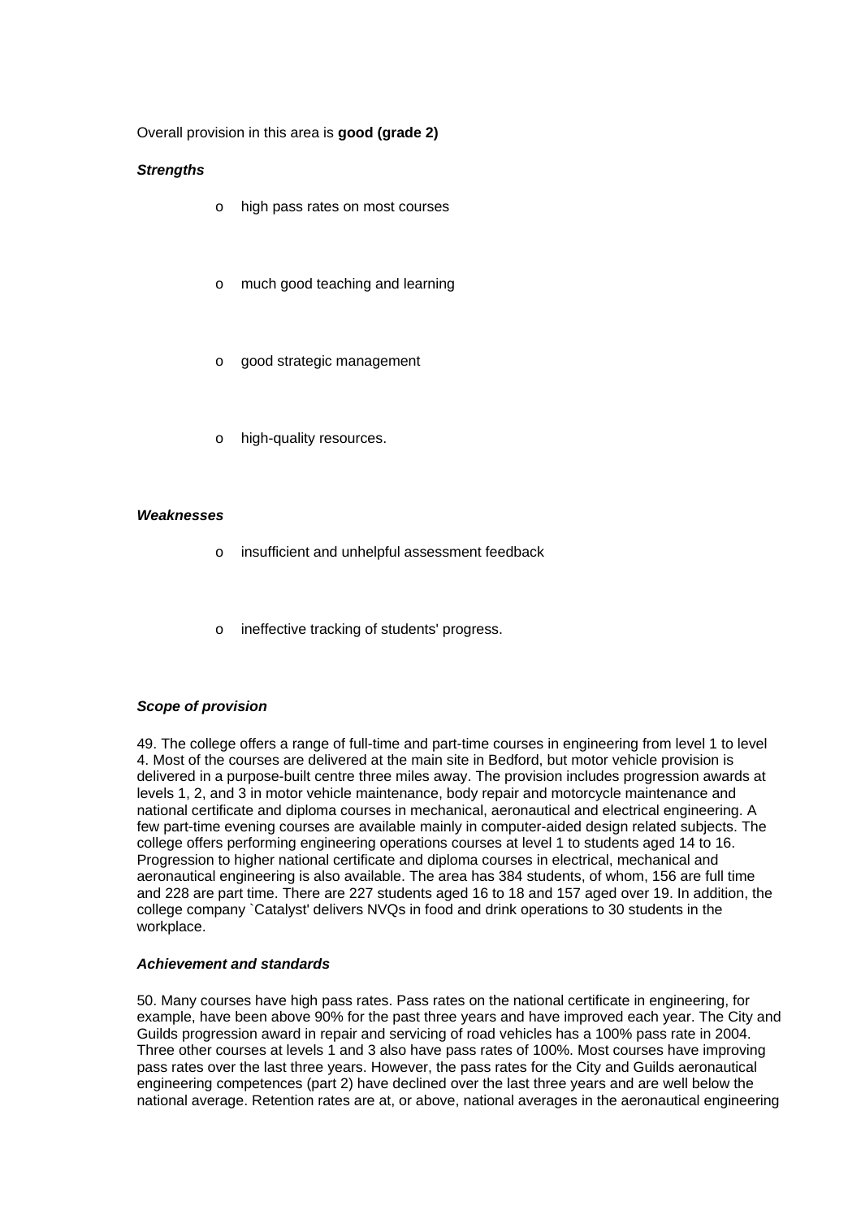Overall provision in this area is **good (grade 2)**

***Strengths***

- high pass rates on most courses
- much good teaching and learning
- good strategic management
- high-quality resources.

***Weaknesses***

- insufficient and unhelpful assessment feedback
- ineffective tracking of students' progress.

***Scope of provision***

49. The college offers a range of full-time and part-time courses in engineering from level 1 to level 4. Most of the courses are delivered at the main site in Bedford, but motor vehicle provision is delivered in a purpose-built centre three miles away. The provision includes progression awards at levels 1, 2, and 3 in motor vehicle maintenance, body repair and motorcycle maintenance and national certificate and diploma courses in mechanical, aeronautical and electrical engineering. A few part-time evening courses are available mainly in computer-aided design related subjects. The college offers performing engineering operations courses at level 1 to students aged 14 to 16. Progression to higher national certificate and diploma courses in electrical, mechanical and aeronautical engineering is also available. The area has 384 students, of whom, 156 are full time and 228 are part time. There are 227 students aged 16 to 18 and 157 aged over 19. In addition, the college company `Catalyst' delivers NVQs in food and drink operations to 30 students in the workplace.

***Achievement and standards***

50. Many courses have high pass rates. Pass rates on the national certificate in engineering, for example, have been above 90% for the past three years and have improved each year. The City and Guilds progression award in repair and servicing of road vehicles has a 100% pass rate in 2004. Three other courses at levels 1 and 3 also have pass rates of 100%. Most courses have improving pass rates over the last three years. However, the pass rates for the City and Guilds aeronautical engineering competences (part 2) have declined over the last three years and are well below the national average. Retention rates are at, or above, national averages in the aeronautical engineering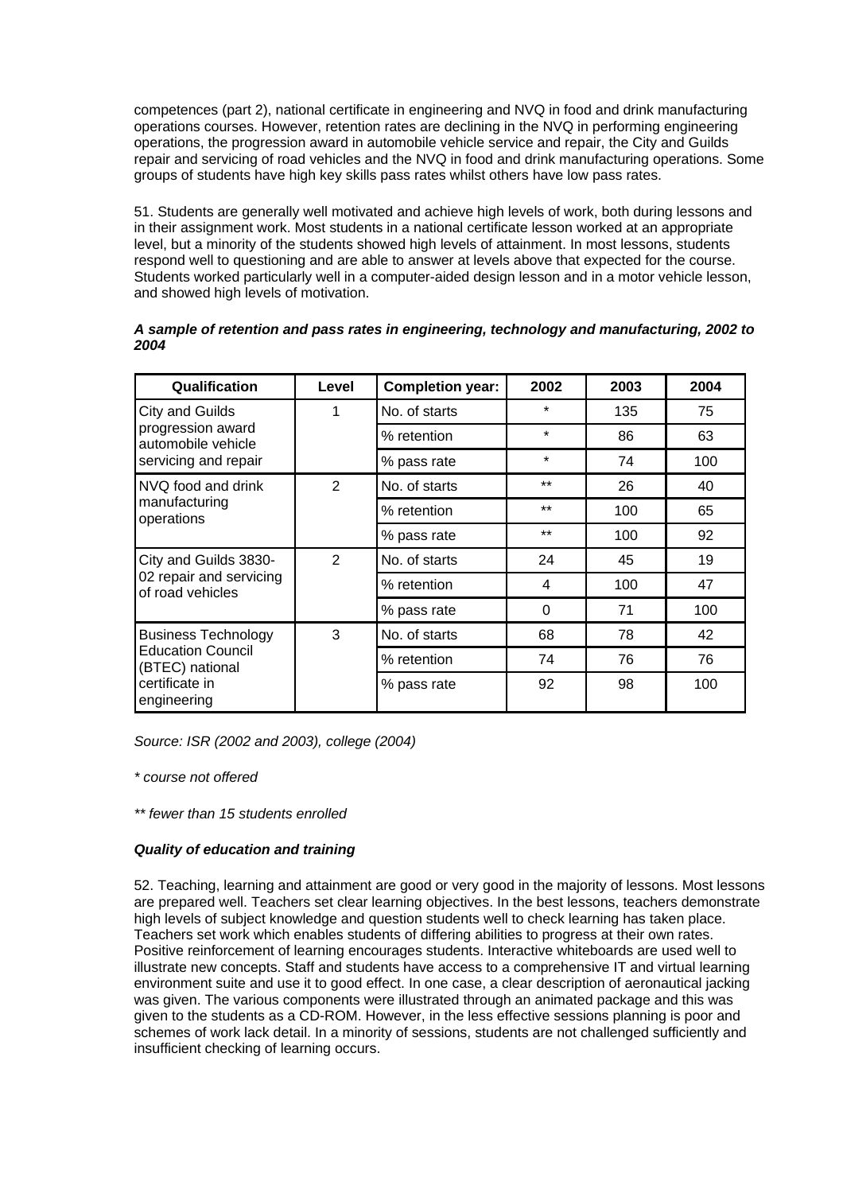competences (part 2), national certificate in engineering and NVQ in food and drink manufacturing operations courses. However, retention rates are declining in the NVQ in performing engineering operations, the progression award in automobile vehicle service and repair, the City and Guilds repair and servicing of road vehicles and the NVQ in food and drink manufacturing operations. Some groups of students have high key skills pass rates whilst others have low pass rates.

51. Students are generally well motivated and achieve high levels of work, both during lessons and in their assignment work. Most students in a national certificate lesson worked at an appropriate level, but a minority of the students showed high levels of attainment. In most lessons, students respond well to questioning and are able to answer at levels above that expected for the course. Students worked particularly well in a computer-aided design lesson and in a motor vehicle lesson, and showed high levels of motivation.

***A sample of retention and pass rates in engineering, technology and manufacturing, 2002 to 2004***

| Qualification | Level | Completion year: | 2002 | 2003 | 2004 |
|---|---|---|---|---|---|
| City and Guilds progression award automobile vehicle servicing and repair | 1 | No. of starts | * | 135 | 75 |
| | | % retention | * | 86 | 63 |
| | | % pass rate | * | 74 | 100 |
| NVQ food and drink manufacturing operations | 2 | No. of starts | ** | 26 | 40 |
| | | % retention | ** | 100 | 65 |
| | | % pass rate | ** | 100 | 92 |
| City and Guilds 3830-02 repair and servicing of road vehicles | 2 | No. of starts | 24 | 45 | 19 |
| | | % retention | 4 | 100 | 47 |
| | | % pass rate | 0 | 71 | 100 |
| Business Technology Education Council (BTEC) national certificate in engineering | 3 | No. of starts | 68 | 78 | 42 |
| | | % retention | 74 | 76 | 76 |
| | | % pass rate | 92 | 98 | 100 |

*Source: ISR (2002 and 2003), college (2004)*

*\* course not offered*

*\*\* fewer than 15 students enrolled*

***Quality of education and training***

52. Teaching, learning and attainment are good or very good in the majority of lessons. Most lessons are prepared well. Teachers set clear learning objectives. In the best lessons, teachers demonstrate high levels of subject knowledge and question students well to check learning has taken place. Teachers set work which enables students of differing abilities to progress at their own rates. Positive reinforcement of learning encourages students. Interactive whiteboards are used well to illustrate new concepts. Staff and students have access to a comprehensive IT and virtual learning environment suite and use it to good effect. In one case, a clear description of aeronautical jacking was given. The various components were illustrated through an animated package and this was given to the students as a CD-ROM. However, in the less effective sessions planning is poor and schemes of work lack detail. In a minority of sessions, students are not challenged sufficiently and insufficient checking of learning occurs.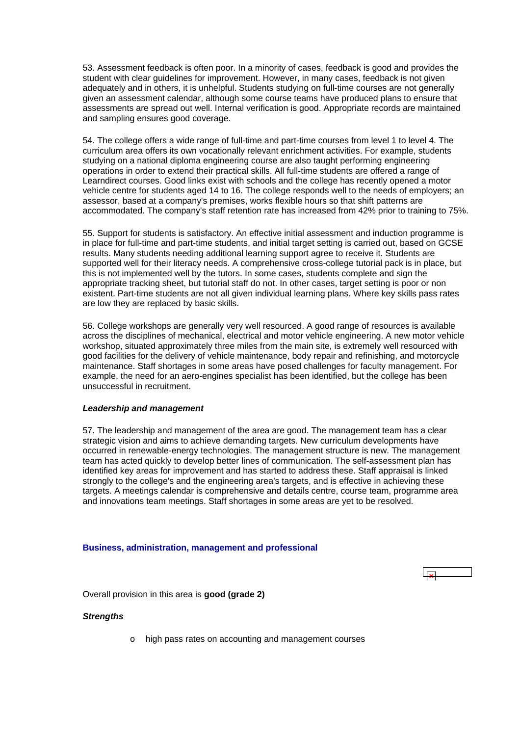53. Assessment feedback is often poor. In a minority of cases, feedback is good and provides the student with clear guidelines for improvement. However, in many cases, feedback is not given adequately and in others, it is unhelpful. Students studying on full-time courses are not generally given an assessment calendar, although some course teams have produced plans to ensure that assessments are spread out well. Internal verification is good. Appropriate records are maintained and sampling ensures good coverage.

54. The college offers a wide range of full-time and part-time courses from level 1 to level 4. The curriculum area offers its own vocationally relevant enrichment activities. For example, students studying on a national diploma engineering course are also taught performing engineering operations in order to extend their practical skills. All full-time students are offered a range of Learndirect courses. Good links exist with schools and the college has recently opened a motor vehicle centre for students aged 14 to 16. The college responds well to the needs of employers; an assessor, based at a company's premises, works flexible hours so that shift patterns are accommodated. The company's staff retention rate has increased from 42% prior to training to 75%.

55. Support for students is satisfactory. An effective initial assessment and induction programme is in place for full-time and part-time students, and initial target setting is carried out, based on GCSE results. Many students needing additional learning support agree to receive it. Students are supported well for their literacy needs. A comprehensive cross-college tutorial pack is in place, but this is not implemented well by the tutors. In some cases, students complete and sign the appropriate tracking sheet, but tutorial staff do not. In other cases, target setting is poor or non existent. Part-time students are not all given individual learning plans. Where key skills pass rates are low they are replaced by basic skills.

56. College workshops are generally very well resourced. A good range of resources is available across the disciplines of mechanical, electrical and motor vehicle engineering. A new motor vehicle workshop, situated approximately three miles from the main site, is extremely well resourced with good facilities for the delivery of vehicle maintenance, body repair and refinishing, and motorcycle maintenance. Staff shortages in some areas have posed challenges for faculty management. For example, the need for an aero-engines specialist has been identified, but the college has been unsuccessful in recruitment.

***Leadership and management***

57. The leadership and management of the area are good. The management team has a clear strategic vision and aims to achieve demanding targets. New curriculum developments have occurred in renewable-energy technologies. The management structure is new. The management team has acted quickly to develop better lines of communication. The self-assessment plan has identified key areas for improvement and has started to address these. Staff appraisal is linked strongly to the college's and the engineering area's targets, and is effective in achieving these targets. A meetings calendar is comprehensive and details centre, course team, programme area and innovations team meetings. Staff shortages in some areas are yet to be resolved.

### Business, administration, management and professional

Overall provision in this area is **good (grade 2)**

***Strengths***

- high pass rates on accounting and management courses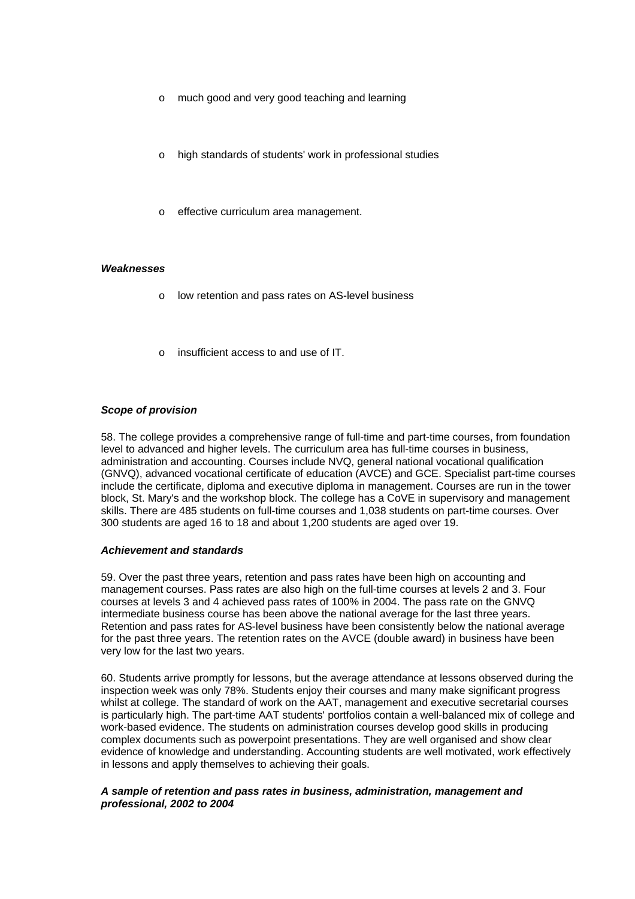- much good and very good teaching and learning
- high standards of students' work in professional studies
- effective curriculum area management.

***Weaknesses***

- low retention and pass rates on AS-level business
- insufficient access to and use of IT.

***Scope of provision***

58. The college provides a comprehensive range of full-time and part-time courses, from foundation level to advanced and higher levels. The curriculum area has full-time courses in business, administration and accounting. Courses include NVQ, general national vocational qualification (GNVQ), advanced vocational certificate of education (AVCE) and GCE. Specialist part-time courses include the certificate, diploma and executive diploma in management. Courses are run in the tower block, St. Mary's and the workshop block. The college has a CoVE in supervisory and management skills. There are 485 students on full-time courses and 1,038 students on part-time courses. Over 300 students are aged 16 to 18 and about 1,200 students are aged over 19.

***Achievement and standards***

59. Over the past three years, retention and pass rates have been high on accounting and management courses. Pass rates are also high on the full-time courses at levels 2 and 3. Four courses at levels 3 and 4 achieved pass rates of 100% in 2004. The pass rate on the GNVQ intermediate business course has been above the national average for the last three years. Retention and pass rates for AS-level business have been consistently below the national average for the past three years. The retention rates on the AVCE (double award) in business have been very low for the last two years.

60. Students arrive promptly for lessons, but the average attendance at lessons observed during the inspection week was only 78%. Students enjoy their courses and many make significant progress whilst at college. The standard of work on the AAT, management and executive secretarial courses is particularly high. The part-time AAT students' portfolios contain a well-balanced mix of college and work-based evidence. The students on administration courses develop good skills in producing complex documents such as powerpoint presentations. They are well organised and show clear evidence of knowledge and understanding. Accounting students are well motivated, work effectively in lessons and apply themselves to achieving their goals.

***A sample of retention and pass rates in business, administration, management and professional, 2002 to 2004***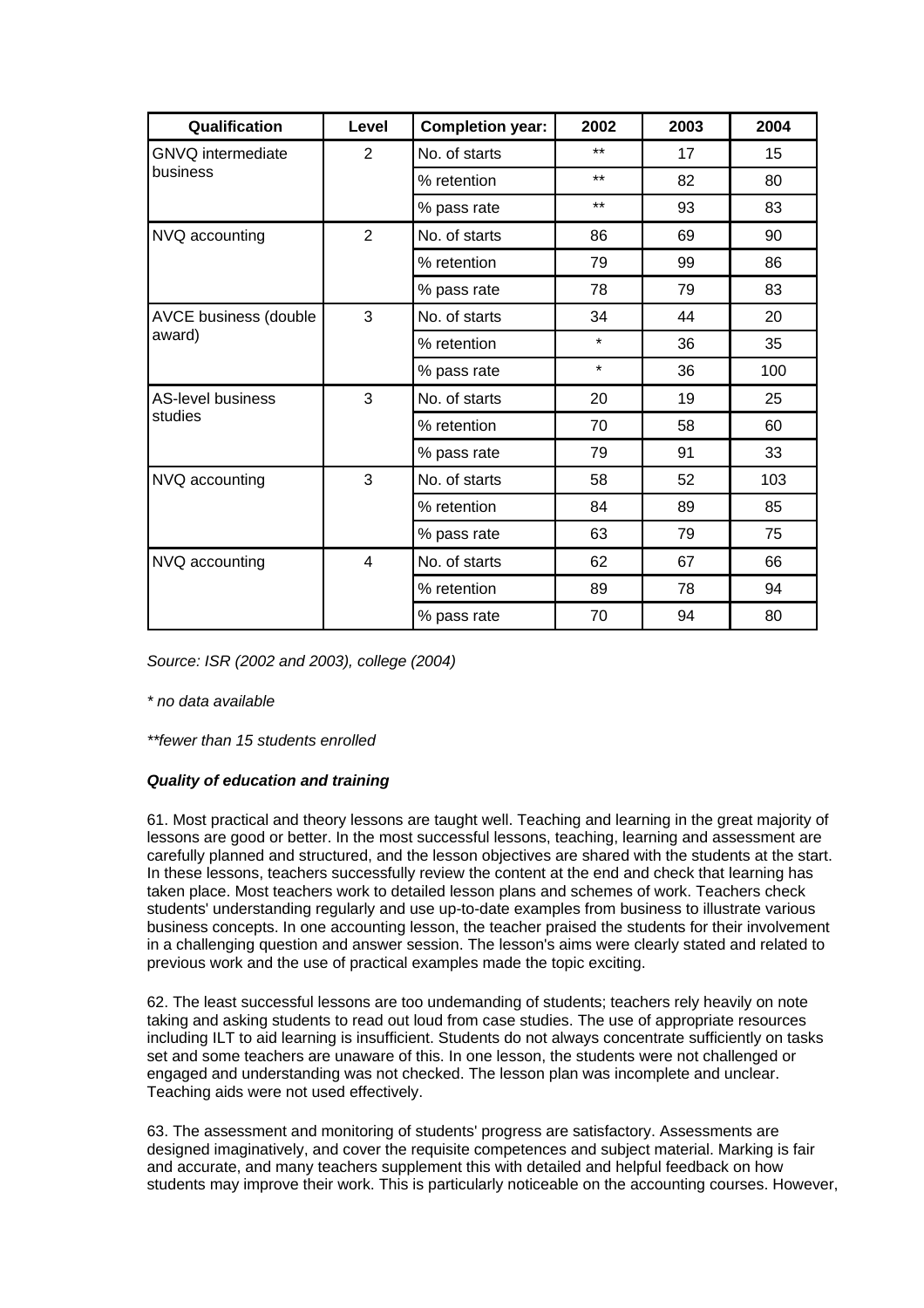| Qualification | Level | Completion year: | 2002 | 2003 | 2004 |
|---|---|---|---|---|---|
| GNVQ intermediate business | 2 | No. of starts | ** | 17 | 15 |
| | | % retention | ** | 82 | 80 |
| | | % pass rate | ** | 93 | 83 |
| NVQ accounting | 2 | No. of starts | 86 | 69 | 90 |
| | | % retention | 79 | 99 | 86 |
| | | % pass rate | 78 | 79 | 83 |
| AVCE business (double award) | 3 | No. of starts | 34 | 44 | 20 |
| | | % retention | * | 36 | 35 |
| | | % pass rate | * | 36 | 100 |
| AS-level business studies | 3 | No. of starts | 20 | 19 | 25 |
| | | % retention | 70 | 58 | 60 |
| | | % pass rate | 79 | 91 | 33 |
| NVQ accounting | 3 | No. of starts | 58 | 52 | 103 |
| | | % retention | 84 | 89 | 85 |
| | | % pass rate | 63 | 79 | 75 |
| NVQ accounting | 4 | No. of starts | 62 | 67 | 66 |
| | | % retention | 89 | 78 | 94 |
| | | % pass rate | 70 | 94 | 80 |

*Source: ISR (2002 and 2003), college (2004)*

*\* no data available*

*\*\*fewer than 15 students enrolled*

***Quality of education and training***

61. Most practical and theory lessons are taught well. Teaching and learning in the great majority of lessons are good or better. In the most successful lessons, teaching, learning and assessment are carefully planned and structured, and the lesson objectives are shared with the students at the start. In these lessons, teachers successfully review the content at the end and check that learning has taken place. Most teachers work to detailed lesson plans and schemes of work. Teachers check students' understanding regularly and use up-to-date examples from business to illustrate various business concepts. In one accounting lesson, the teacher praised the students for their involvement in a challenging question and answer session. The lesson's aims were clearly stated and related to previous work and the use of practical examples made the topic exciting.

62. The least successful lessons are too undemanding of students; teachers rely heavily on note taking and asking students to read out loud from case studies. The use of appropriate resources including ILT to aid learning is insufficient. Students do not always concentrate sufficiently on tasks set and some teachers are unaware of this. In one lesson, the students were not challenged or engaged and understanding was not checked. The lesson plan was incomplete and unclear. Teaching aids were not used effectively.

63. The assessment and monitoring of students' progress are satisfactory. Assessments are designed imaginatively, and cover the requisite competences and subject material. Marking is fair and accurate, and many teachers supplement this with detailed and helpful feedback on how students may improve their work. This is particularly noticeable on the accounting courses. However,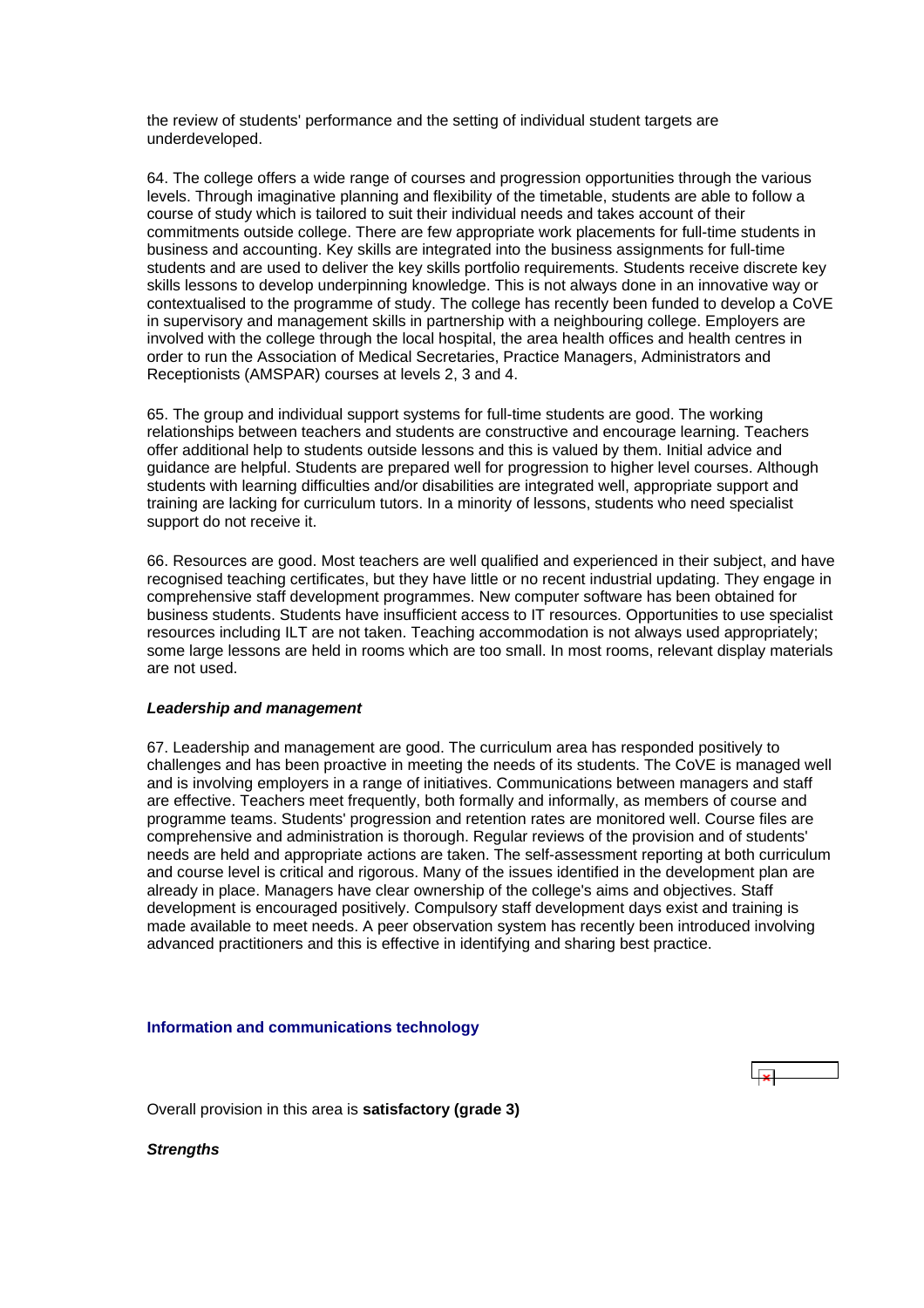the review of students' performance and the setting of individual student targets are underdeveloped.

64. The college offers a wide range of courses and progression opportunities through the various levels. Through imaginative planning and flexibility of the timetable, students are able to follow a course of study which is tailored to suit their individual needs and takes account of their commitments outside college. There are few appropriate work placements for full-time students in business and accounting. Key skills are integrated into the business assignments for full-time students and are used to deliver the key skills portfolio requirements. Students receive discrete key skills lessons to develop underpinning knowledge. This is not always done in an innovative way or contextualised to the programme of study. The college has recently been funded to develop a CoVE in supervisory and management skills in partnership with a neighbouring college. Employers are involved with the college through the local hospital, the area health offices and health centres in order to run the Association of Medical Secretaries, Practice Managers, Administrators and Receptionists (AMSPAR) courses at levels 2, 3 and 4.

65. The group and individual support systems for full-time students are good. The working relationships between teachers and students are constructive and encourage learning. Teachers offer additional help to students outside lessons and this is valued by them. Initial advice and guidance are helpful. Students are prepared well for progression to higher level courses. Although students with learning difficulties and/or disabilities are integrated well, appropriate support and training are lacking for curriculum tutors. In a minority of lessons, students who need specialist support do not receive it.

66. Resources are good. Most teachers are well qualified and experienced in their subject, and have recognised teaching certificates, but they have little or no recent industrial updating. They engage in comprehensive staff development programmes. New computer software has been obtained for business students. Students have insufficient access to IT resources. Opportunities to use specialist resources including ILT are not taken. Teaching accommodation is not always used appropriately; some large lessons are held in rooms which are too small. In most rooms, relevant display materials are not used.

***Leadership and management***

67. Leadership and management are good. The curriculum area has responded positively to challenges and has been proactive in meeting the needs of its students. The CoVE is managed well and is involving employers in a range of initiatives. Communications between managers and staff are effective. Teachers meet frequently, both formally and informally, as members of course and programme teams. Students' progression and retention rates are monitored well. Course files are comprehensive and administration is thorough. Regular reviews of the provision and of students' needs are held and appropriate actions are taken. The self-assessment reporting at both curriculum and course level is critical and rigorous. Many of the issues identified in the development plan are already in place. Managers have clear ownership of the college's aims and objectives. Staff development is encouraged positively. Compulsory staff development days exist and training is made available to meet needs. A peer observation system has recently been introduced involving advanced practitioners and this is effective in identifying and sharing best practice.

### Information and communications technology

Overall provision in this area is **satisfactory (grade 3)**

***Strengths***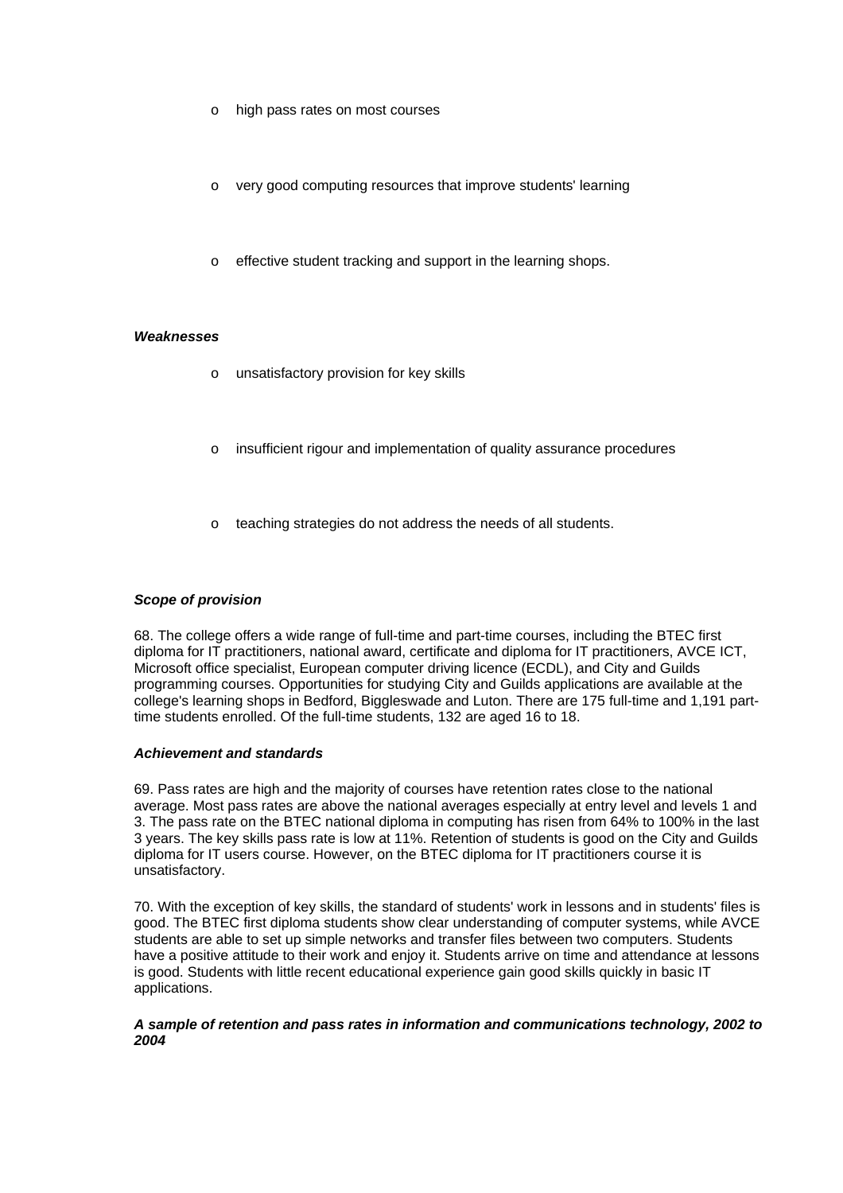- high pass rates on most courses
- very good computing resources that improve students' learning
- effective student tracking and support in the learning shops.

***Weaknesses***

- unsatisfactory provision for key skills
- insufficient rigour and implementation of quality assurance procedures
- teaching strategies do not address the needs of all students.

***Scope of provision***

68. The college offers a wide range of full-time and part-time courses, including the BTEC first diploma for IT practitioners, national award, certificate and diploma for IT practitioners, AVCE ICT, Microsoft office specialist, European computer driving licence (ECDL), and City and Guilds programming courses. Opportunities for studying City and Guilds applications are available at the college's learning shops in Bedford, Biggleswade and Luton. There are 175 full-time and 1,191 part-time students enrolled. Of the full-time students, 132 are aged 16 to 18.

***Achievement and standards***

69. Pass rates are high and the majority of courses have retention rates close to the national average. Most pass rates are above the national averages especially at entry level and levels 1 and 3. The pass rate on the BTEC national diploma in computing has risen from 64% to 100% in the last 3 years. The key skills pass rate is low at 11%. Retention of students is good on the City and Guilds diploma for IT users course. However, on the BTEC diploma for IT practitioners course it is unsatisfactory.

70. With the exception of key skills, the standard of students' work in lessons and in students' files is good. The BTEC first diploma students show clear understanding of computer systems, while AVCE students are able to set up simple networks and transfer files between two computers. Students have a positive attitude to their work and enjoy it. Students arrive on time and attendance at lessons is good. Students with little recent educational experience gain good skills quickly in basic IT applications.

***A sample of retention and pass rates in information and communications technology, 2002 to 2004***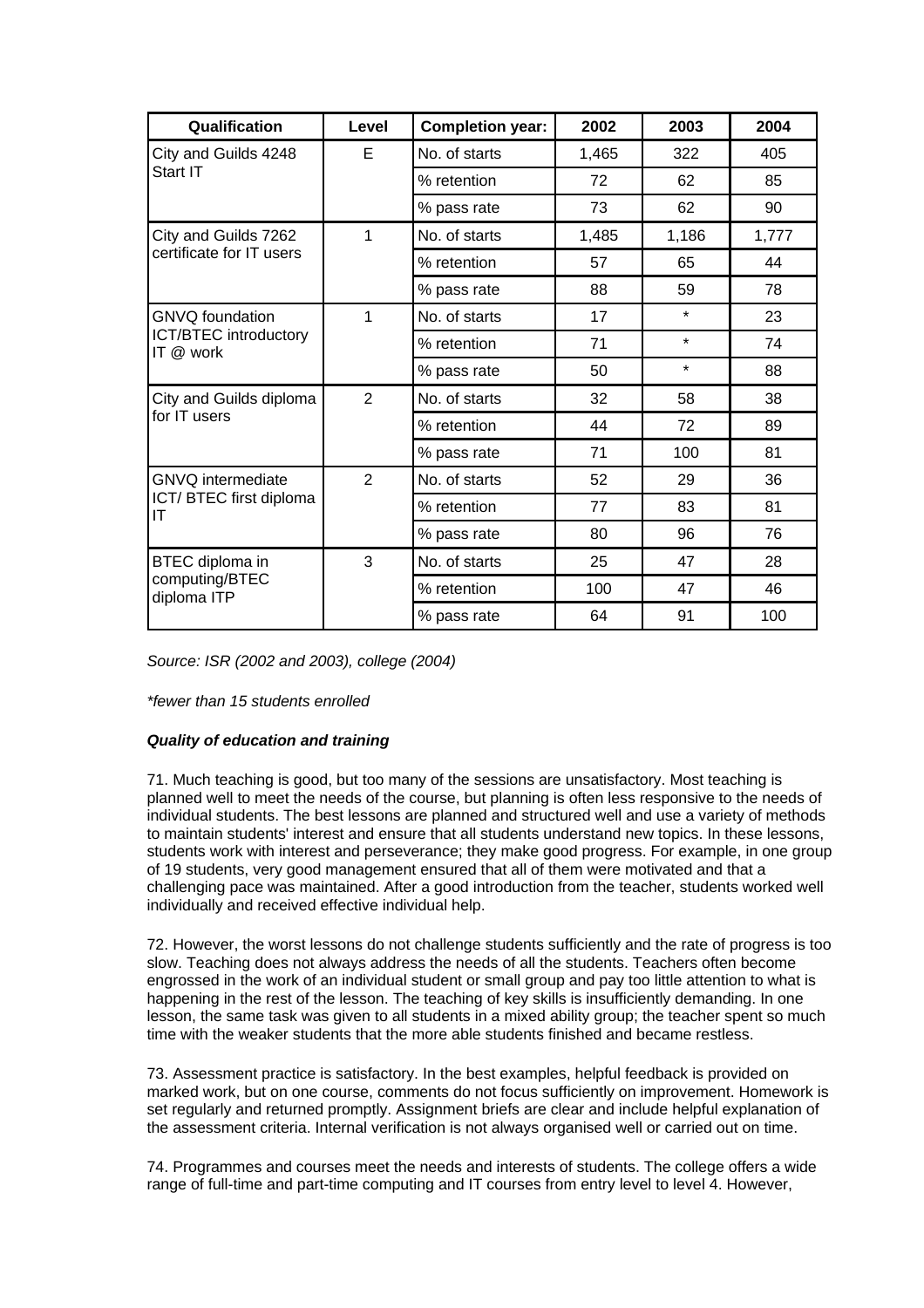| Qualification | Level | Completion year: | 2002 | 2003 | 2004 |
|---|---|---|---|---|---|
| City and Guilds 4248 Start IT | E | No. of starts | 1,465 | 322 | 405 |
| | | % retention | 72 | 62 | 85 |
| | | % pass rate | 73 | 62 | 90 |
| City and Guilds 7262 certificate for IT users | 1 | No. of starts | 1,485 | 1,186 | 1,777 |
| | | % retention | 57 | 65 | 44 |
| | | % pass rate | 88 | 59 | 78 |
| GNVQ foundation ICT/BTEC introductory IT @ work | 1 | No. of starts | 17 | * | 23 |
| | | % retention | 71 | * | 74 |
| | | % pass rate | 50 | * | 88 |
| City and Guilds diploma for IT users | 2 | No. of starts | 32 | 58 | 38 |
| | | % retention | 44 | 72 | 89 |
| | | % pass rate | 71 | 100 | 81 |
| GNVQ intermediate ICT/ BTEC first diploma IT | 2 | No. of starts | 52 | 29 | 36 |
| | | % retention | 77 | 83 | 81 |
| | | % pass rate | 80 | 96 | 76 |
| BTEC diploma in computing/BTEC diploma ITP | 3 | No. of starts | 25 | 47 | 28 |
| | | % retention | 100 | 47 | 46 |
| | | % pass rate | 64 | 91 | 100 |

*Source: ISR (2002 and 2003), college (2004)*

*\*fewer than 15 students enrolled*

***Quality of education and training***

71. Much teaching is good, but too many of the sessions are unsatisfactory. Most teaching is planned well to meet the needs of the course, but planning is often less responsive to the needs of individual students. The best lessons are planned and structured well and use a variety of methods to maintain students' interest and ensure that all students understand new topics. In these lessons, students work with interest and perseverance; they make good progress. For example, in one group of 19 students, very good management ensured that all of them were motivated and that a challenging pace was maintained. After a good introduction from the teacher, students worked well individually and received effective individual help.

72. However, the worst lessons do not challenge students sufficiently and the rate of progress is too slow. Teaching does not always address the needs of all the students. Teachers often become engrossed in the work of an individual student or small group and pay too little attention to what is happening in the rest of the lesson. The teaching of key skills is insufficiently demanding. In one lesson, the same task was given to all students in a mixed ability group; the teacher spent so much time with the weaker students that the more able students finished and became restless.

73. Assessment practice is satisfactory. In the best examples, helpful feedback is provided on marked work, but on one course, comments do not focus sufficiently on improvement. Homework is set regularly and returned promptly. Assignment briefs are clear and include helpful explanation of the assessment criteria. Internal verification is not always organised well or carried out on time.

74. Programmes and courses meet the needs and interests of students. The college offers a wide range of full-time and part-time computing and IT courses from entry level to level 4. However,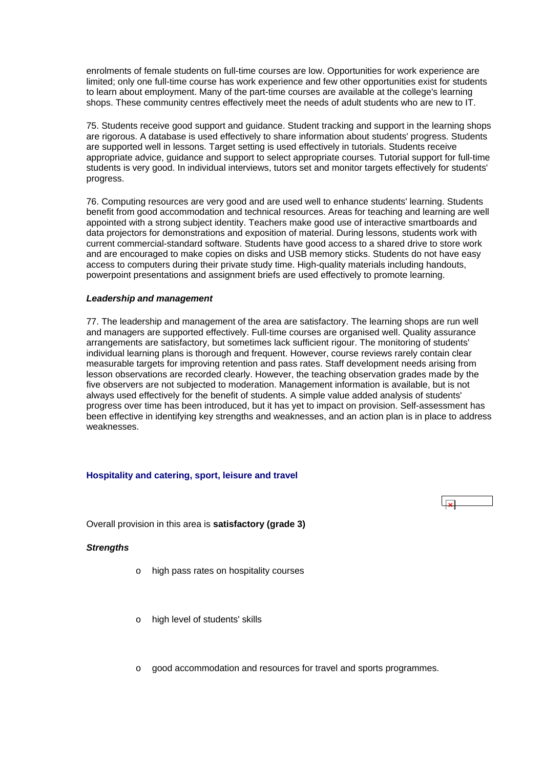enrolments of female students on full-time courses are low. Opportunities for work experience are limited; only one full-time course has work experience and few other opportunities exist for students to learn about employment. Many of the part-time courses are available at the college's learning shops. These community centres effectively meet the needs of adult students who are new to IT.

75. Students receive good support and guidance. Student tracking and support in the learning shops are rigorous. A database is used effectively to share information about students' progress. Students are supported well in lessons. Target setting is used effectively in tutorials. Students receive appropriate advice, guidance and support to select appropriate courses. Tutorial support for full-time students is very good. In individual interviews, tutors set and monitor targets effectively for students' progress.

76. Computing resources are very good and are used well to enhance students' learning. Students benefit from good accommodation and technical resources. Areas for teaching and learning are well appointed with a strong subject identity. Teachers make good use of interactive smartboards and data projectors for demonstrations and exposition of material. During lessons, students work with current commercial-standard software. Students have good access to a shared drive to store work and are encouraged to make copies on disks and USB memory sticks. Students do not have easy access to computers during their private study time. High-quality materials including handouts, powerpoint presentations and assignment briefs are used effectively to promote learning.

***Leadership and management***

77. The leadership and management of the area are satisfactory. The learning shops are run well and managers are supported effectively. Full-time courses are organised well. Quality assurance arrangements are satisfactory, but sometimes lack sufficient rigour. The monitoring of students' individual learning plans is thorough and frequent. However, course reviews rarely contain clear measurable targets for improving retention and pass rates. Staff development needs arising from lesson observations are recorded clearly. However, the teaching observation grades made by the five observers are not subjected to moderation. Management information is available, but is not always used effectively for the benefit of students. A simple value added analysis of students' progress over time has been introduced, but it has yet to impact on provision. Self-assessment has been effective in identifying key strengths and weaknesses, and an action plan is in place to address weaknesses.

### Hospitality and catering, sport, leisure and travel

Overall provision in this area is **satisfactory (grade 3)**

***Strengths***

- high pass rates on hospitality courses
- high level of students' skills
- good accommodation and resources for travel and sports programmes.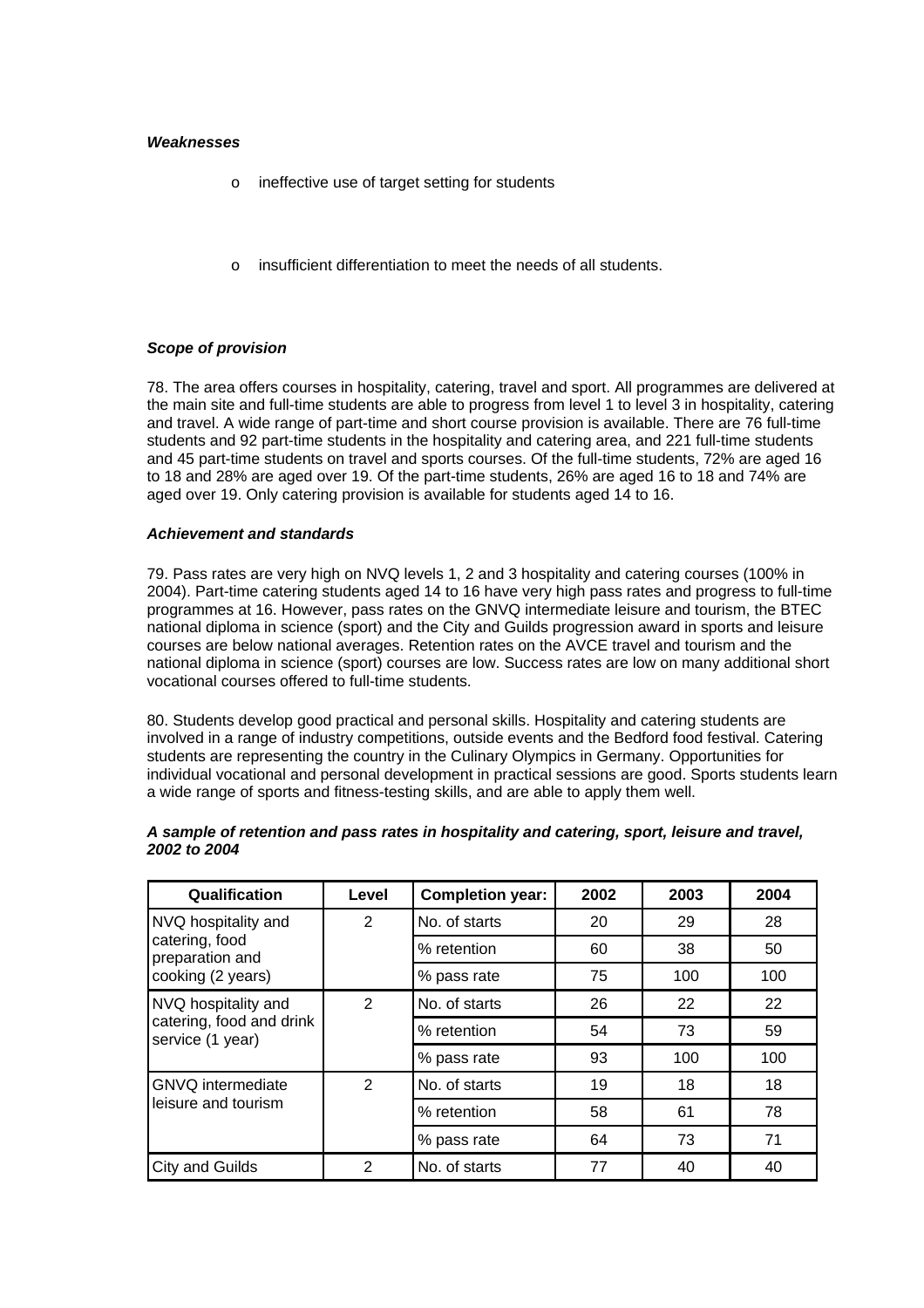***Weaknesses***

- ineffective use of target setting for students
- insufficient differentiation to meet the needs of all students.

***Scope of provision***

78. The area offers courses in hospitality, catering, travel and sport. All programmes are delivered at the main site and full-time students are able to progress from level 1 to level 3 in hospitality, catering and travel. A wide range of part-time and short course provision is available. There are 76 full-time students and 92 part-time students in the hospitality and catering area, and 221 full-time students and 45 part-time students on travel and sports courses. Of the full-time students, 72% are aged 16 to 18 and 28% are aged over 19. Of the part-time students, 26% are aged 16 to 18 and 74% are aged over 19. Only catering provision is available for students aged 14 to 16.

***Achievement and standards***

79. Pass rates are very high on NVQ levels 1, 2 and 3 hospitality and catering courses (100% in 2004). Part-time catering students aged 14 to 16 have very high pass rates and progress to full-time programmes at 16. However, pass rates on the GNVQ intermediate leisure and tourism, the BTEC national diploma in science (sport) and the City and Guilds progression award in sports and leisure courses are below national averages. Retention rates on the AVCE travel and tourism and the national diploma in science (sport) courses are low. Success rates are low on many additional short vocational courses offered to full-time students.

80. Students develop good practical and personal skills. Hospitality and catering students are involved in a range of industry competitions, outside events and the Bedford food festival. Catering students are representing the country in the Culinary Olympics in Germany. Opportunities for individual vocational and personal development in practical sessions are good. Sports students learn a wide range of sports and fitness-testing skills, and are able to apply them well.

***A sample of retention and pass rates in hospitality and catering, sport, leisure and travel, 2002 to 2004***

| Qualification | Level | Completion year: | 2002 | 2003 | 2004 |
|---|---|---|---|---|---|
| NVQ hospitality and catering, food preparation and cooking (2 years) | 2 | No. of starts | 20 | 29 | 28 |
| | | % retention | 60 | 38 | 50 |
| | | % pass rate | 75 | 100 | 100 |
| NVQ hospitality and catering, food and drink service (1 year) | 2 | No. of starts | 26 | 22 | 22 |
| | | % retention | 54 | 73 | 59 |
| | | % pass rate | 93 | 100 | 100 |
| GNVQ intermediate leisure and tourism | 2 | No. of starts | 19 | 18 | 18 |
| | | % retention | 58 | 61 | 78 |
| | | % pass rate | 64 | 73 | 71 |
| City and Guilds | 2 | No. of starts | 77 | 40 | 40 |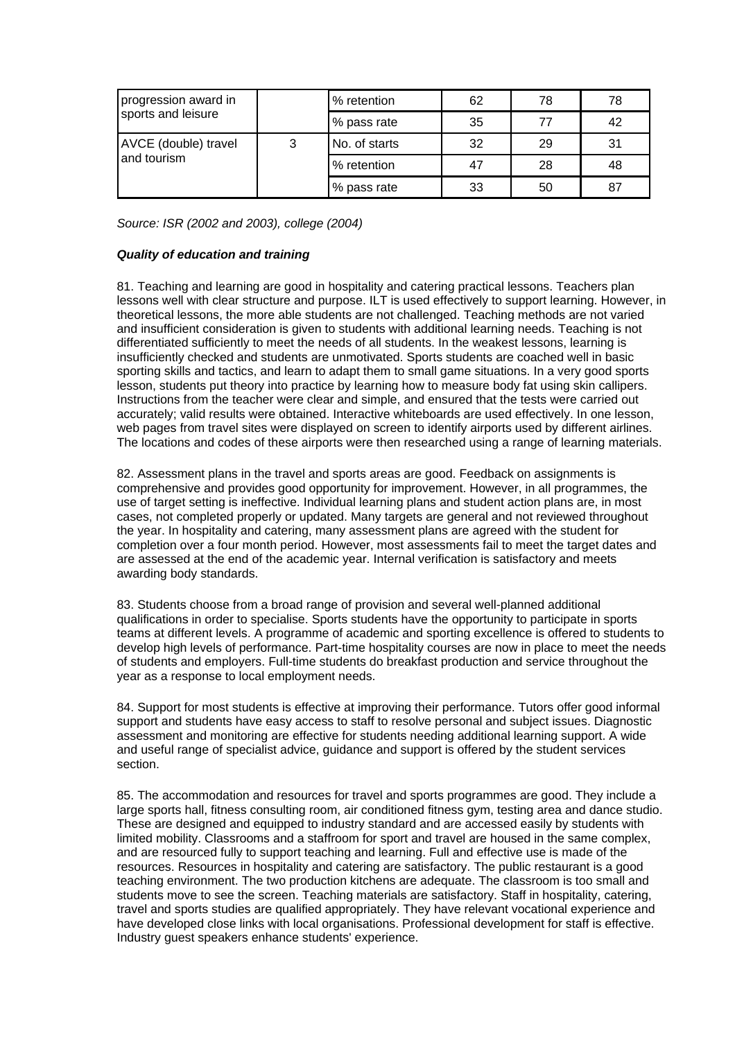| | | | | | |
|---|---|---|---|---|---|
| progression award in sports and leisure | | % retention | 62 | 78 | 78 |
| | | % pass rate | 35 | 77 | 42 |
| AVCE (double) travel and tourism | 3 | No. of starts | 32 | 29 | 31 |
| | | % retention | 47 | 28 | 48 |
| | | % pass rate | 33 | 50 | 87 |

*Source: ISR (2002 and 2003), college (2004)*

***Quality of education and training***

81. Teaching and learning are good in hospitality and catering practical lessons. Teachers plan lessons well with clear structure and purpose. ILT is used effectively to support learning. However, in theoretical lessons, the more able students are not challenged. Teaching methods are not varied and insufficient consideration is given to students with additional learning needs. Teaching is not differentiated sufficiently to meet the needs of all students. In the weakest lessons, learning is insufficiently checked and students are unmotivated. Sports students are coached well in basic sporting skills and tactics, and learn to adapt them to small game situations. In a very good sports lesson, students put theory into practice by learning how to measure body fat using skin callipers. Instructions from the teacher were clear and simple, and ensured that the tests were carried out accurately; valid results were obtained. Interactive whiteboards are used effectively. In one lesson, web pages from travel sites were displayed on screen to identify airports used by different airlines. The locations and codes of these airports were then researched using a range of learning materials.

82. Assessment plans in the travel and sports areas are good. Feedback on assignments is comprehensive and provides good opportunity for improvement. However, in all programmes, the use of target setting is ineffective. Individual learning plans and student action plans are, in most cases, not completed properly or updated. Many targets are general and not reviewed throughout the year. In hospitality and catering, many assessment plans are agreed with the student for completion over a four month period. However, most assessments fail to meet the target dates and are assessed at the end of the academic year. Internal verification is satisfactory and meets awarding body standards.

83. Students choose from a broad range of provision and several well-planned additional qualifications in order to specialise. Sports students have the opportunity to participate in sports teams at different levels. A programme of academic and sporting excellence is offered to students to develop high levels of performance. Part-time hospitality courses are now in place to meet the needs of students and employers. Full-time students do breakfast production and service throughout the year as a response to local employment needs.

84. Support for most students is effective at improving their performance. Tutors offer good informal support and students have easy access to staff to resolve personal and subject issues. Diagnostic assessment and monitoring are effective for students needing additional learning support. A wide and useful range of specialist advice, guidance and support is offered by the student services section.

85. The accommodation and resources for travel and sports programmes are good. They include a large sports hall, fitness consulting room, air conditioned fitness gym, testing area and dance studio. These are designed and equipped to industry standard and are accessed easily by students with limited mobility. Classrooms and a staffroom for sport and travel are housed in the same complex, and are resourced fully to support teaching and learning. Full and effective use is made of the resources. Resources in hospitality and catering are satisfactory. The public restaurant is a good teaching environment. The two production kitchens are adequate. The classroom is too small and students move to see the screen. Teaching materials are satisfactory. Staff in hospitality, catering, travel and sports studies are qualified appropriately. They have relevant vocational experience and have developed close links with local organisations. Professional development for staff is effective. Industry guest speakers enhance students' experience.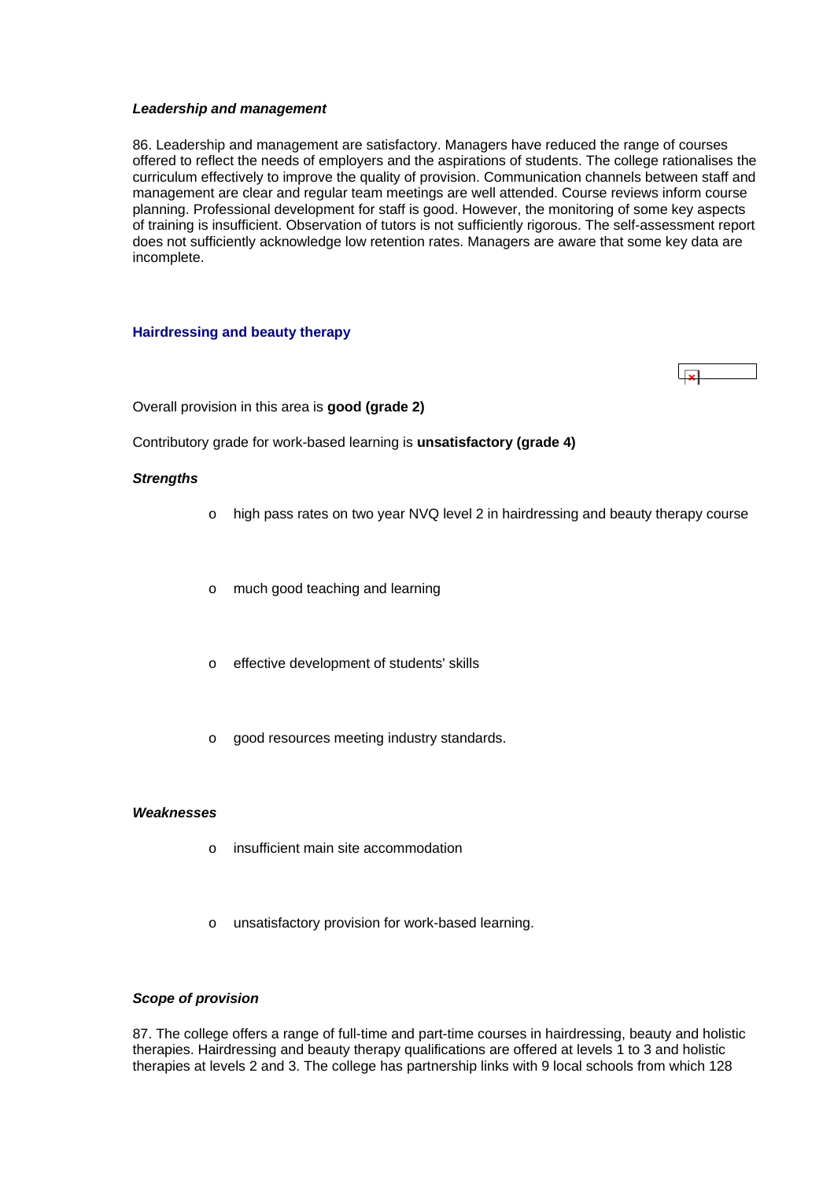***Leadership and management***

86. Leadership and management are satisfactory. Managers have reduced the range of courses offered to reflect the needs of employers and the aspirations of students. The college rationalises the curriculum effectively to improve the quality of provision. Communication channels between staff and management are clear and regular team meetings are well attended. Course reviews inform course planning. Professional development for staff is good. However, the monitoring of some key aspects of training is insufficient. Observation of tutors is not sufficiently rigorous. The self-assessment report does not sufficiently acknowledge low retention rates. Managers are aware that some key data are incomplete.

**Hairdressing and beauty therapy**

Overall provision in this area is **good (grade 2)**

Contributory grade for work-based learning is **unsatisfactory (grade 4)**

***Strengths***

- high pass rates on two year NVQ level 2 in hairdressing and beauty therapy course
- much good teaching and learning
- effective development of students' skills
- good resources meeting industry standards.

***Weaknesses***

- insufficient main site accommodation
- unsatisfactory provision for work-based learning.

***Scope of provision***

87. The college offers a range of full-time and part-time courses in hairdressing, beauty and holistic therapies. Hairdressing and beauty therapy qualifications are offered at levels 1 to 3 and holistic therapies at levels 2 and 3. The college has partnership links with 9 local schools from which 128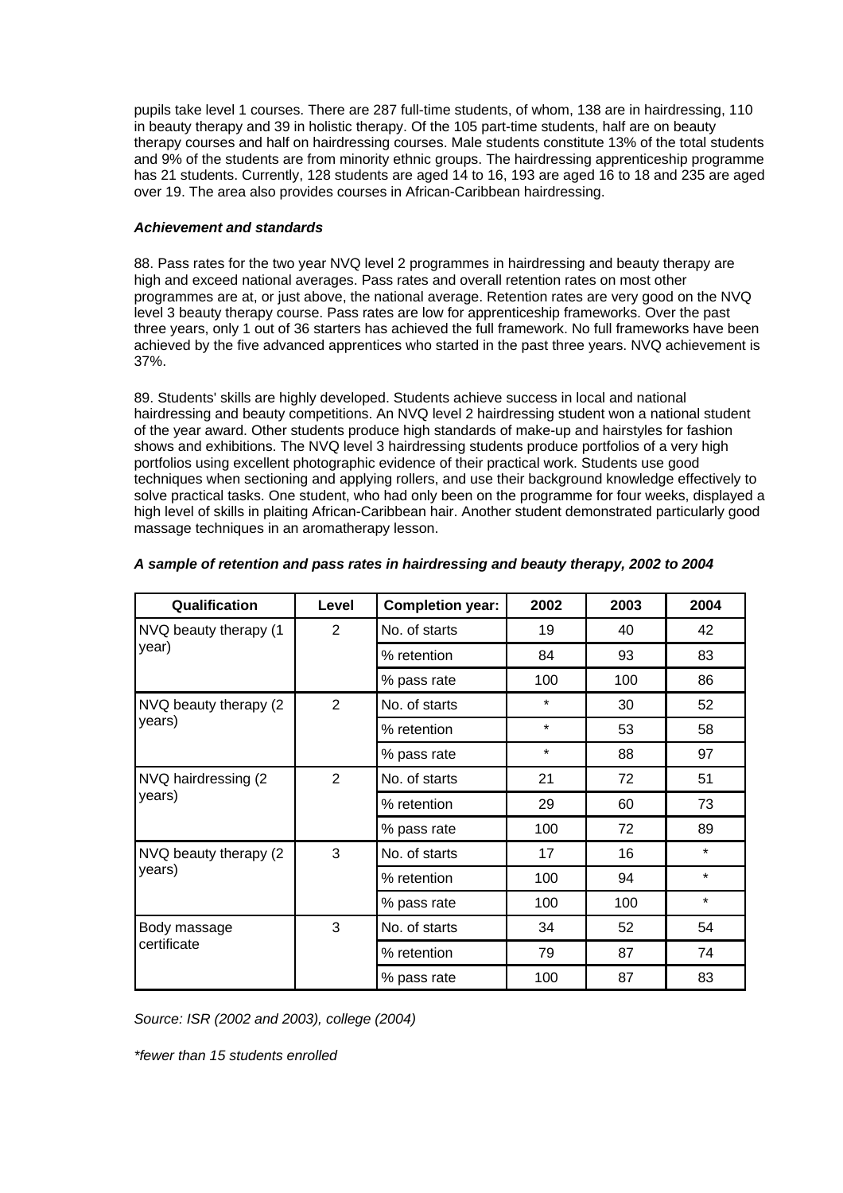pupils take level 1 courses. There are 287 full-time students, of whom, 138 are in hairdressing, 110 in beauty therapy and 39 in holistic therapy. Of the 105 part-time students, half are on beauty therapy courses and half on hairdressing courses. Male students constitute 13% of the total students and 9% of the students are from minority ethnic groups. The hairdressing apprenticeship programme has 21 students. Currently, 128 students are aged 14 to 16, 193 are aged 16 to 18 and 235 are aged over 19. The area also provides courses in African-Caribbean hairdressing.

***Achievement and standards***

88. Pass rates for the two year NVQ level 2 programmes in hairdressing and beauty therapy are high and exceed national averages. Pass rates and overall retention rates on most other programmes are at, or just above, the national average. Retention rates are very good on the NVQ level 3 beauty therapy course. Pass rates are low for apprenticeship frameworks. Over the past three years, only 1 out of 36 starters has achieved the full framework. No full frameworks have been achieved by the five advanced apprentices who started in the past three years. NVQ achievement is 37%.

89. Students' skills are highly developed. Students achieve success in local and national hairdressing and beauty competitions. An NVQ level 2 hairdressing student won a national student of the year award. Other students produce high standards of make-up and hairstyles for fashion shows and exhibitions. The NVQ level 3 hairdressing students produce portfolios of a very high portfolios using excellent photographic evidence of their practical work. Students use good techniques when sectioning and applying rollers, and use their background knowledge effectively to solve practical tasks. One student, who had only been on the programme for four weeks, displayed a high level of skills in plaiting African-Caribbean hair. Another student demonstrated particularly good massage techniques in an aromatherapy lesson.

***A sample of retention and pass rates in hairdressing and beauty therapy, 2002 to 2004***

| Qualification | Level | Completion year: | 2002 | 2003 | 2004 |
|---|---|---|---|---|---|
| NVQ beauty therapy (1 year) | 2 | No. of starts | 19 | 40 | 42 |
| | | % retention | 84 | 93 | 83 |
| | | % pass rate | 100 | 100 | 86 |
| NVQ beauty therapy (2 years) | 2 | No. of starts | * | 30 | 52 |
| | | % retention | * | 53 | 58 |
| | | % pass rate | * | 88 | 97 |
| NVQ hairdressing (2 years) | 2 | No. of starts | 21 | 72 | 51 |
| | | % retention | 29 | 60 | 73 |
| | | % pass rate | 100 | 72 | 89 |
| NVQ beauty therapy (2 years) | 3 | No. of starts | 17 | 16 | * |
| | | % retention | 100 | 94 | * |
| | | % pass rate | 100 | 100 | * |
| Body massage certificate | 3 | No. of starts | 34 | 52 | 54 |
| | | % retention | 79 | 87 | 74 |
| | | % pass rate | 100 | 87 | 83 |

*Source: ISR (2002 and 2003), college (2004)*

*\*fewer than 15 students enrolled*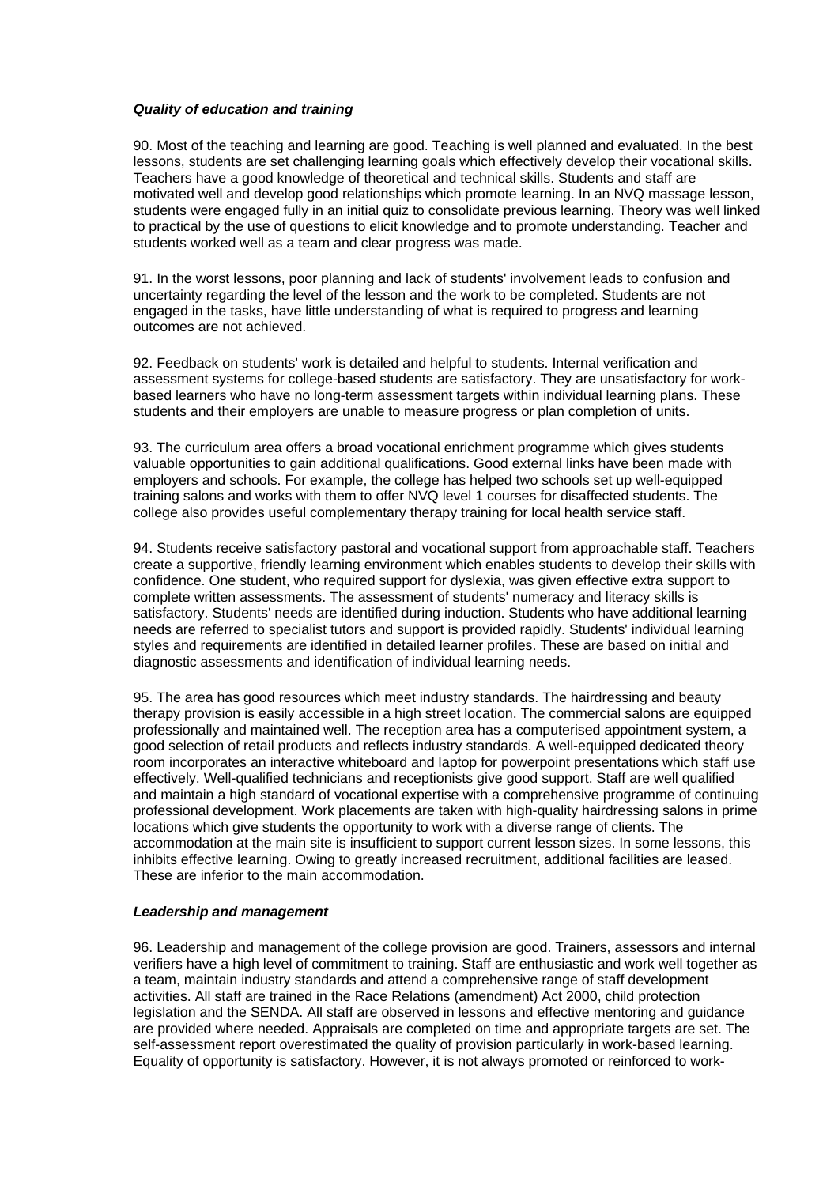### *Quality of education and training*

90. Most of the teaching and learning are good. Teaching is well planned and evaluated. In the best lessons, students are set challenging learning goals which effectively develop their vocational skills. Teachers have a good knowledge of theoretical and technical skills. Students and staff are motivated well and develop good relationships which promote learning. In an NVQ massage lesson, students were engaged fully in an initial quiz to consolidate previous learning. Theory was well linked to practical by the use of questions to elicit knowledge and to promote understanding. Teacher and students worked well as a team and clear progress was made.

91. In the worst lessons, poor planning and lack of students' involvement leads to confusion and uncertainty regarding the level of the lesson and the work to be completed. Students are not engaged in the tasks, have little understanding of what is required to progress and learning outcomes are not achieved.

92. Feedback on students' work is detailed and helpful to students. Internal verification and assessment systems for college-based students are satisfactory. They are unsatisfactory for work-based learners who have no long-term assessment targets within individual learning plans. These students and their employers are unable to measure progress or plan completion of units.

93. The curriculum area offers a broad vocational enrichment programme which gives students valuable opportunities to gain additional qualifications. Good external links have been made with employers and schools. For example, the college has helped two schools set up well-equipped training salons and works with them to offer NVQ level 1 courses for disaffected students. The college also provides useful complementary therapy training for local health service staff.

94. Students receive satisfactory pastoral and vocational support from approachable staff. Teachers create a supportive, friendly learning environment which enables students to develop their skills with confidence. One student, who required support for dyslexia, was given effective extra support to complete written assessments. The assessment of students' numeracy and literacy skills is satisfactory. Students' needs are identified during induction. Students who have additional learning needs are referred to specialist tutors and support is provided rapidly. Students' individual learning styles and requirements are identified in detailed learner profiles. These are based on initial and diagnostic assessments and identification of individual learning needs.

95. The area has good resources which meet industry standards. The hairdressing and beauty therapy provision is easily accessible in a high street location. The commercial salons are equipped professionally and maintained well. The reception area has a computerised appointment system, a good selection of retail products and reflects industry standards. A well-equipped dedicated theory room incorporates an interactive whiteboard and laptop for powerpoint presentations which staff use effectively. Well-qualified technicians and receptionists give good support. Staff are well qualified and maintain a high standard of vocational expertise with a comprehensive programme of continuing professional development. Work placements are taken with high-quality hairdressing salons in prime locations which give students the opportunity to work with a diverse range of clients. The accommodation at the main site is insufficient to support current lesson sizes. In some lessons, this inhibits effective learning. Owing to greatly increased recruitment, additional facilities are leased. These are inferior to the main accommodation.

### *Leadership and management*

96. Leadership and management of the college provision are good. Trainers, assessors and internal verifiers have a high level of commitment to training. Staff are enthusiastic and work well together as a team, maintain industry standards and attend a comprehensive range of staff development activities. All staff are trained in the Race Relations (amendment) Act 2000, child protection legislation and the SENDA. All staff are observed in lessons and effective mentoring and guidance are provided where needed. Appraisals are completed on time and appropriate targets are set. The self-assessment report overestimated the quality of provision particularly in work-based learning. Equality of opportunity is satisfactory. However, it is not always promoted or reinforced to work-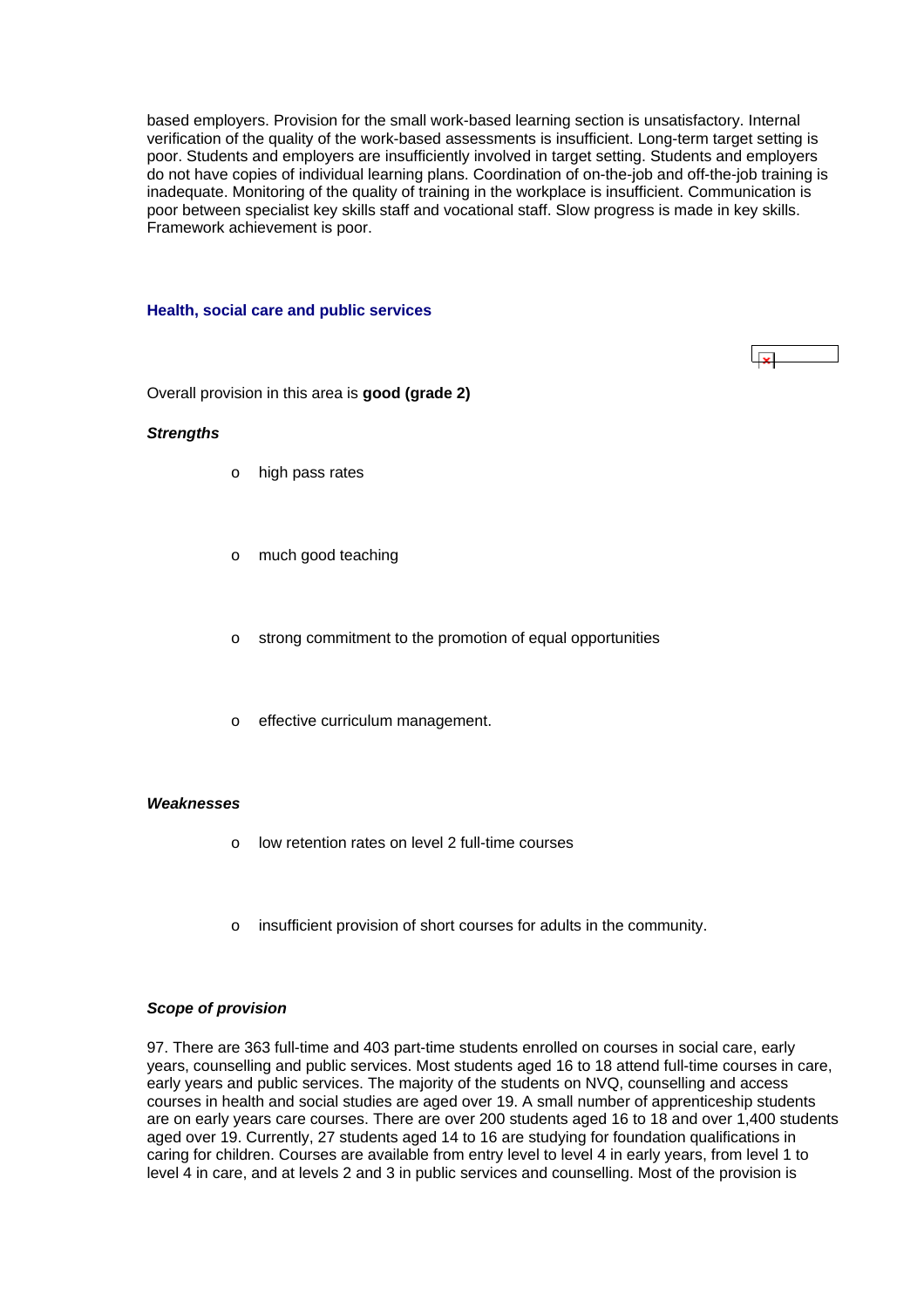based employers. Provision for the small work-based learning section is unsatisfactory. Internal verification of the quality of the work-based assessments is insufficient. Long-term target setting is poor. Students and employers are insufficiently involved in target setting. Students and employers do not have copies of individual learning plans. Coordination of on-the-job and off-the-job training is inadequate. Monitoring of the quality of training in the workplace is insufficient. Communication is poor between specialist key skills staff and vocational staff. Slow progress is made in key skills. Framework achievement is poor.

### Health, social care and public services

Overall provision in this area is **good (grade 2)**

***Strengths***

- high pass rates
- much good teaching
- strong commitment to the promotion of equal opportunities
- effective curriculum management.

***Weaknesses***

- low retention rates on level 2 full-time courses
- insufficient provision of short courses for adults in the community.

***Scope of provision***

97. There are 363 full-time and 403 part-time students enrolled on courses in social care, early years, counselling and public services. Most students aged 16 to 18 attend full-time courses in care, early years and public services. The majority of the students on NVQ, counselling and access courses in health and social studies are aged over 19. A small number of apprenticeship students are on early years care courses. There are over 200 students aged 16 to 18 and over 1,400 students aged over 19. Currently, 27 students aged 14 to 16 are studying for foundation qualifications in caring for children. Courses are available from entry level to level 4 in early years, from level 1 to level 4 in care, and at levels 2 and 3 in public services and counselling. Most of the provision is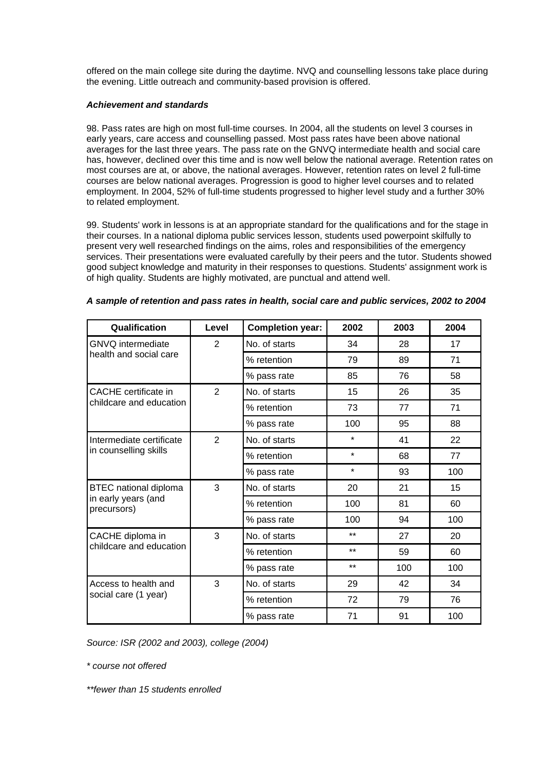offered on the main college site during the daytime. NVQ and counselling lessons take place during the evening. Little outreach and community-based provision is offered.

***Achievement and standards***

98. Pass rates are high on most full-time courses. In 2004, all the students on level 3 courses in early years, care access and counselling passed. Most pass rates have been above national averages for the last three years. The pass rate on the GNVQ intermediate health and social care has, however, declined over this time and is now well below the national average. Retention rates on most courses are at, or above, the national averages. However, retention rates on level 2 full-time courses are below national averages. Progression is good to higher level courses and to related employment. In 2004, 52% of full-time students progressed to higher level study and a further 30% to related employment.

99. Students' work in lessons is at an appropriate standard for the qualifications and for the stage in their courses. In a national diploma public services lesson, students used powerpoint skilfully to present very well researched findings on the aims, roles and responsibilities of the emergency services. Their presentations were evaluated carefully by their peers and the tutor. Students showed good subject knowledge and maturity in their responses to questions. Students' assignment work is of high quality. Students are highly motivated, are punctual and attend well.

***A sample of retention and pass rates in health, social care and public services, 2002 to 2004***

| Qualification | Level | Completion year: | 2002 | 2003 | 2004 |
|---|---|---|---|---|---|
| GNVQ intermediate health and social care | 2 | No. of starts | 34 | 28 | 17 |
| | | % retention | 79 | 89 | 71 |
| | | % pass rate | 85 | 76 | 58 |
| CACHE certificate in childcare and education | 2 | No. of starts | 15 | 26 | 35 |
| | | % retention | 73 | 77 | 71 |
| | | % pass rate | 100 | 95 | 88 |
| Intermediate certificate in counselling skills | 2 | No. of starts | * | 41 | 22 |
| | | % retention | * | 68 | 77 |
| | | % pass rate | * | 93 | 100 |
| BTEC national diploma in early years (and precursors) | 3 | No. of starts | 20 | 21 | 15 |
| | | % retention | 100 | 81 | 60 |
| | | % pass rate | 100 | 94 | 100 |
| CACHE diploma in childcare and education | 3 | No. of starts | ** | 27 | 20 |
| | | % retention | ** | 59 | 60 |
| | | % pass rate | ** | 100 | 100 |
| Access to health and social care (1 year) | 3 | No. of starts | 29 | 42 | 34 |
| | | % retention | 72 | 79 | 76 |
| | | % pass rate | 71 | 91 | 100 |

*Source: ISR (2002 and 2003), college (2004)*

*\* course not offered*

*\*\*fewer than 15 students enrolled*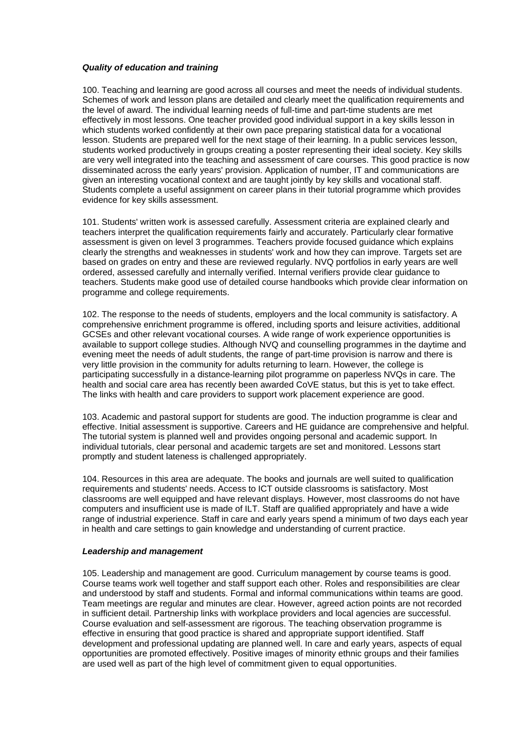***Quality of education and training***

100. Teaching and learning are good across all courses and meet the needs of individual students. Schemes of work and lesson plans are detailed and clearly meet the qualification requirements and the level of award. The individual learning needs of full-time and part-time students are met effectively in most lessons. One teacher provided good individual support in a key skills lesson in which students worked confidently at their own pace preparing statistical data for a vocational lesson. Students are prepared well for the next stage of their learning. In a public services lesson, students worked productively in groups creating a poster representing their ideal society. Key skills are very well integrated into the teaching and assessment of care courses. This good practice is now disseminated across the early years' provision. Application of number, IT and communications are given an interesting vocational context and are taught jointly by key skills and vocational staff. Students complete a useful assignment on career plans in their tutorial programme which provides evidence for key skills assessment.

101. Students' written work is assessed carefully. Assessment criteria are explained clearly and teachers interpret the qualification requirements fairly and accurately. Particularly clear formative assessment is given on level 3 programmes. Teachers provide focused guidance which explains clearly the strengths and weaknesses in students' work and how they can improve. Targets set are based on grades on entry and these are reviewed regularly. NVQ portfolios in early years are well ordered, assessed carefully and internally verified. Internal verifiers provide clear guidance to teachers. Students make good use of detailed course handbooks which provide clear information on programme and college requirements.

102. The response to the needs of students, employers and the local community is satisfactory. A comprehensive enrichment programme is offered, including sports and leisure activities, additional GCSEs and other relevant vocational courses. A wide range of work experience opportunities is available to support college studies. Although NVQ and counselling programmes in the daytime and evening meet the needs of adult students, the range of part-time provision is narrow and there is very little provision in the community for adults returning to learn. However, the college is participating successfully in a distance-learning pilot programme on paperless NVQs in care. The health and social care area has recently been awarded CoVE status, but this is yet to take effect. The links with health and care providers to support work placement experience are good.

103. Academic and pastoral support for students are good. The induction programme is clear and effective. Initial assessment is supportive. Careers and HE guidance are comprehensive and helpful. The tutorial system is planned well and provides ongoing personal and academic support. In individual tutorials, clear personal and academic targets are set and monitored. Lessons start promptly and student lateness is challenged appropriately.

104. Resources in this area are adequate. The books and journals are well suited to qualification requirements and students' needs. Access to ICT outside classrooms is satisfactory. Most classrooms are well equipped and have relevant displays. However, most classrooms do not have computers and insufficient use is made of ILT. Staff are qualified appropriately and have a wide range of industrial experience. Staff in care and early years spend a minimum of two days each year in health and care settings to gain knowledge and understanding of current practice.

***Leadership and management***

105. Leadership and management are good. Curriculum management by course teams is good. Course teams work well together and staff support each other. Roles and responsibilities are clear and understood by staff and students. Formal and informal communications within teams are good. Team meetings are regular and minutes are clear. However, agreed action points are not recorded in sufficient detail. Partnership links with workplace providers and local agencies are successful. Course evaluation and self-assessment are rigorous. The teaching observation programme is effective in ensuring that good practice is shared and appropriate support identified. Staff development and professional updating are planned well. In care and early years, aspects of equal opportunities are promoted effectively. Positive images of minority ethnic groups and their families are used well as part of the high level of commitment given to equal opportunities.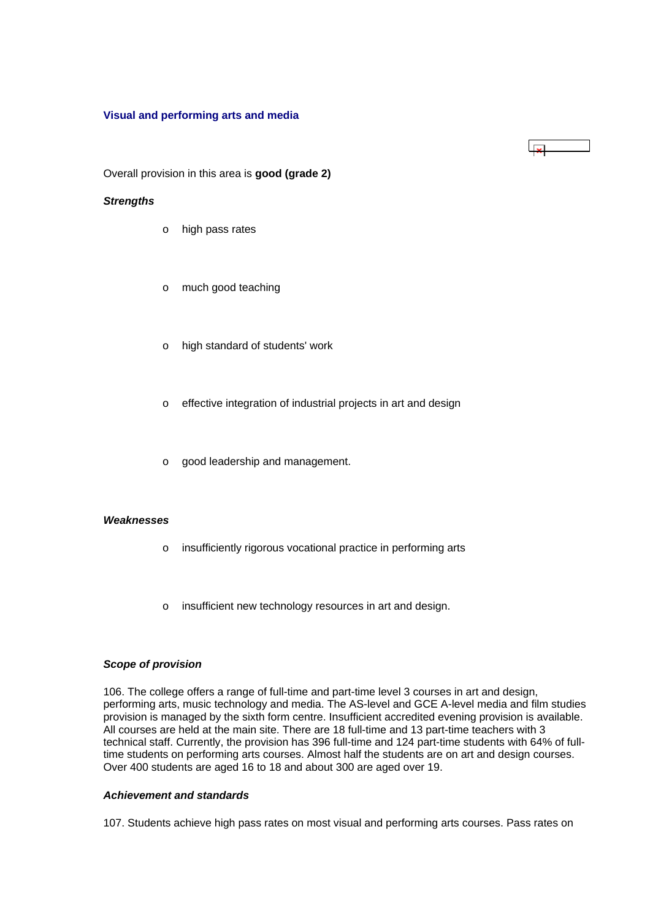### Visual and performing arts and media

Overall provision in this area is **good (grade 2)**

***Strengths***

- high pass rates
- much good teaching
- high standard of students' work
- effective integration of industrial projects in art and design
- good leadership and management.

***Weaknesses***

- insufficiently rigorous vocational practice in performing arts
- insufficient new technology resources in art and design.

***Scope of provision***

106. The college offers a range of full-time and part-time level 3 courses in art and design, performing arts, music technology and media. The AS-level and GCE A-level media and film studies provision is managed by the sixth form centre. Insufficient accredited evening provision is available. All courses are held at the main site. There are 18 full-time and 13 part-time teachers with 3 technical staff. Currently, the provision has 396 full-time and 124 part-time students with 64% of full-time students on performing arts courses. Almost half the students are on art and design courses. Over 400 students are aged 16 to 18 and about 300 are aged over 19.

***Achievement and standards***

107. Students achieve high pass rates on most visual and performing arts courses. Pass rates on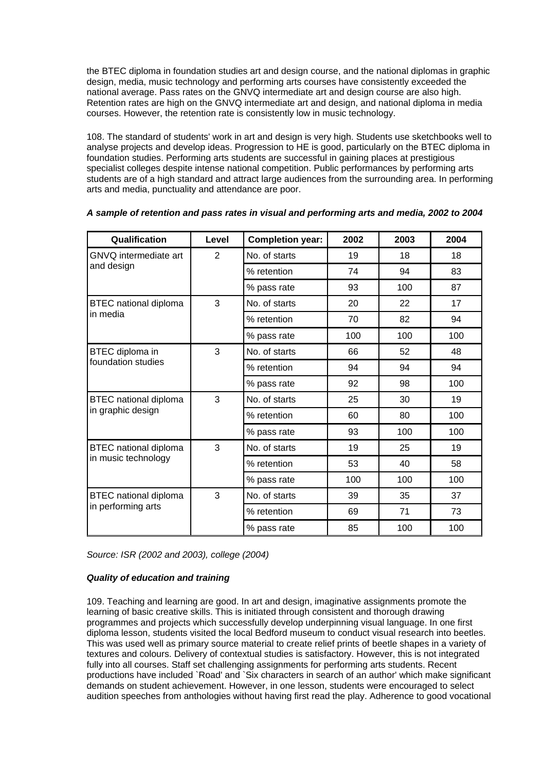the BTEC diploma in foundation studies art and design course, and the national diplomas in graphic design, media, music technology and performing arts courses have consistently exceeded the national average. Pass rates on the GNVQ intermediate art and design course are also high. Retention rates are high on the GNVQ intermediate art and design, and national diploma in media courses. However, the retention rate is consistently low in music technology.

108. The standard of students' work in art and design is very high. Students use sketchbooks well to analyse projects and develop ideas. Progression to HE is good, particularly on the BTEC diploma in foundation studies. Performing arts students are successful in gaining places at prestigious specialist colleges despite intense national competition. Public performances by performing arts students are of a high standard and attract large audiences from the surrounding area. In performing arts and media, punctuality and attendance are poor.

***A sample of retention and pass rates in visual and performing arts and media, 2002 to 2004***

| Qualification | Level | Completion year: | 2002 | 2003 | 2004 |
|---|---|---|---|---|---|
| GNVQ intermediate art and design | 2 | No. of starts | 19 | 18 | 18 |
| | | % retention | 74 | 94 | 83 |
| | | % pass rate | 93 | 100 | 87 |
| BTEC national diploma in media | 3 | No. of starts | 20 | 22 | 17 |
| | | % retention | 70 | 82 | 94 |
| | | % pass rate | 100 | 100 | 100 |
| BTEC diploma in foundation studies | 3 | No. of starts | 66 | 52 | 48 |
| | | % retention | 94 | 94 | 94 |
| | | % pass rate | 92 | 98 | 100 |
| BTEC national diploma in graphic design | 3 | No. of starts | 25 | 30 | 19 |
| | | % retention | 60 | 80 | 100 |
| | | % pass rate | 93 | 100 | 100 |
| BTEC national diploma in music technology | 3 | No. of starts | 19 | 25 | 19 |
| | | % retention | 53 | 40 | 58 |
| | | % pass rate | 100 | 100 | 100 |
| BTEC national diploma in performing arts | 3 | No. of starts | 39 | 35 | 37 |
| | | % retention | 69 | 71 | 73 |
| | | % pass rate | 85 | 100 | 100 |

*Source: ISR (2002 and 2003), college (2004)*

***Quality of education and training***

109. Teaching and learning are good. In art and design, imaginative assignments promote the learning of basic creative skills. This is initiated through consistent and thorough drawing programmes and projects which successfully develop underpinning visual language. In one first diploma lesson, students visited the local Bedford museum to conduct visual research into beetles. This was used well as primary source material to create relief prints of beetle shapes in a variety of textures and colours. Delivery of contextual studies is satisfactory. However, this is not integrated fully into all courses. Staff set challenging assignments for performing arts students. Recent productions have included `Road' and `Six characters in search of an author' which make significant demands on student achievement. However, in one lesson, students were encouraged to select audition speeches from anthologies without having first read the play. Adherence to good vocational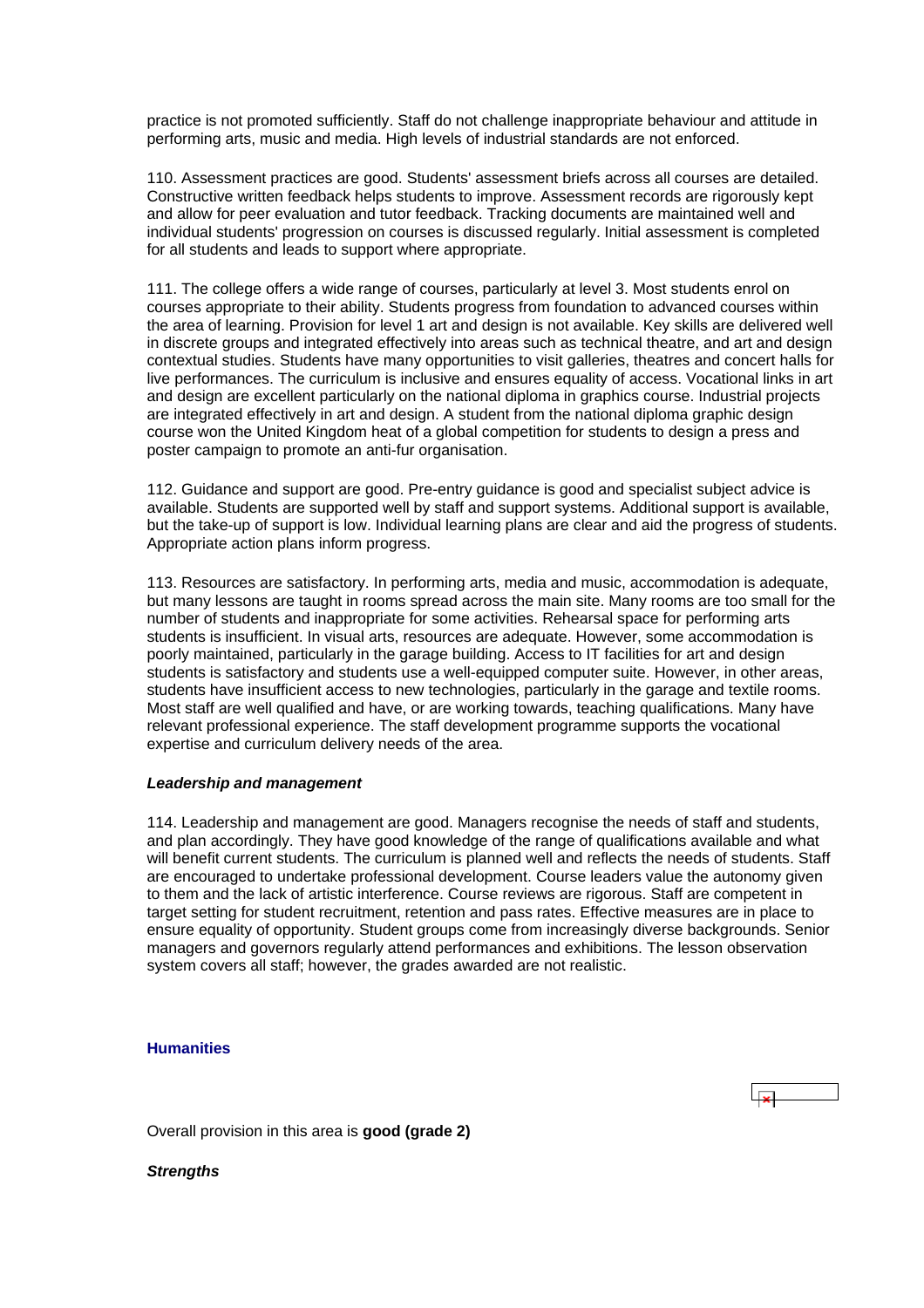practice is not promoted sufficiently. Staff do not challenge inappropriate behaviour and attitude in performing arts, music and media. High levels of industrial standards are not enforced.

110. Assessment practices are good. Students' assessment briefs across all courses are detailed. Constructive written feedback helps students to improve. Assessment records are rigorously kept and allow for peer evaluation and tutor feedback. Tracking documents are maintained well and individual students' progression on courses is discussed regularly. Initial assessment is completed for all students and leads to support where appropriate.

111. The college offers a wide range of courses, particularly at level 3. Most students enrol on courses appropriate to their ability. Students progress from foundation to advanced courses within the area of learning. Provision for level 1 art and design is not available. Key skills are delivered well in discrete groups and integrated effectively into areas such as technical theatre, and art and design contextual studies. Students have many opportunities to visit galleries, theatres and concert halls for live performances. The curriculum is inclusive and ensures equality of access. Vocational links in art and design are excellent particularly on the national diploma in graphics course. Industrial projects are integrated effectively in art and design. A student from the national diploma graphic design course won the United Kingdom heat of a global competition for students to design a press and poster campaign to promote an anti-fur organisation.

112. Guidance and support are good. Pre-entry guidance is good and specialist subject advice is available. Students are supported well by staff and support systems. Additional support is available, but the take-up of support is low. Individual learning plans are clear and aid the progress of students. Appropriate action plans inform progress.

113. Resources are satisfactory. In performing arts, media and music, accommodation is adequate, but many lessons are taught in rooms spread across the main site. Many rooms are too small for the number of students and inappropriate for some activities. Rehearsal space for performing arts students is insufficient. In visual arts, resources are adequate. However, some accommodation is poorly maintained, particularly in the garage building. Access to IT facilities for art and design students is satisfactory and students use a well-equipped computer suite. However, in other areas, students have insufficient access to new technologies, particularly in the garage and textile rooms. Most staff are well qualified and have, or are working towards, teaching qualifications. Many have relevant professional experience. The staff development programme supports the vocational expertise and curriculum delivery needs of the area.

***Leadership and management***

114. Leadership and management are good. Managers recognise the needs of staff and students, and plan accordingly. They have good knowledge of the range of qualifications available and what will benefit current students. The curriculum is planned well and reflects the needs of students. Staff are encouraged to undertake professional development. Course leaders value the autonomy given to them and the lack of artistic interference. Course reviews are rigorous. Staff are competent in target setting for student recruitment, retention and pass rates. Effective measures are in place to ensure equality of opportunity. Student groups come from increasingly diverse backgrounds. Senior managers and governors regularly attend performances and exhibitions. The lesson observation system covers all staff; however, the grades awarded are not realistic.

### Humanities

Overall provision in this area is **good (grade 2)**

***Strengths***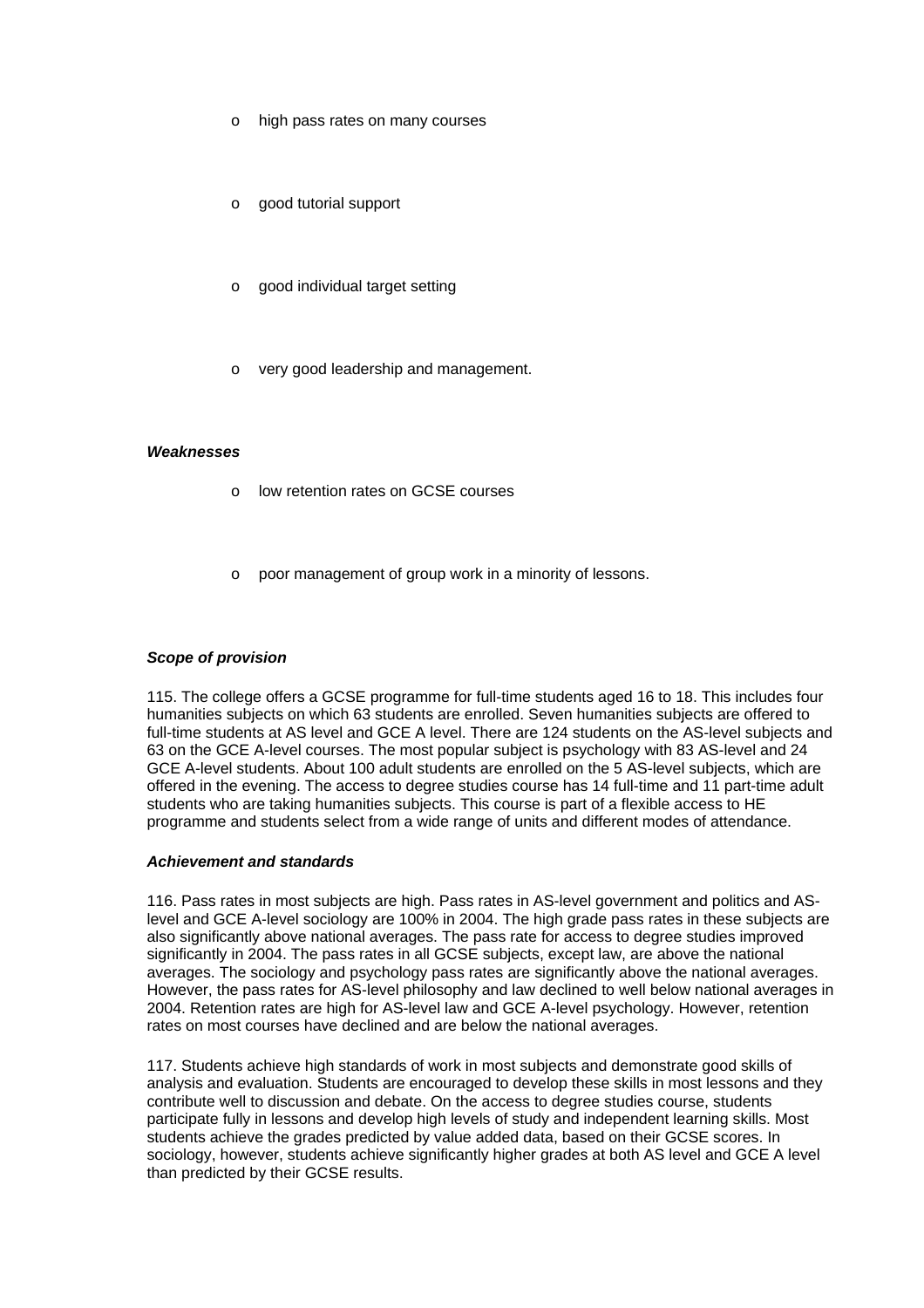- high pass rates on many courses
- good tutorial support
- good individual target setting
- very good leadership and management.

***Weaknesses***

- low retention rates on GCSE courses
- poor management of group work in a minority of lessons.

***Scope of provision***

115. The college offers a GCSE programme for full-time students aged 16 to 18. This includes four humanities subjects on which 63 students are enrolled. Seven humanities subjects are offered to full-time students at AS level and GCE A level. There are 124 students on the AS-level subjects and 63 on the GCE A-level courses. The most popular subject is psychology with 83 AS-level and 24 GCE A-level students. About 100 adult students are enrolled on the 5 AS-level subjects, which are offered in the evening. The access to degree studies course has 14 full-time and 11 part-time adult students who are taking humanities subjects. This course is part of a flexible access to HE programme and students select from a wide range of units and different modes of attendance.

***Achievement and standards***

116. Pass rates in most subjects are high. Pass rates in AS-level government and politics and AS-level and GCE A-level sociology are 100% in 2004. The high grade pass rates in these subjects are also significantly above national averages. The pass rate for access to degree studies improved significantly in 2004. The pass rates in all GCSE subjects, except law, are above the national averages. The sociology and psychology pass rates are significantly above the national averages. However, the pass rates for AS-level philosophy and law declined to well below national averages in 2004. Retention rates are high for AS-level law and GCE A-level psychology. However, retention rates on most courses have declined and are below the national averages.

117. Students achieve high standards of work in most subjects and demonstrate good skills of analysis and evaluation. Students are encouraged to develop these skills in most lessons and they contribute well to discussion and debate. On the access to degree studies course, students participate fully in lessons and develop high levels of study and independent learning skills. Most students achieve the grades predicted by value added data, based on their GCSE scores. In sociology, however, students achieve significantly higher grades at both AS level and GCE A level than predicted by their GCSE results.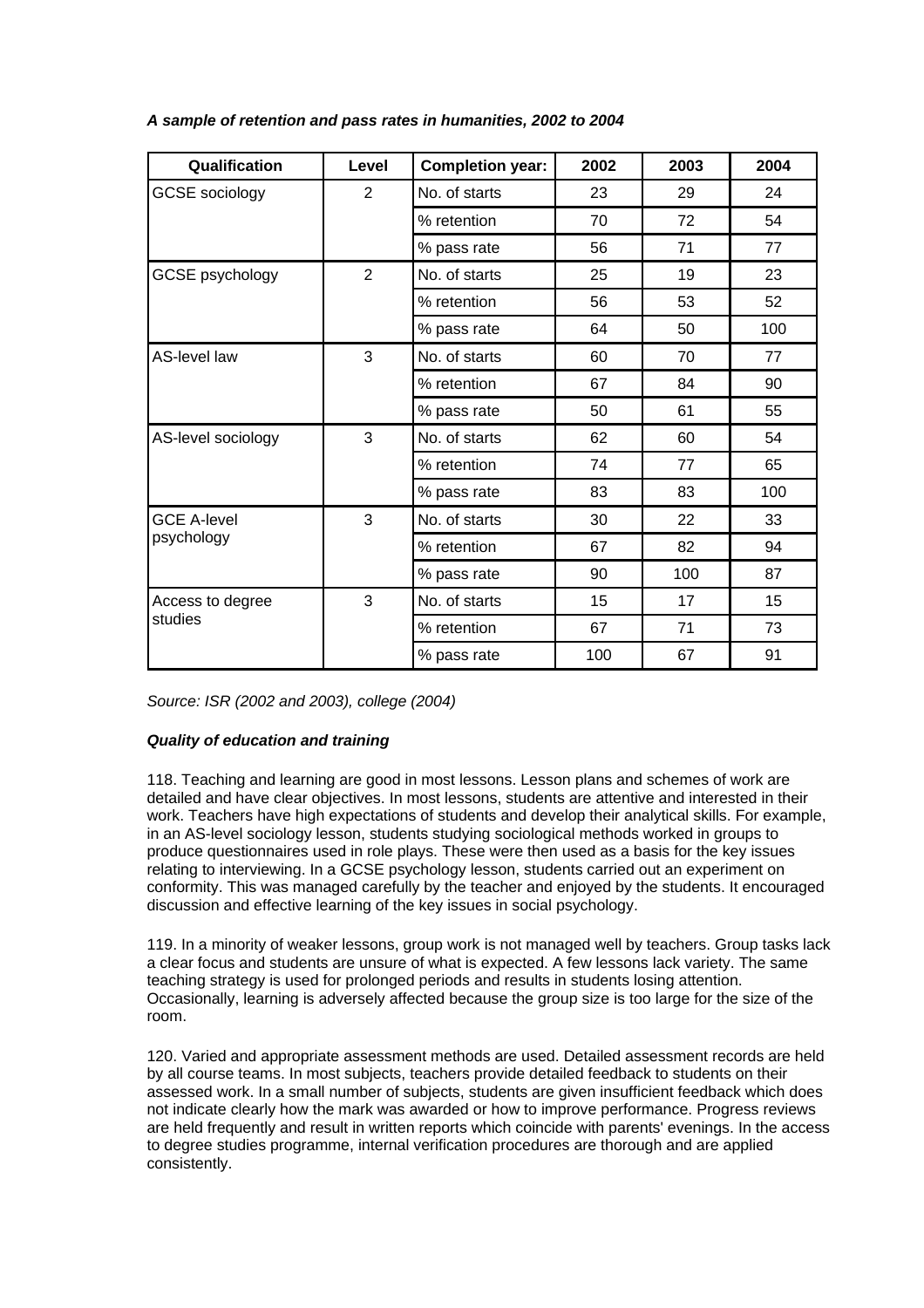*A sample of retention and pass rates in humanities, 2002 to 2004*

| Qualification | Level | Completion year: | 2002 | 2003 | 2004 |
|---|---|---|---|---|---|
| GCSE sociology | 2 | No. of starts | 23 | 29 | 24 |
| | | % retention | 70 | 72 | 54 |
| | | % pass rate | 56 | 71 | 77 |
| GCSE psychology | 2 | No. of starts | 25 | 19 | 23 |
| | | % retention | 56 | 53 | 52 |
| | | % pass rate | 64 | 50 | 100 |
| AS-level law | 3 | No. of starts | 60 | 70 | 77 |
| | | % retention | 67 | 84 | 90 |
| | | % pass rate | 50 | 61 | 55 |
| AS-level sociology | 3 | No. of starts | 62 | 60 | 54 |
| | | % retention | 74 | 77 | 65 |
| | | % pass rate | 83 | 83 | 100 |
| GCE A-level psychology | 3 | No. of starts | 30 | 22 | 33 |
| | | % retention | 67 | 82 | 94 |
| | | % pass rate | 90 | 100 | 87 |
| Access to degree studies | 3 | No. of starts | 15 | 17 | 15 |
| | | % retention | 67 | 71 | 73 |
| | | % pass rate | 100 | 67 | 91 |

*Source: ISR (2002 and 2003), college (2004)*

***Quality of education and training***

118. Teaching and learning are good in most lessons. Lesson plans and schemes of work are detailed and have clear objectives. In most lessons, students are attentive and interested in their work. Teachers have high expectations of students and develop their analytical skills. For example, in an AS-level sociology lesson, students studying sociological methods worked in groups to produce questionnaires used in role plays. These were then used as a basis for the key issues relating to interviewing. In a GCSE psychology lesson, students carried out an experiment on conformity. This was managed carefully by the teacher and enjoyed by the students. It encouraged discussion and effective learning of the key issues in social psychology.

119. In a minority of weaker lessons, group work is not managed well by teachers. Group tasks lack a clear focus and students are unsure of what is expected. A few lessons lack variety. The same teaching strategy is used for prolonged periods and results in students losing attention. Occasionally, learning is adversely affected because the group size is too large for the size of the room.

120. Varied and appropriate assessment methods are used. Detailed assessment records are held by all course teams. In most subjects, teachers provide detailed feedback to students on their assessed work. In a small number of subjects, students are given insufficient feedback which does not indicate clearly how the mark was awarded or how to improve performance. Progress reviews are held frequently and result in written reports which coincide with parents' evenings. In the access to degree studies programme, internal verification procedures are thorough and are applied consistently.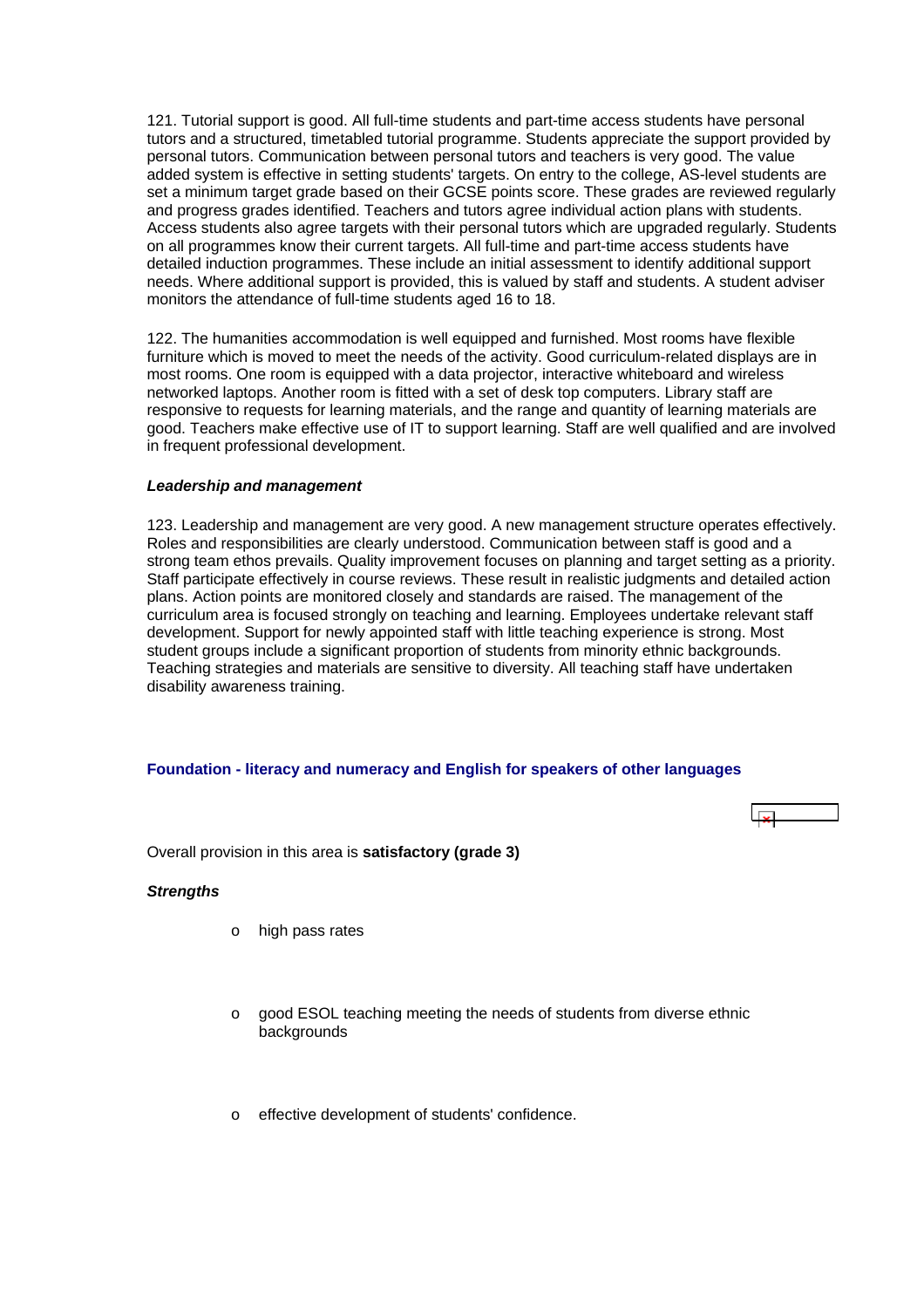121. Tutorial support is good. All full-time students and part-time access students have personal tutors and a structured, timetabled tutorial programme. Students appreciate the support provided by personal tutors. Communication between personal tutors and teachers is very good. The value added system is effective in setting students' targets. On entry to the college, AS-level students are set a minimum target grade based on their GCSE points score. These grades are reviewed regularly and progress grades identified. Teachers and tutors agree individual action plans with students. Access students also agree targets with their personal tutors which are upgraded regularly. Students on all programmes know their current targets. All full-time and part-time access students have detailed induction programmes. These include an initial assessment to identify additional support needs. Where additional support is provided, this is valued by staff and students. A student adviser monitors the attendance of full-time students aged 16 to 18.

122. The humanities accommodation is well equipped and furnished. Most rooms have flexible furniture which is moved to meet the needs of the activity. Good curriculum-related displays are in most rooms. One room is equipped with a data projector, interactive whiteboard and wireless networked laptops. Another room is fitted with a set of desk top computers. Library staff are responsive to requests for learning materials, and the range and quantity of learning materials are good. Teachers make effective use of IT to support learning. Staff are well qualified and are involved in frequent professional development.

***Leadership and management***

123. Leadership and management are very good. A new management structure operates effectively. Roles and responsibilities are clearly understood. Communication between staff is good and a strong team ethos prevails. Quality improvement focuses on planning and target setting as a priority. Staff participate effectively in course reviews. These result in realistic judgments and detailed action plans. Action points are monitored closely and standards are raised. The management of the curriculum area is focused strongly on teaching and learning. Employees undertake relevant staff development. Support for newly appointed staff with little teaching experience is strong. Most student groups include a significant proportion of students from minority ethnic backgrounds. Teaching strategies and materials are sensitive to diversity. All teaching staff have undertaken disability awareness training.

## Foundation - literacy and numeracy and English for speakers of other languages

Overall provision in this area is **satisfactory (grade 3)**

***Strengths***

- high pass rates
- good ESOL teaching meeting the needs of students from diverse ethnic backgrounds
- effective development of students' confidence.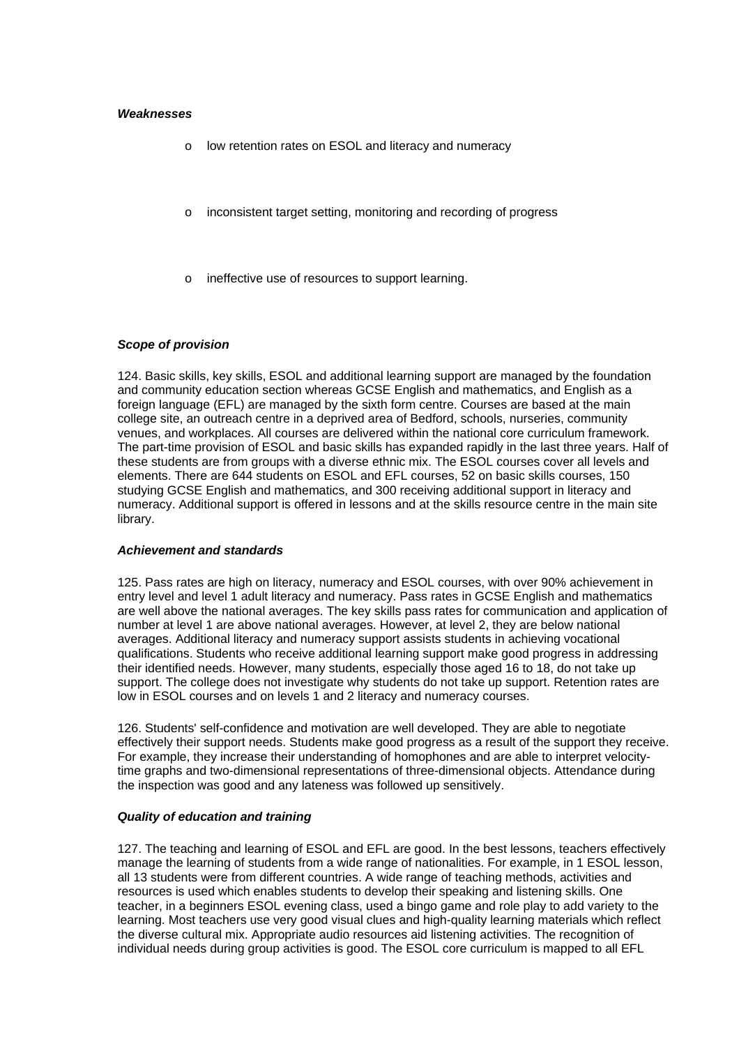*Weaknesses*

- low retention rates on ESOL and literacy and numeracy
- inconsistent target setting, monitoring and recording of progress
- ineffective use of resources to support learning.

*Scope of provision*

124. Basic skills, key skills, ESOL and additional learning support are managed by the foundation and community education section whereas GCSE English and mathematics, and English as a foreign language (EFL) are managed by the sixth form centre. Courses are based at the main college site, an outreach centre in a deprived area of Bedford, schools, nurseries, community venues, and workplaces. All courses are delivered within the national core curriculum framework. The part-time provision of ESOL and basic skills has expanded rapidly in the last three years. Half of these students are from groups with a diverse ethnic mix. The ESOL courses cover all levels and elements. There are 644 students on ESOL and EFL courses, 52 on basic skills courses, 150 studying GCSE English and mathematics, and 300 receiving additional support in literacy and numeracy. Additional support is offered in lessons and at the skills resource centre in the main site library.

*Achievement and standards*

125. Pass rates are high on literacy, numeracy and ESOL courses, with over 90% achievement in entry level and level 1 adult literacy and numeracy. Pass rates in GCSE English and mathematics are well above the national averages. The key skills pass rates for communication and application of number at level 1 are above national averages. However, at level 2, they are below national averages. Additional literacy and numeracy support assists students in achieving vocational qualifications. Students who receive additional learning support make good progress in addressing their identified needs. However, many students, especially those aged 16 to 18, do not take up support. The college does not investigate why students do not take up support. Retention rates are low in ESOL courses and on levels 1 and 2 literacy and numeracy courses.

126. Students' self-confidence and motivation are well developed. They are able to negotiate effectively their support needs. Students make good progress as a result of the support they receive. For example, they increase their understanding of homophones and are able to interpret velocity-time graphs and two-dimensional representations of three-dimensional objects. Attendance during the inspection was good and any lateness was followed up sensitively.

*Quality of education and training*

127. The teaching and learning of ESOL and EFL are good. In the best lessons, teachers effectively manage the learning of students from a wide range of nationalities. For example, in 1 ESOL lesson, all 13 students were from different countries. A wide range of teaching methods, activities and resources is used which enables students to develop their speaking and listening skills. One teacher, in a beginners ESOL evening class, used a bingo game and role play to add variety to the learning. Most teachers use very good visual clues and high-quality learning materials which reflect the diverse cultural mix. Appropriate audio resources aid listening activities. The recognition of individual needs during group activities is good. The ESOL core curriculum is mapped to all EFL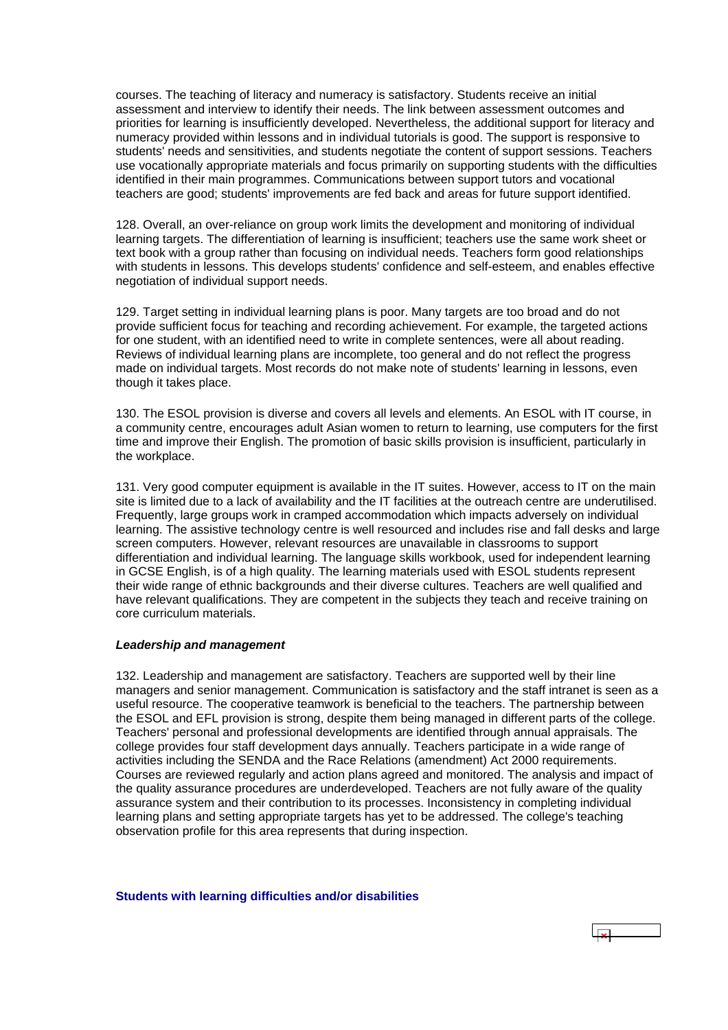courses. The teaching of literacy and numeracy is satisfactory. Students receive an initial assessment and interview to identify their needs. The link between assessment outcomes and priorities for learning is insufficiently developed. Nevertheless, the additional support for literacy and numeracy provided within lessons and in individual tutorials is good. The support is responsive to students' needs and sensitivities, and students negotiate the content of support sessions. Teachers use vocationally appropriate materials and focus primarily on supporting students with the difficulties identified in their main programmes. Communications between support tutors and vocational teachers are good; students' improvements are fed back and areas for future support identified.

128. Overall, an over-reliance on group work limits the development and monitoring of individual learning targets. The differentiation of learning is insufficient; teachers use the same work sheet or text book with a group rather than focusing on individual needs. Teachers form good relationships with students in lessons. This develops students' confidence and self-esteem, and enables effective negotiation of individual support needs.

129. Target setting in individual learning plans is poor. Many targets are too broad and do not provide sufficient focus for teaching and recording achievement. For example, the targeted actions for one student, with an identified need to write in complete sentences, were all about reading. Reviews of individual learning plans are incomplete, too general and do not reflect the progress made on individual targets. Most records do not make note of students' learning in lessons, even though it takes place.

130. The ESOL provision is diverse and covers all levels and elements. An ESOL with IT course, in a community centre, encourages adult Asian women to return to learning, use computers for the first time and improve their English. The promotion of basic skills provision is insufficient, particularly in the workplace.

131. Very good computer equipment is available in the IT suites. However, access to IT on the main site is limited due to a lack of availability and the IT facilities at the outreach centre are underutilised. Frequently, large groups work in cramped accommodation which impacts adversely on individual learning. The assistive technology centre is well resourced and includes rise and fall desks and large screen computers. However, relevant resources are unavailable in classrooms to support differentiation and individual learning. The language skills workbook, used for independent learning in GCSE English, is of a high quality. The learning materials used with ESOL students represent their wide range of ethnic backgrounds and their diverse cultures. Teachers are well qualified and have relevant qualifications. They are competent in the subjects they teach and receive training on core curriculum materials.

***Leadership and management***

132. Leadership and management are satisfactory. Teachers are supported well by their line managers and senior management. Communication is satisfactory and the staff intranet is seen as a useful resource. The cooperative teamwork is beneficial to the teachers. The partnership between the ESOL and EFL provision is strong, despite them being managed in different parts of the college. Teachers' personal and professional developments are identified through annual appraisals. The college provides four staff development days annually. Teachers participate in a wide range of activities including the SENDA and the Race Relations (amendment) Act 2000 requirements. Courses are reviewed regularly and action plans agreed and monitored. The analysis and impact of the quality assurance procedures are underdeveloped. Teachers are not fully aware of the quality assurance system and their contribution to its processes. Inconsistency in completing individual learning plans and setting appropriate targets has yet to be addressed. The college's teaching observation profile for this area represents that during inspection.

**Students with learning difficulties and/or disabilities**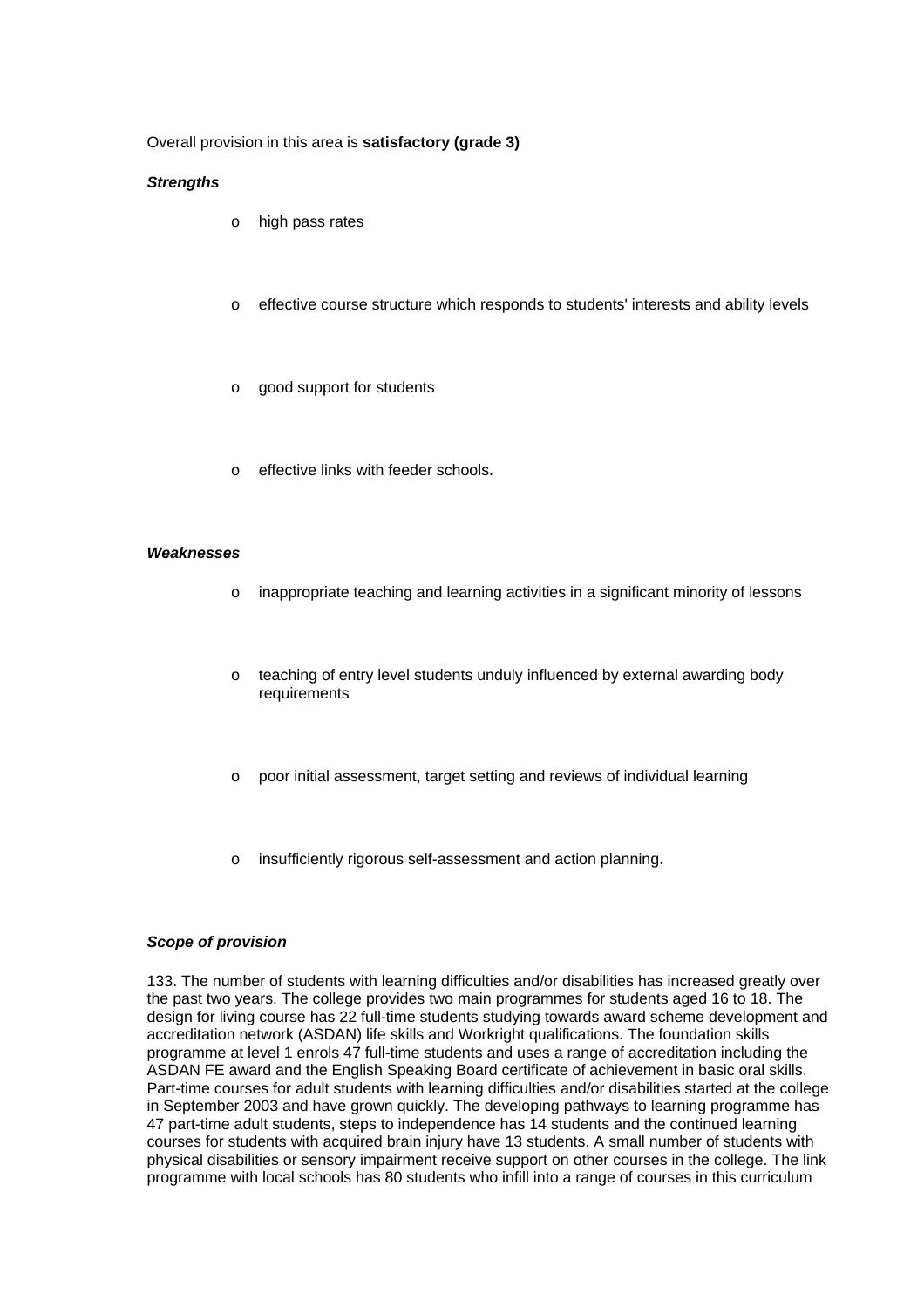Overall provision in this area is **satisfactory (grade 3)**

***Strengths***

- high pass rates
- effective course structure which responds to students' interests and ability levels
- good support for students
- effective links with feeder schools.

***Weaknesses***

- inappropriate teaching and learning activities in a significant minority of lessons
- teaching of entry level students unduly influenced by external awarding body requirements
- poor initial assessment, target setting and reviews of individual learning
- insufficiently rigorous self-assessment and action planning.

***Scope of provision***

133. The number of students with learning difficulties and/or disabilities has increased greatly over the past two years. The college provides two main programmes for students aged 16 to 18. The design for living course has 22 full-time students studying towards award scheme development and accreditation network (ASDAN) life skills and Workright qualifications. The foundation skills programme at level 1 enrols 47 full-time students and uses a range of accreditation including the ASDAN FE award and the English Speaking Board certificate of achievement in basic oral skills. Part-time courses for adult students with learning difficulties and/or disabilities started at the college in September 2003 and have grown quickly. The developing pathways to learning programme has 47 part-time adult students, steps to independence has 14 students and the continued learning courses for students with acquired brain injury have 13 students. A small number of students with physical disabilities or sensory impairment receive support on other courses in the college. The link programme with local schools has 80 students who infill into a range of courses in this curriculum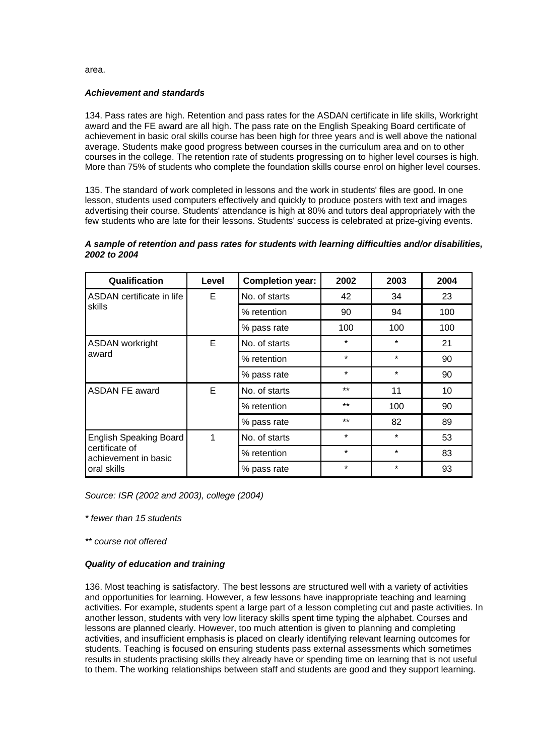area.

***Achievement and standards***

134. Pass rates are high. Retention and pass rates for the ASDAN certificate in life skills, Workright award and the FE award are all high. The pass rate on the English Speaking Board certificate of achievement in basic oral skills course has been high for three years and is well above the national average. Students make good progress between courses in the curriculum area and on to other courses in the college. The retention rate of students progressing on to higher level courses is high. More than 75% of students who complete the foundation skills course enrol on higher level courses.

135. The standard of work completed in lessons and the work in students' files are good. In one lesson, students used computers effectively and quickly to produce posters with text and images advertising their course. Students' attendance is high at 80% and tutors deal appropriately with the few students who are late for their lessons. Students' success is celebrated at prize-giving events.

***A sample of retention and pass rates for students with learning difficulties and/or disabilities, 2002 to 2004***

| Qualification | Level | Completion year: | 2002 | 2003 | 2004 |
|---|---|---|---|---|---|
| ASDAN certificate in life skills | E | No. of starts | 42 | 34 | 23 |
| | | % retention | 90 | 94 | 100 |
| | | % pass rate | 100 | 100 | 100 |
| ASDAN workright award | E | No. of starts | * | * | 21 |
| | | % retention | * | * | 90 |
| | | % pass rate | * | * | 90 |
| ASDAN FE award | E | No. of starts | ** | 11 | 10 |
| | | % retention | ** | 100 | 90 |
| | | % pass rate | ** | 82 | 89 |
| English Speaking Board certificate of achievement in basic oral skills | 1 | No. of starts | * | * | 53 |
| | | % retention | * | * | 83 |
| | | % pass rate | * | * | 93 |

*Source: ISR (2002 and 2003), college (2004)*

*\* fewer than 15 students*

*\*\* course not offered*

***Quality of education and training***

136. Most teaching is satisfactory. The best lessons are structured well with a variety of activities and opportunities for learning. However, a few lessons have inappropriate teaching and learning activities. For example, students spent a large part of a lesson completing cut and paste activities. In another lesson, students with very low literacy skills spent time typing the alphabet. Courses and lessons are planned clearly. However, too much attention is given to planning and completing activities, and insufficient emphasis is placed on clearly identifying relevant learning outcomes for students. Teaching is focused on ensuring students pass external assessments which sometimes results in students practising skills they already have or spending time on learning that is not useful to them. The working relationships between staff and students are good and they support learning.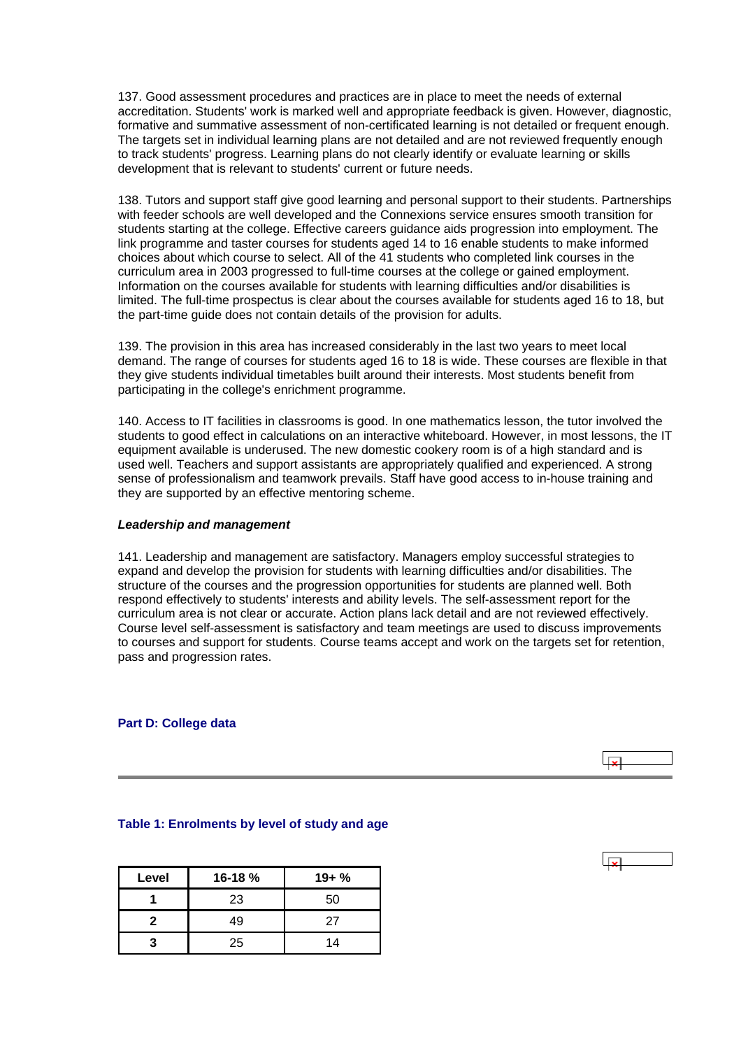137. Good assessment procedures and practices are in place to meet the needs of external accreditation. Students' work is marked well and appropriate feedback is given. However, diagnostic, formative and summative assessment of non-certificated learning is not detailed or frequent enough. The targets set in individual learning plans are not detailed and are not reviewed frequently enough to track students' progress. Learning plans do not clearly identify or evaluate learning or skills development that is relevant to students' current or future needs.

138. Tutors and support staff give good learning and personal support to their students. Partnerships with feeder schools are well developed and the Connexions service ensures smooth transition for students starting at the college. Effective careers guidance aids progression into employment. The link programme and taster courses for students aged 14 to 16 enable students to make informed choices about which course to select. All of the 41 students who completed link courses in the curriculum area in 2003 progressed to full-time courses at the college or gained employment. Information on the courses available for students with learning difficulties and/or disabilities is limited. The full-time prospectus is clear about the courses available for students aged 16 to 18, but the part-time guide does not contain details of the provision for adults.

139. The provision in this area has increased considerably in the last two years to meet local demand. The range of courses for students aged 16 to 18 is wide. These courses are flexible in that they give students individual timetables built around their interests. Most students benefit from participating in the college's enrichment programme.

140. Access to IT facilities in classrooms is good. In one mathematics lesson, the tutor involved the students to good effect in calculations on an interactive whiteboard. However, in most lessons, the IT equipment available is underused. The new domestic cookery room is of a high standard and is used well. Teachers and support assistants are appropriately qualified and experienced. A strong sense of professionalism and teamwork prevails. Staff have good access to in-house training and they are supported by an effective mentoring scheme.

***Leadership and management***

141. Leadership and management are satisfactory. Managers employ successful strategies to expand and develop the provision for students with learning difficulties and/or disabilities. The structure of the courses and the progression opportunities for students are planned well. Both respond effectively to students' interests and ability levels. The self-assessment report for the curriculum area is not clear or accurate. Action plans lack detail and are not reviewed effectively. Course level self-assessment is satisfactory and team meetings are used to discuss improvements to courses and support for students. Course teams accept and work on the targets set for retention, pass and progression rates.

## Part D: College data

### Table 1: Enrolments by level of study and age

| Level | 16-18 % | 19+ % |
|---|---|---|
| 1 | 23 | 50 |
| 2 | 49 | 27 |
| 3 | 25 | 14 |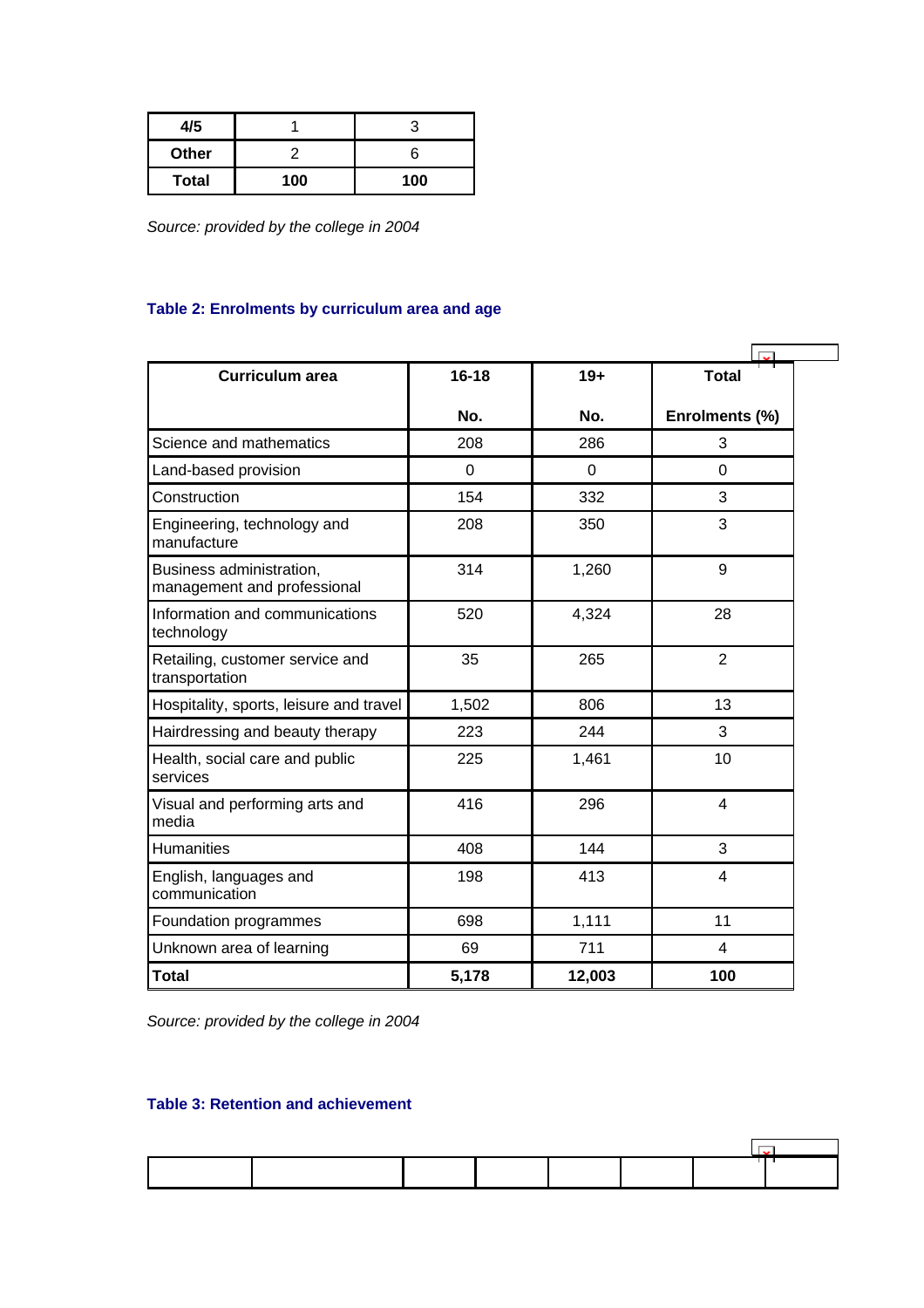| 4/5 | 1 | 3 |
|---|---|---|
| **Other** | 2 | 6 |
| **Total** | **100** | **100** |

*Source: provided by the college in 2004*

### Table 2: Enrolments by curriculum area and age

| Curriculum area | 16-18 | 19+ | Total |
|---|---|---|---|
| | No. | No. | Enrolments (%) |
| Science and mathematics | 208 | 286 | 3 |
| Land-based provision | 0 | 0 | 0 |
| Construction | 154 | 332 | 3 |
| Engineering, technology and manufacture | 208 | 350 | 3 |
| Business administration, management and professional | 314 | 1,260 | 9 |
| Information and communications technology | 520 | 4,324 | 28 |
| Retailing, customer service and transportation | 35 | 265 | 2 |
| Hospitality, sports, leisure and travel | 1,502 | 806 | 13 |
| Hairdressing and beauty therapy | 223 | 244 | 3 |
| Health, social care and public services | 225 | 1,461 | 10 |
| Visual and performing arts and media | 416 | 296 | 4 |
| Humanities | 408 | 144 | 3 |
| English, languages and communication | 198 | 413 | 4 |
| Foundation programmes | 698 | 1,111 | 11 |
| Unknown area of learning | 69 | 711 | 4 |
| **Total** | **5,178** | **12,003** | **100** |

*Source: provided by the college in 2004*

### Table 3: Retention and achievement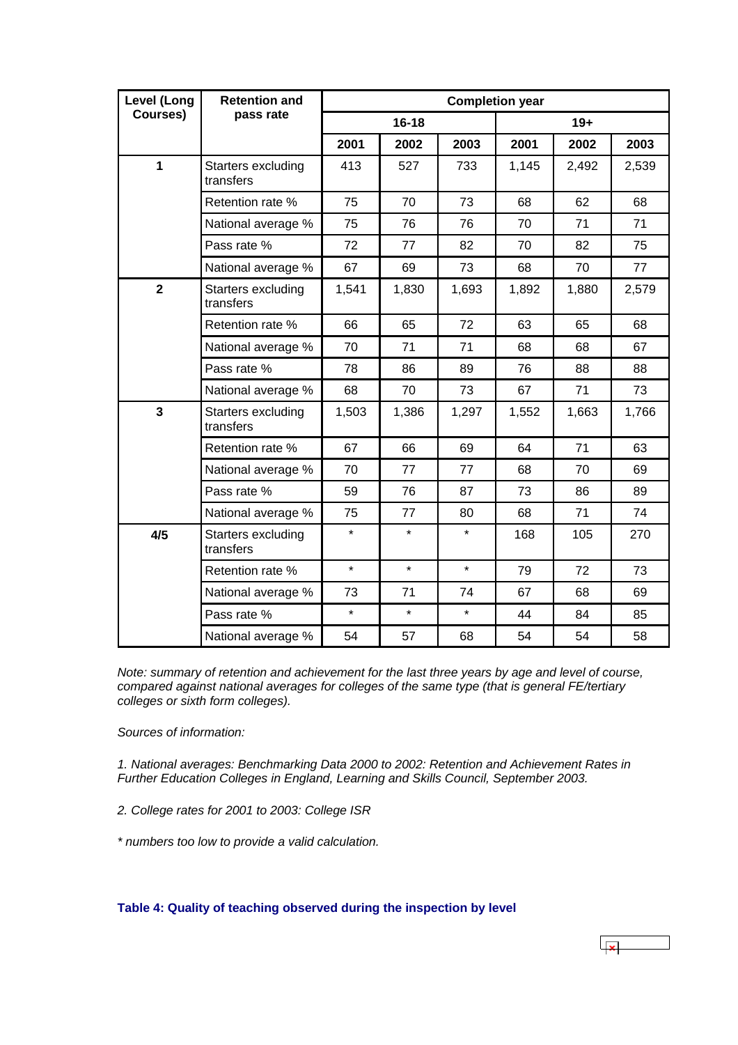| Level (Long Courses) | Retention and pass rate | Completion year | | | | | |
|---|---|---|---|---|---|---|---|
| | | 16-18 | | | 19+ | | |
| | | 2001 | 2002 | 2003 | 2001 | 2002 | 2003 |
| 1 | Starters excluding transfers | 413 | 527 | 733 | 1,145 | 2,492 | 2,539 |
| | Retention rate % | 75 | 70 | 73 | 68 | 62 | 68 |
| | National average % | 75 | 76 | 76 | 70 | 71 | 71 |
| | Pass rate % | 72 | 77 | 82 | 70 | 82 | 75 |
| | National average % | 67 | 69 | 73 | 68 | 70 | 77 |
| 2 | Starters excluding transfers | 1,541 | 1,830 | 1,693 | 1,892 | 1,880 | 2,579 |
| | Retention rate % | 66 | 65 | 72 | 63 | 65 | 68 |
| | National average % | 70 | 71 | 71 | 68 | 68 | 67 |
| | Pass rate % | 78 | 86 | 89 | 76 | 88 | 88 |
| | National average % | 68 | 70 | 73 | 67 | 71 | 73 |
| 3 | Starters excluding transfers | 1,503 | 1,386 | 1,297 | 1,552 | 1,663 | 1,766 |
| | Retention rate % | 67 | 66 | 69 | 64 | 71 | 63 |
| | National average % | 70 | 77 | 77 | 68 | 70 | 69 |
| | Pass rate % | 59 | 76 | 87 | 73 | 86 | 89 |
| | National average % | 75 | 77 | 80 | 68 | 71 | 74 |
| 4/5 | Starters excluding transfers | * | * | * | 168 | 105 | 270 |
| | Retention rate % | * | * | * | 79 | 72 | 73 |
| | National average % | 73 | 71 | 74 | 67 | 68 | 69 |
| | Pass rate % | * | * | * | 44 | 84 | 85 |
| | National average % | 54 | 57 | 68 | 54 | 54 | 58 |

*Note: summary of retention and achievement for the last three years by age and level of course, compared against national averages for colleges of the same type (that is general FE/tertiary colleges or sixth form colleges).*

*Sources of information:*

*1. National averages: Benchmarking Data 2000 to 2002: Retention and Achievement Rates in Further Education Colleges in England, Learning and Skills Council, September 2003.*

*2. College rates for 2001 to 2003: College ISR*

*\* numbers too low to provide a valid calculation.*

**Table 4: Quality of teaching observed during the inspection by level**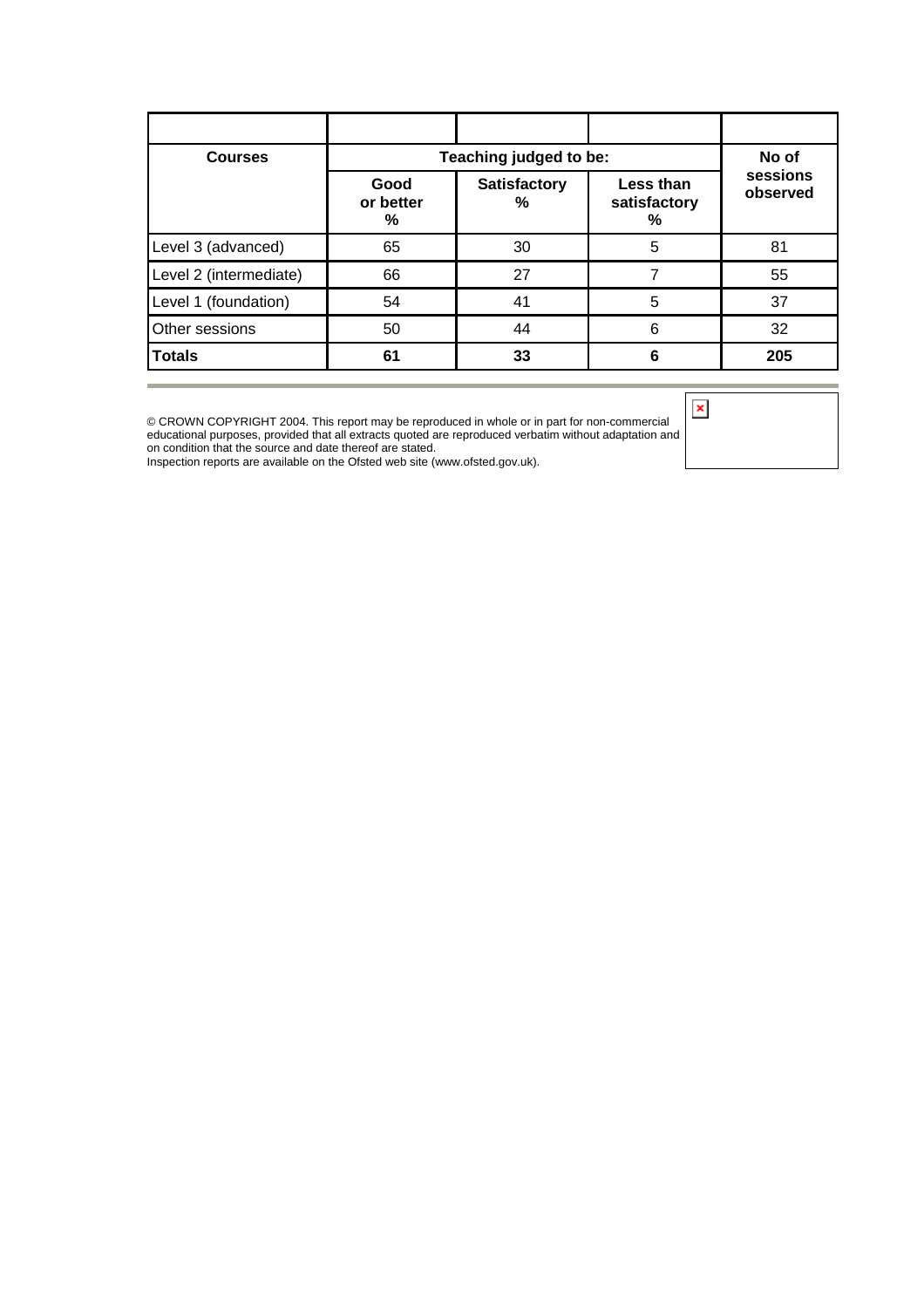| Courses | Teaching judged to be: | | | No of sessions observed |
|---|---|---|---|---|
| | Good or better % | Satisfactory % | Less than satisfactory % | |
| Level 3 (advanced) | 65 | 30 | 5 | 81 |
| Level 2 (intermediate) | 66 | 27 | 7 | 55 |
| Level 1 (foundation) | 54 | 41 | 5 | 37 |
| Other sessions | 50 | 44 | 6 | 32 |
| **Totals** | **61** | **33** | **6** | **205** |

© CROWN COPYRIGHT 2004. This report may be reproduced in whole or in part for non-commercial educational purposes, provided that all extracts quoted are reproduced verbatim without adaptation and on condition that the source and date thereof are stated.
Inspection reports are available on the Ofsted web site (www.ofsted.gov.uk).